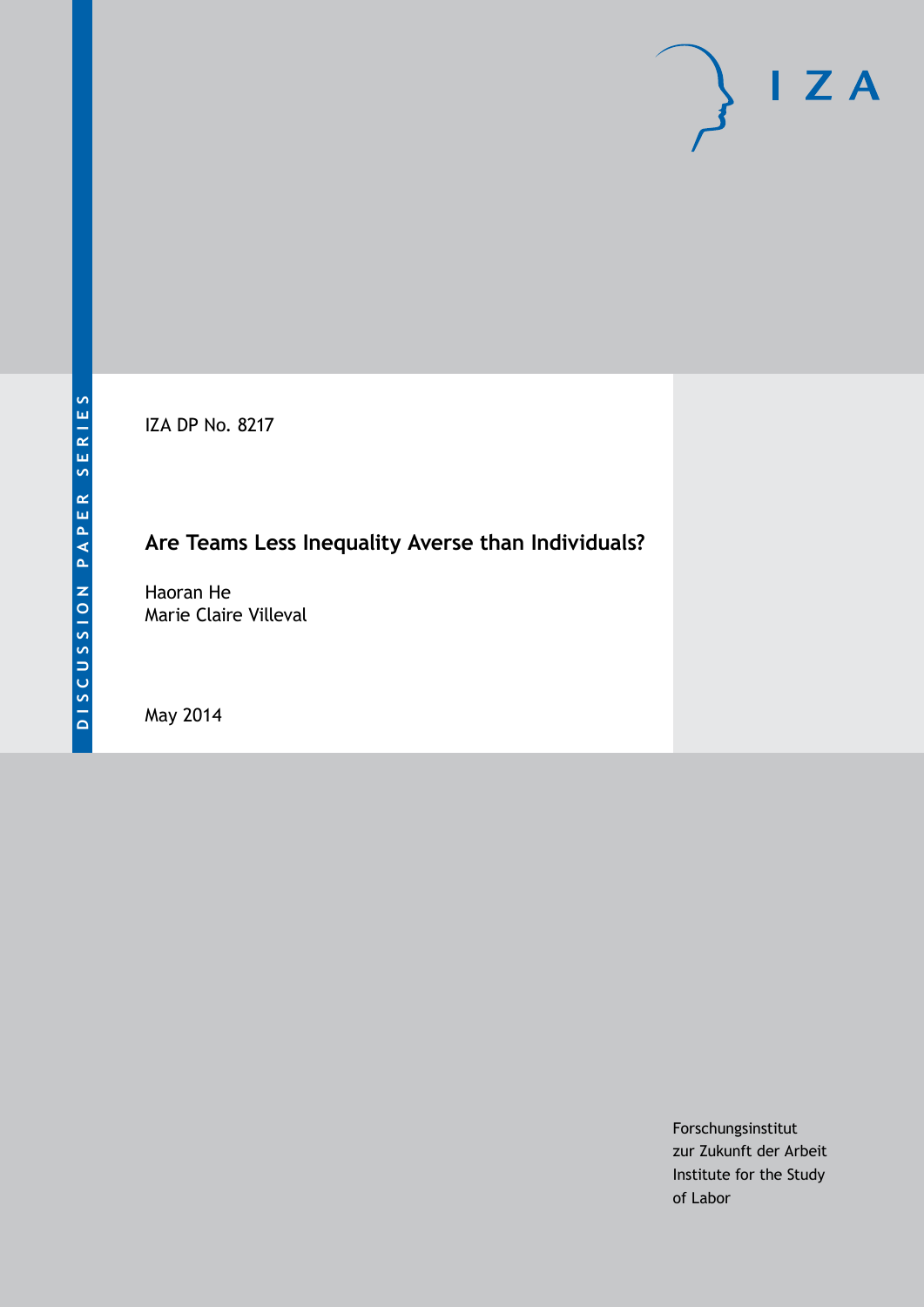DISCUSSION PAPER SERIES

IZA DP No. 8217

# Are Teams Less Inequality Averse than Individuals?

Haoran He
Marie Claire Villeval

May 2014

Forschungsinstitut
zur Zukunft der Arbeit
Institute for the Study
of Labor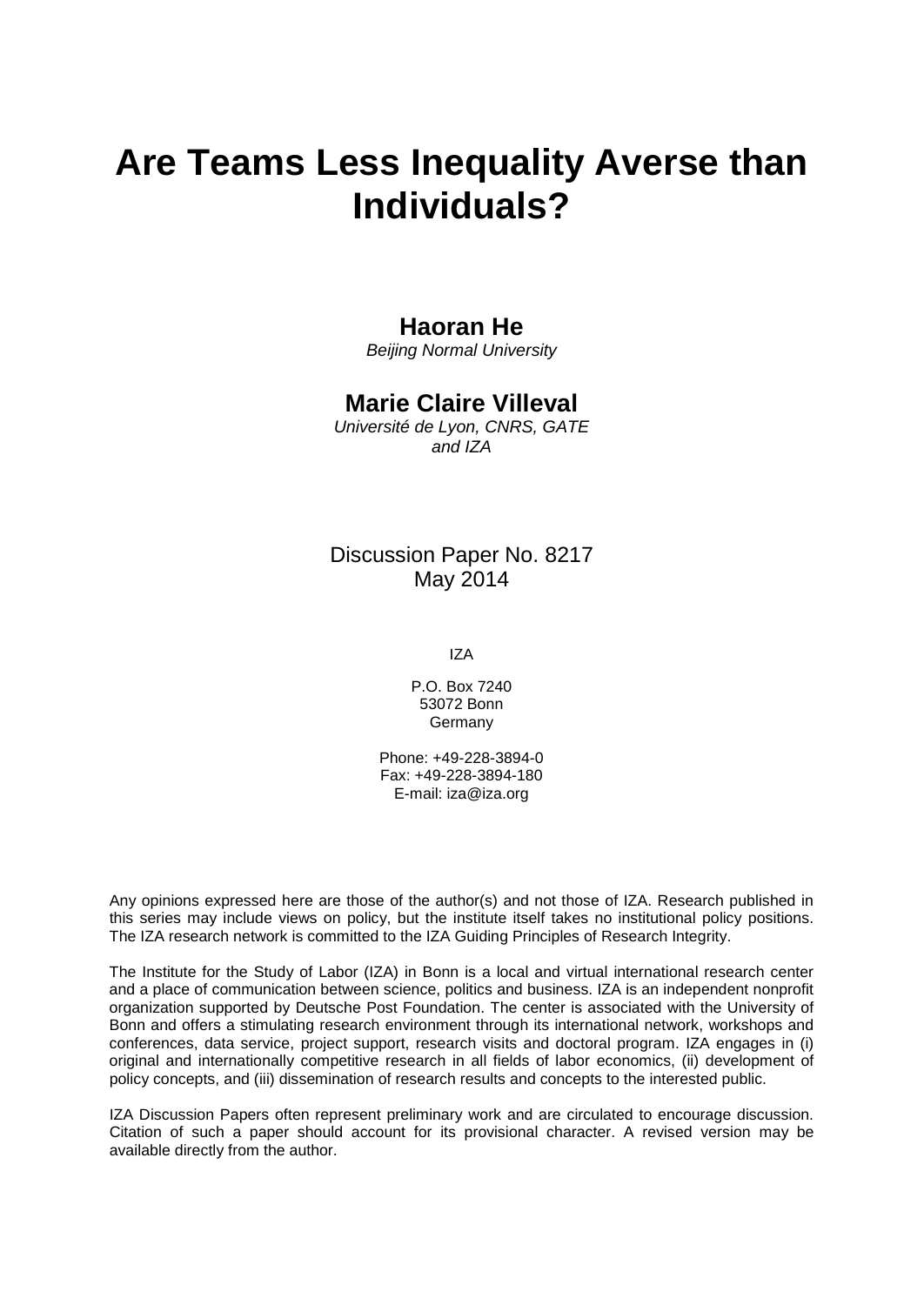# Are Teams Less Inequality Averse than Individuals?

**Haoran He**
*Beijing Normal University*

**Marie Claire Villeval**
*Université de Lyon, CNRS, GATE and IZA*

Discussion Paper No. 8217
May 2014

IZA

P.O. Box 7240
53072 Bonn
Germany

Phone: +49-228-3894-0
Fax: +49-228-3894-180
E-mail: iza@iza.org

Any opinions expressed here are those of the author(s) and not those of IZA. Research published in this series may include views on policy, but the institute itself takes no institutional policy positions. The IZA research network is committed to the IZA Guiding Principles of Research Integrity.

The Institute for the Study of Labor (IZA) in Bonn is a local and virtual international research center and a place of communication between science, politics and business. IZA is an independent nonprofit organization supported by Deutsche Post Foundation. The center is associated with the University of Bonn and offers a stimulating research environment through its international network, workshops and conferences, data service, project support, research visits and doctoral program. IZA engages in (i) original and internationally competitive research in all fields of labor economics, (ii) development of policy concepts, and (iii) dissemination of research results and concepts to the interested public.

IZA Discussion Papers often represent preliminary work and are circulated to encourage discussion. Citation of such a paper should account for its provisional character. A revised version may be available directly from the author.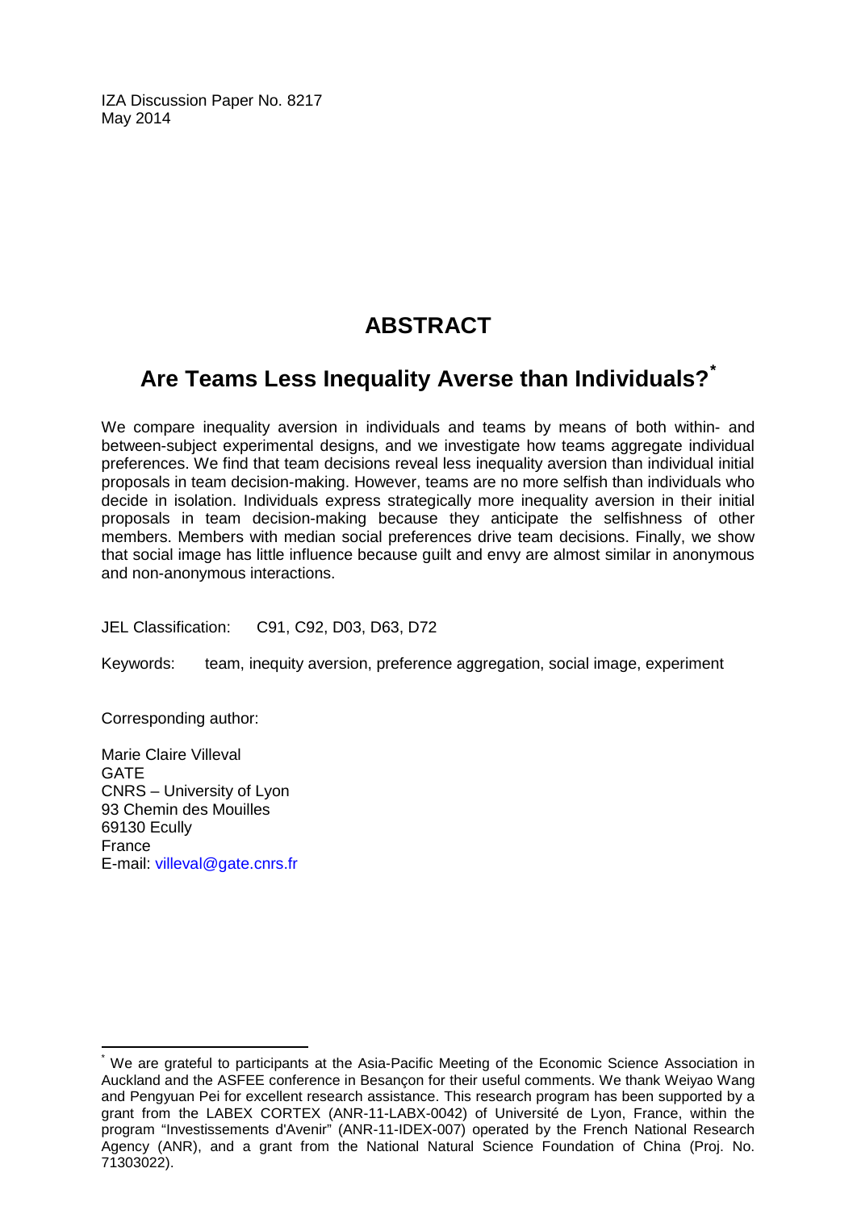IZA Discussion Paper No. 8217
May 2014

# ABSTRACT

## Are Teams Less Inequality Averse than Individuals?*

We compare inequality aversion in individuals and teams by means of both within- and between-subject experimental designs, and we investigate how teams aggregate individual preferences. We find that team decisions reveal less inequality aversion than individual initial proposals in team decision-making. However, teams are no more selfish than individuals who decide in isolation. Individuals express strategically more inequality aversion in their initial proposals in team decision-making because they anticipate the selfishness of other members. Members with median social preferences drive team decisions. Finally, we show that social image has little influence because guilt and envy are almost similar in anonymous and non-anonymous interactions.

JEL Classification: C91, C92, D03, D63, D72

Keywords: team, inequity aversion, preference aggregation, social image, experiment

Corresponding author:

Marie Claire Villeval
GATE
CNRS – University of Lyon
93 Chemin des Mouilles
69130 Ecully
France
E-mail: villeval@gate.cnrs.fr

---

* We are grateful to participants at the Asia-Pacific Meeting of the Economic Science Association in Auckland and the ASFEE conference in Besançon for their useful comments. We thank Weiyao Wang and Pengyuan Pei for excellent research assistance. This research program has been supported by a grant from the LABEX CORTEX (ANR-11-LABX-0042) of Université de Lyon, France, within the program "Investissements d'Avenir" (ANR-11-IDEX-007) operated by the French National Research Agency (ANR), and a grant from the National Natural Science Foundation of China (Proj. No. 71303022).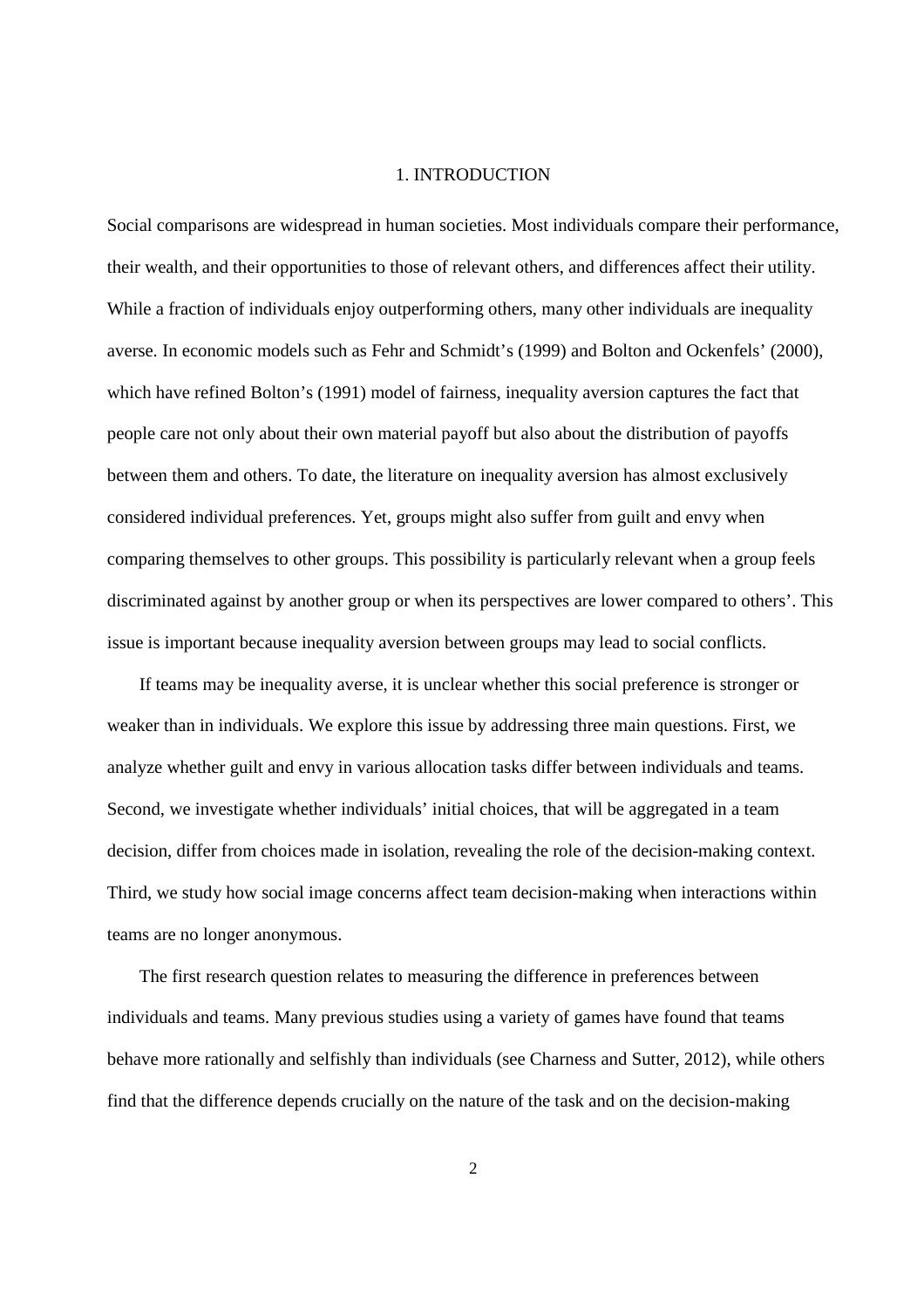# 1. INTRODUCTION

Social comparisons are widespread in human societies. Most individuals compare their performance, their wealth, and their opportunities to those of relevant others, and differences affect their utility. While a fraction of individuals enjoy outperforming others, many other individuals are inequality averse. In economic models such as Fehr and Schmidt's (1999) and Bolton and Ockenfels' (2000), which have refined Bolton's (1991) model of fairness, inequality aversion captures the fact that people care not only about their own material payoff but also about the distribution of payoffs between them and others. To date, the literature on inequality aversion has almost exclusively considered individual preferences. Yet, groups might also suffer from guilt and envy when comparing themselves to other groups. This possibility is particularly relevant when a group feels discriminated against by another group or when its perspectives are lower compared to others'. This issue is important because inequality aversion between groups may lead to social conflicts.

If teams may be inequality averse, it is unclear whether this social preference is stronger or weaker than in individuals. We explore this issue by addressing three main questions. First, we analyze whether guilt and envy in various allocation tasks differ between individuals and teams. Second, we investigate whether individuals' initial choices, that will be aggregated in a team decision, differ from choices made in isolation, revealing the role of the decision-making context. Third, we study how social image concerns affect team decision-making when interactions within teams are no longer anonymous.

The first research question relates to measuring the difference in preferences between individuals and teams. Many previous studies using a variety of games have found that teams behave more rationally and selfishly than individuals (see Charness and Sutter, 2012), while others find that the difference depends crucially on the nature of the task and on the decision-making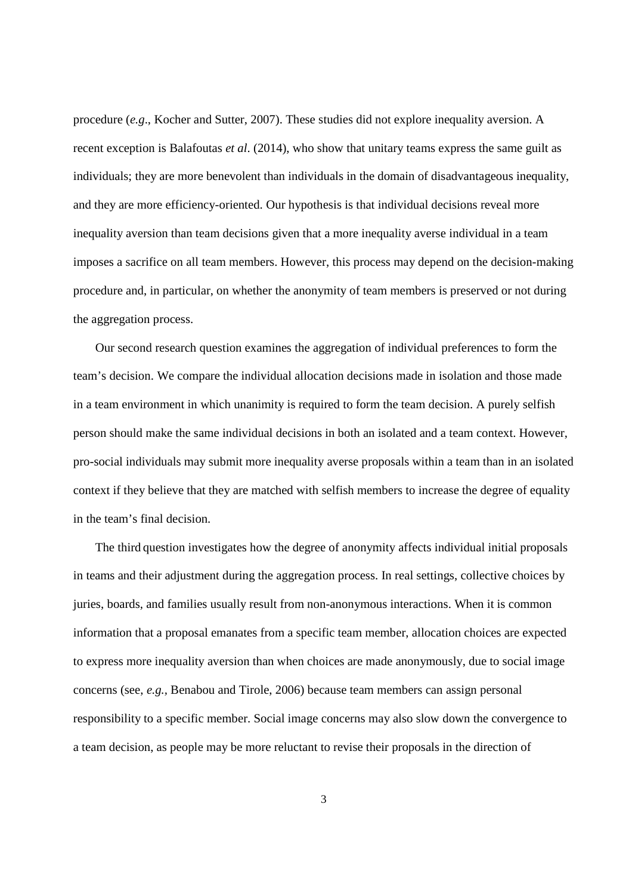procedure (*e.g*., Kocher and Sutter, 2007). These studies did not explore inequality aversion. A recent exception is Balafoutas *et al*. (2014), who show that unitary teams express the same guilt as individuals; they are more benevolent than individuals in the domain of disadvantageous inequality, and they are more efficiency-oriented. Our hypothesis is that individual decisions reveal more inequality aversion than team decisions given that a more inequality averse individual in a team imposes a sacrifice on all team members. However, this process may depend on the decision-making procedure and, in particular, on whether the anonymity of team members is preserved or not during the aggregation process.

Our second research question examines the aggregation of individual preferences to form the team's decision. We compare the individual allocation decisions made in isolation and those made in a team environment in which unanimity is required to form the team decision. A purely selfish person should make the same individual decisions in both an isolated and a team context. However, pro-social individuals may submit more inequality averse proposals within a team than in an isolated context if they believe that they are matched with selfish members to increase the degree of equality in the team's final decision.

The third question investigates how the degree of anonymity affects individual initial proposals in teams and their adjustment during the aggregation process. In real settings, collective choices by juries, boards, and families usually result from non-anonymous interactions. When it is common information that a proposal emanates from a specific team member, allocation choices are expected to express more inequality aversion than when choices are made anonymously, due to social image concerns (see, *e.g.*, Benabou and Tirole, 2006) because team members can assign personal responsibility to a specific member. Social image concerns may also slow down the convergence to a team decision, as people may be more reluctant to revise their proposals in the direction of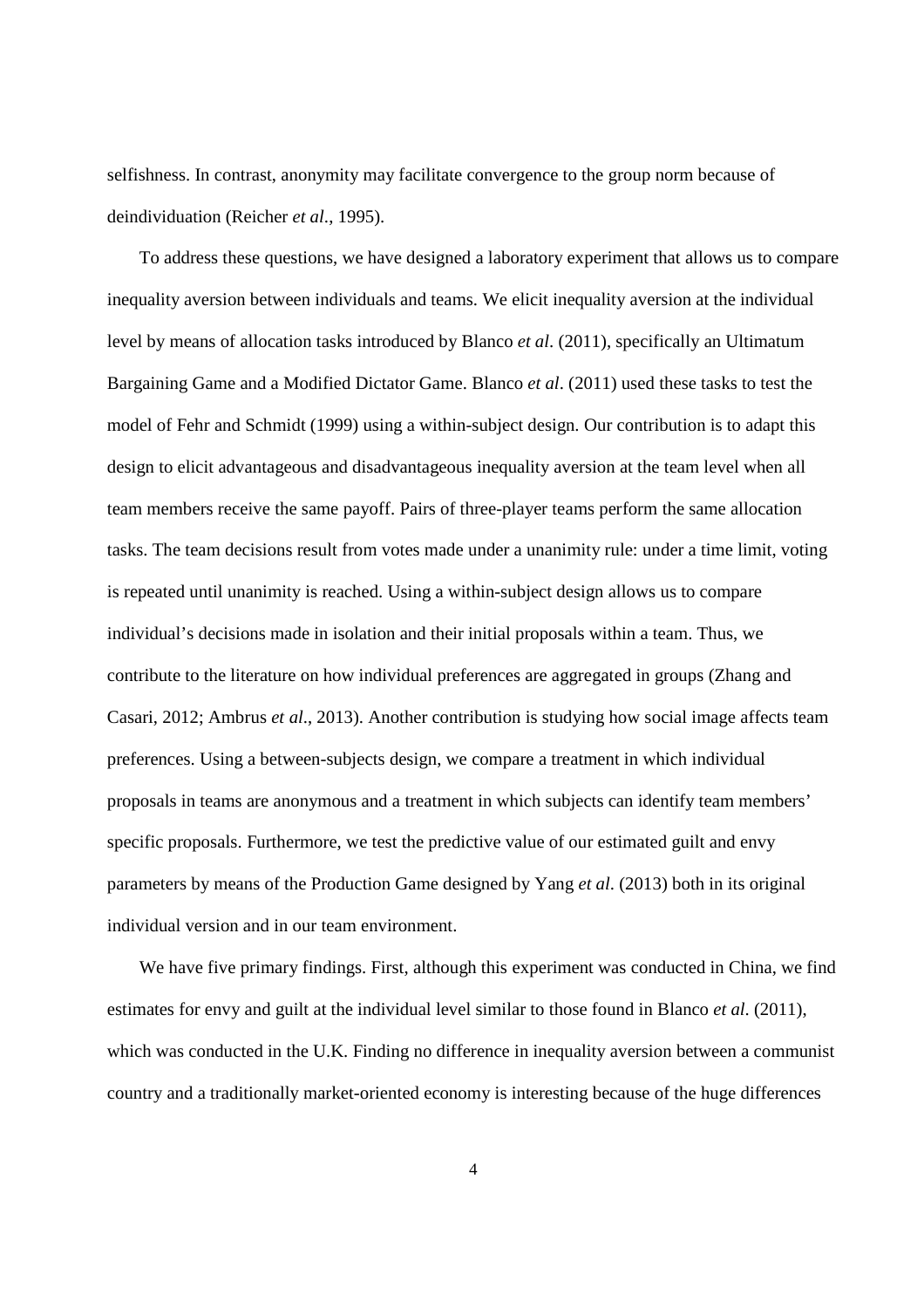selfishness. In contrast, anonymity may facilitate convergence to the group norm because of deindividuation (Reicher *et al*., 1995).

To address these questions, we have designed a laboratory experiment that allows us to compare inequality aversion between individuals and teams. We elicit inequality aversion at the individual level by means of allocation tasks introduced by Blanco *et al*. (2011), specifically an Ultimatum Bargaining Game and a Modified Dictator Game. Blanco *et al*. (2011) used these tasks to test the model of Fehr and Schmidt (1999) using a within-subject design. Our contribution is to adapt this design to elicit advantageous and disadvantageous inequality aversion at the team level when all team members receive the same payoff. Pairs of three-player teams perform the same allocation tasks. The team decisions result from votes made under a unanimity rule: under a time limit, voting is repeated until unanimity is reached. Using a within-subject design allows us to compare individual's decisions made in isolation and their initial proposals within a team. Thus, we contribute to the literature on how individual preferences are aggregated in groups (Zhang and Casari, 2012; Ambrus *et al*., 2013). Another contribution is studying how social image affects team preferences. Using a between-subjects design, we compare a treatment in which individual proposals in teams are anonymous and a treatment in which subjects can identify team members' specific proposals. Furthermore, we test the predictive value of our estimated guilt and envy parameters by means of the Production Game designed by Yang *et al*. (2013) both in its original individual version and in our team environment.

We have five primary findings. First, although this experiment was conducted in China, we find estimates for envy and guilt at the individual level similar to those found in Blanco *et al*. (2011), which was conducted in the U.K. Finding no difference in inequality aversion between a communist country and a traditionally market-oriented economy is interesting because of the huge differences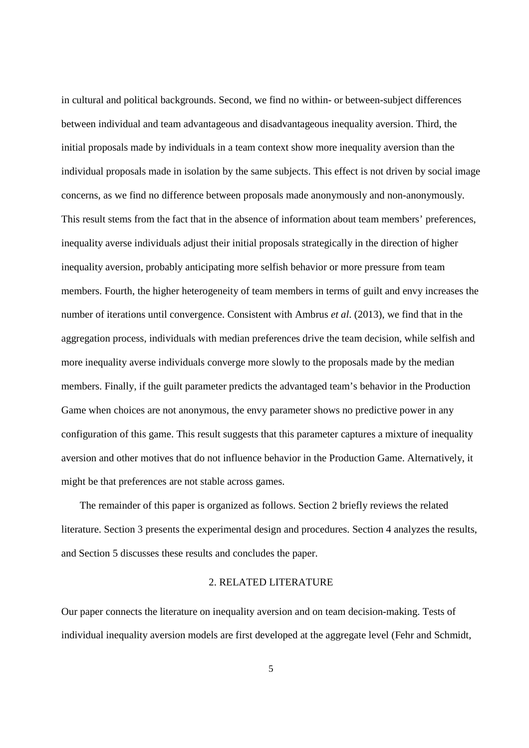in cultural and political backgrounds. Second, we find no within- or between-subject differences between individual and team advantageous and disadvantageous inequality aversion. Third, the initial proposals made by individuals in a team context show more inequality aversion than the individual proposals made in isolation by the same subjects. This effect is not driven by social image concerns, as we find no difference between proposals made anonymously and non-anonymously. This result stems from the fact that in the absence of information about team members' preferences, inequality averse individuals adjust their initial proposals strategically in the direction of higher inequality aversion, probably anticipating more selfish behavior or more pressure from team members. Fourth, the higher heterogeneity of team members in terms of guilt and envy increases the number of iterations until convergence. Consistent with Ambrus *et al*. (2013), we find that in the aggregation process, individuals with median preferences drive the team decision, while selfish and more inequality averse individuals converge more slowly to the proposals made by the median members. Finally, if the guilt parameter predicts the advantaged team's behavior in the Production Game when choices are not anonymous, the envy parameter shows no predictive power in any configuration of this game. This result suggests that this parameter captures a mixture of inequality aversion and other motives that do not influence behavior in the Production Game. Alternatively, it might be that preferences are not stable across games.

The remainder of this paper is organized as follows. Section 2 briefly reviews the related literature. Section 3 presents the experimental design and procedures. Section 4 analyzes the results, and Section 5 discusses these results and concludes the paper.

## 2. RELATED LITERATURE

Our paper connects the literature on inequality aversion and on team decision-making. Tests of individual inequality aversion models are first developed at the aggregate level (Fehr and Schmidt,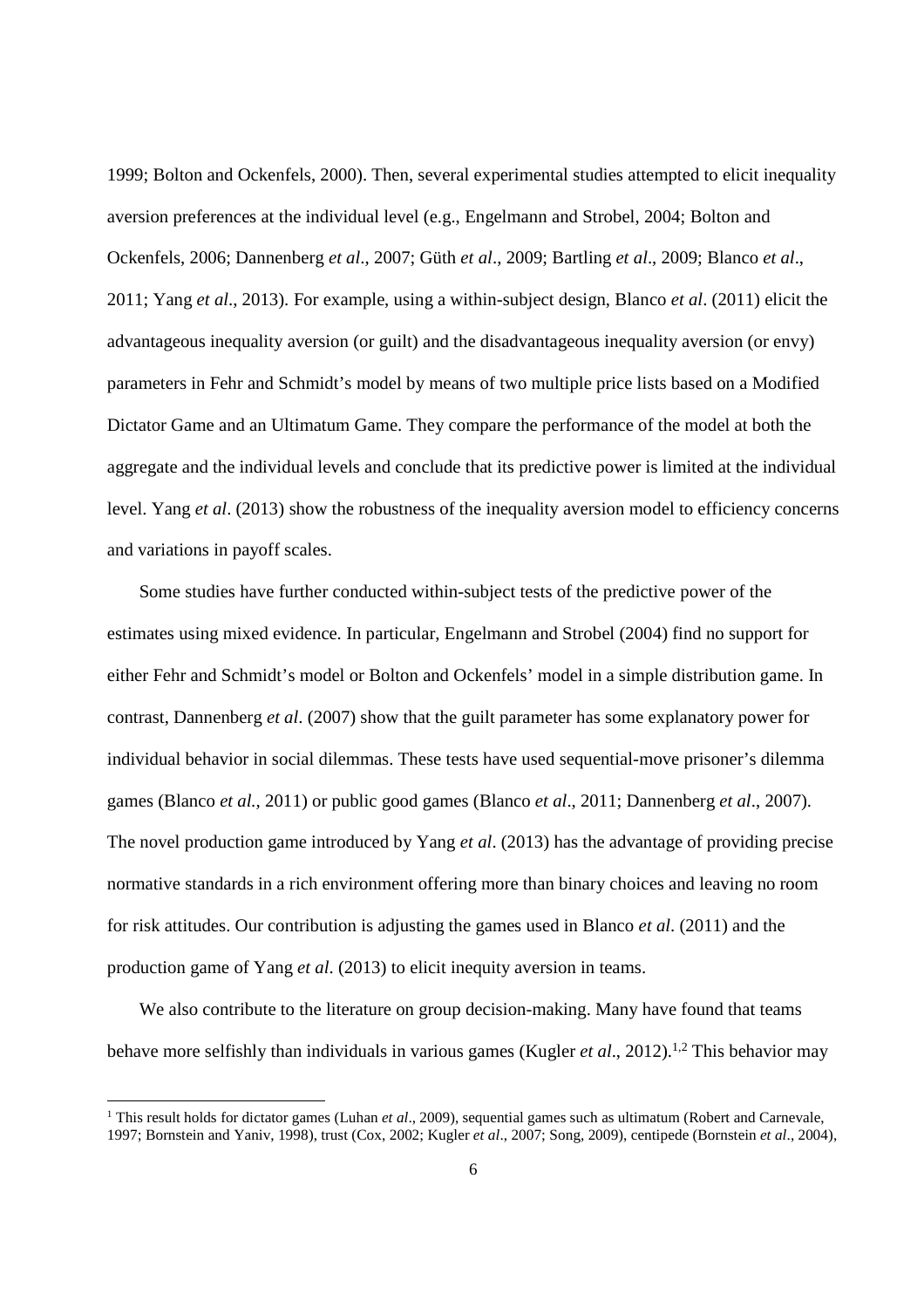1999; Bolton and Ockenfels, 2000). Then, several experimental studies attempted to elicit inequality aversion preferences at the individual level (e.g., Engelmann and Strobel, 2004; Bolton and Ockenfels, 2006; Dannenberg *et al*., 2007; Güth *et al*., 2009; Bartling *et al*., 2009; Blanco *et al*., 2011; Yang *et al*., 2013). For example, using a within-subject design, Blanco *et al*. (2011) elicit the advantageous inequality aversion (or guilt) and the disadvantageous inequality aversion (or envy) parameters in Fehr and Schmidt's model by means of two multiple price lists based on a Modified Dictator Game and an Ultimatum Game. They compare the performance of the model at both the aggregate and the individual levels and conclude that its predictive power is limited at the individual level. Yang *et al*. (2013) show the robustness of the inequality aversion model to efficiency concerns and variations in payoff scales.

Some studies have further conducted within-subject tests of the predictive power of the estimates using mixed evidence. In particular, Engelmann and Strobel (2004) find no support for either Fehr and Schmidt's model or Bolton and Ockenfels' model in a simple distribution game. In contrast, Dannenberg *et al*. (2007) show that the guilt parameter has some explanatory power for individual behavior in social dilemmas. These tests have used sequential-move prisoner's dilemma games (Blanco *et al.*, 2011) or public good games (Blanco *et al*., 2011; Dannenberg *et al*., 2007). The novel production game introduced by Yang *et al*. (2013) has the advantage of providing precise normative standards in a rich environment offering more than binary choices and leaving no room for risk attitudes. Our contribution is adjusting the games used in Blanco *et al*. (2011) and the production game of Yang *et al*. (2013) to elicit inequity aversion in teams.

We also contribute to the literature on group decision-making. Many have found that teams behave more selfishly than individuals in various games (Kugler *et al*., 2012).[1,2] This behavior may

[1] This result holds for dictator games (Luhan *et al*., 2009), sequential games such as ultimatum (Robert and Carnevale, 1997; Bornstein and Yaniv, 1998), trust (Cox, 2002; Kugler *et al*., 2007; Song, 2009), centipede (Bornstein *et al*., 2004),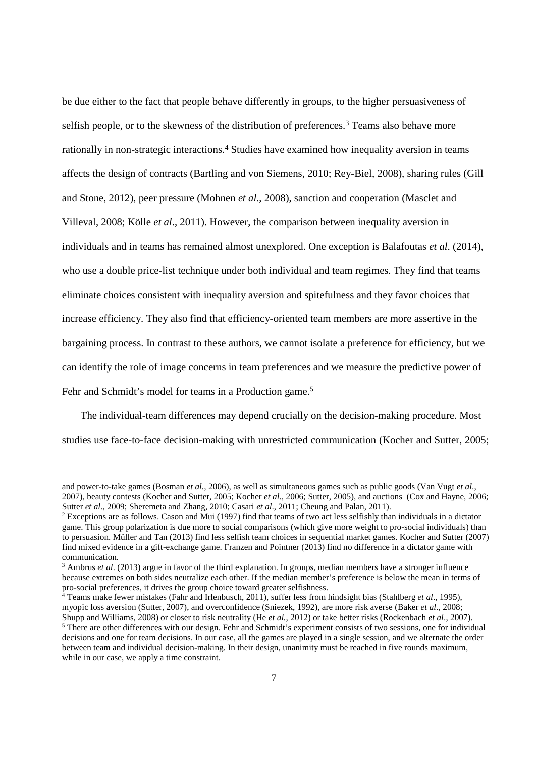be due either to the fact that people behave differently in groups, to the higher persuasiveness of selfish people, or to the skewness of the distribution of preferences.[3] Teams also behave more rationally in non-strategic interactions.[4] Studies have examined how inequality aversion in teams affects the design of contracts (Bartling and von Siemens, 2010; Rey-Biel, 2008), sharing rules (Gill and Stone, 2012), peer pressure (Mohnen *et al*., 2008), sanction and cooperation (Masclet and Villeval, 2008; Kölle *et al*., 2011). However, the comparison between inequality aversion in individuals and in teams has remained almost unexplored. One exception is Balafoutas *et al*. (2014), who use a double price-list technique under both individual and team regimes. They find that teams eliminate choices consistent with inequality aversion and spitefulness and they favor choices that increase efficiency. They also find that efficiency-oriented team members are more assertive in the bargaining process. In contrast to these authors, we cannot isolate a preference for efficiency, but we can identify the role of image concerns in team preferences and we measure the predictive power of Fehr and Schmidt's model for teams in a Production game.[5]

The individual-team differences may depend crucially on the decision-making procedure. Most studies use face-to-face decision-making with unrestricted communication (Kocher and Sutter, 2005;

---

and power-to-take games (Bosman *et al.*, 2006), as well as simultaneous games such as public goods (Van Vugt *et al.*, 2007), beauty contests (Kocher and Sutter, 2005; Kocher *et al.*, 2006; Sutter, 2005), and auctions (Cox and Hayne, 2006; Sutter *et al*., 2009; Sheremeta and Zhang, 2010; Casari *et al*., 2011; Cheung and Palan, 2011).

[2] Exceptions are as follows. Cason and Mui (1997) find that teams of two act less selfishly than individuals in a dictator game. This group polarization is due more to social comparisons (which give more weight to pro-social individuals) than to persuasion. Müller and Tan (2013) find less selfish team choices in sequential market games. Kocher and Sutter (2007) find mixed evidence in a gift-exchange game. Franzen and Pointner (2013) find no difference in a dictator game with communication.

[3] Ambrus *et al*. (2013) argue in favor of the third explanation. In groups, median members have a stronger influence because extremes on both sides neutralize each other. If the median member's preference is below the mean in terms of pro-social preferences, it drives the group choice toward greater selfishness.

[4] Teams make fewer mistakes (Fahr and Irlenbusch, 2011), suffer less from hindsight bias (Stahlberg *et al*., 1995), myopic loss aversion (Sutter, 2007), and overconfidence (Sniezek, 1992), are more risk averse (Baker *et al*., 2008; Shupp and Williams, 2008) or closer to risk neutrality (He *et al.*, 2012) or take better risks (Rockenbach *et al*., 2007).

[5] There are other differences with our design. Fehr and Schmidt's experiment consists of two sessions, one for individual decisions and one for team decisions. In our case, all the games are played in a single session, and we alternate the order between team and individual decision-making. In their design, unanimity must be reached in five rounds maximum, while in our case, we apply a time constraint.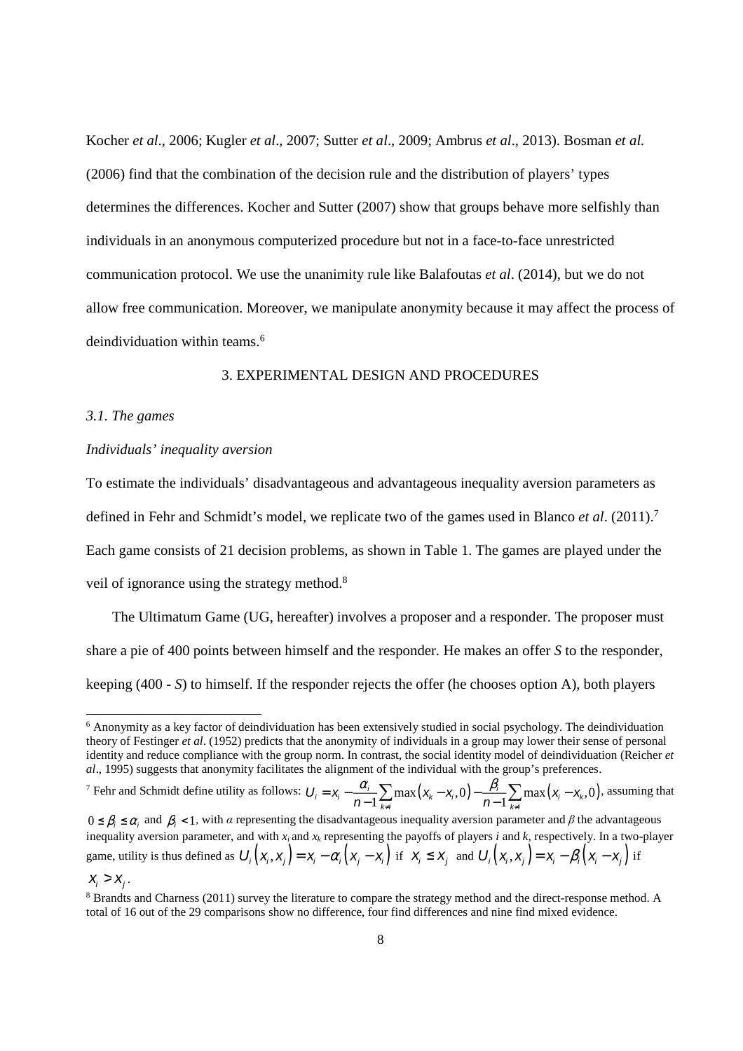Kocher *et al*., 2006; Kugler *et al*., 2007; Sutter *et al*., 2009; Ambrus *et al*., 2013). Bosman *et al.* (2006) find that the combination of the decision rule and the distribution of players' types determines the differences. Kocher and Sutter (2007) show that groups behave more selfishly than individuals in an anonymous computerized procedure but not in a face-to-face unrestricted communication protocol. We use the unanimity rule like Balafoutas *et al*. (2014), but we do not allow free communication. Moreover, we manipulate anonymity because it may affect the process of deindividuation within teams.[6]

## 3. EXPERIMENTAL DESIGN AND PROCEDURES

### *3.1. The games*

#### *Individuals' inequality aversion*

To estimate the individuals' disadvantageous and advantageous inequality aversion parameters as defined in Fehr and Schmidt's model, we replicate two of the games used in Blanco *et al*. (2011).[7] Each game consists of 21 decision problems, as shown in Table 1. The games are played under the veil of ignorance using the strategy method.[8]

The Ultimatum Game (UG, hereafter) involves a proposer and a responder. The proposer must share a pie of 400 points between himself and the responder. He makes an offer *S* to the responder, keeping (400 - *S*) to himself. If the responder rejects the offer (he chooses option A), both players

---

[6] Anonymity as a key factor of deindividuation has been extensively studied in social psychology. The deindividuation theory of Festinger *et al*. (1952) predicts that the anonymity of individuals in a group may lower their sense of personal identity and reduce compliance with the group norm. In contrast, the social identity model of deindividuation (Reicher *et al*., 1995) suggests that anonymity facilitates the alignment of the individual with the group's preferences.

[7] Fehr and Schmidt define utility as follows: $U_i = x_i - \frac{\alpha_i}{n-1}\sum_{k \neq i} \max(x_k - x_i, 0) - \frac{\beta_i}{n-1}\sum_{k \neq i} \max(x_i - x_k, 0)$, assuming that $0 \le \beta_i \le \alpha_i$ and $\beta_i < 1$, with $\alpha$ representing the disadvantageous inequality aversion parameter and $\beta$ the advantageous inequality aversion parameter, and with $x_i$ and $x_k$ representing the payoffs of players *i* and *k*, respectively. In a two-player game, utility is thus defined as $U_i(x_i, x_j) = x_i - \alpha_i(x_j - x_i)$ if $x_i \le x_j$ and $U_i(x_i, x_j) = x_i - \beta_i(x_i - x_j)$ if $x_i > x_j$.

[8] Brandts and Charness (2011) survey the literature to compare the strategy method and the direct-response method. A total of 16 out of the 29 comparisons show no difference, four find differences and nine find mixed evidence.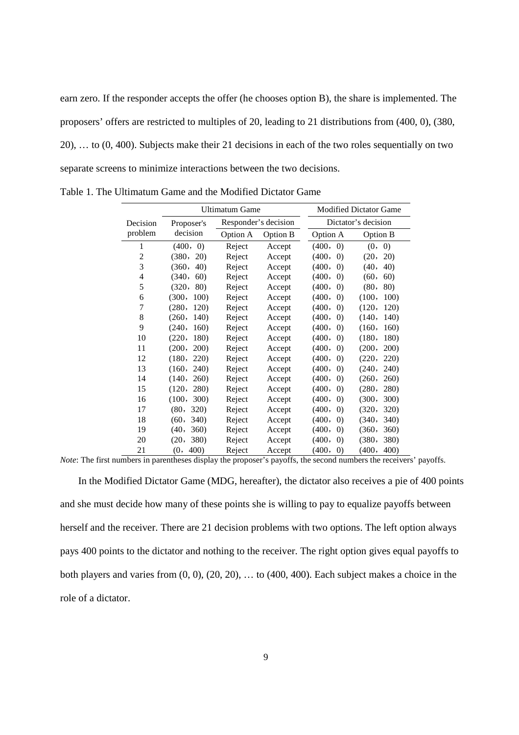earn zero. If the responder accepts the offer (he chooses option B), the share is implemented. The proposers' offers are restricted to multiples of 20, leading to 21 distributions from (400, 0), (380, 20), … to (0, 400). Subjects make their 21 decisions in each of the two roles sequentially on two separate screens to minimize interactions between the two decisions.

Table 1. The Ultimatum Game and the Modified Dictator Game

| | Ultimatum Game | | | Modified Dictator Game | |
|---|---|---|---|---|---|
| Decision problem | Proposer's decision | Responder's decision | | Dictator's decision | |
| | | Option A | Option B | Option A | Option B |
| 1 | (400， 0) | Reject | Accept | (400， 0) | (0， 0) |
| 2 | (380， 20) | Reject | Accept | (400， 0) | (20， 20) |
| 3 | (360， 40) | Reject | Accept | (400， 0) | (40， 40) |
| 4 | (340， 60) | Reject | Accept | (400， 0) | (60， 60) |
| 5 | (320， 80) | Reject | Accept | (400， 0) | (80， 80) |
| 6 | (300， 100) | Reject | Accept | (400， 0) | (100， 100) |
| 7 | (280， 120) | Reject | Accept | (400， 0) | (120， 120) |
| 8 | (260， 140) | Reject | Accept | (400， 0) | (140， 140) |
| 9 | (240， 160) | Reject | Accept | (400， 0) | (160， 160) |
| 10 | (220， 180) | Reject | Accept | (400， 0) | (180， 180) |
| 11 | (200， 200) | Reject | Accept | (400， 0) | (200， 200) |
| 12 | (180， 220) | Reject | Accept | (400， 0) | (220， 220) |
| 13 | (160， 240) | Reject | Accept | (400， 0) | (240， 240) |
| 14 | (140， 260) | Reject | Accept | (400， 0) | (260， 260) |
| 15 | (120， 280) | Reject | Accept | (400， 0) | (280， 280) |
| 16 | (100， 300) | Reject | Accept | (400， 0) | (300， 300) |
| 17 | (80， 320) | Reject | Accept | (400， 0) | (320， 320) |
| 18 | (60， 340) | Reject | Accept | (400， 0) | (340， 340) |
| 19 | (40， 360) | Reject | Accept | (400， 0) | (360， 360) |
| 20 | (20， 380) | Reject | Accept | (400， 0) | (380， 380) |
| 21 | (0， 400) | Reject | Accept | (400， 0) | (400， 400) |

*Note*: The first numbers in parentheses display the proposer's payoffs, the second numbers the receivers' payoffs.

In the Modified Dictator Game (MDG, hereafter), the dictator also receives a pie of 400 points and she must decide how many of these points she is willing to pay to equalize payoffs between herself and the receiver. There are 21 decision problems with two options. The left option always pays 400 points to the dictator and nothing to the receiver. The right option gives equal payoffs to both players and varies from (0, 0), (20, 20), … to (400, 400). Each subject makes a choice in the role of a dictator.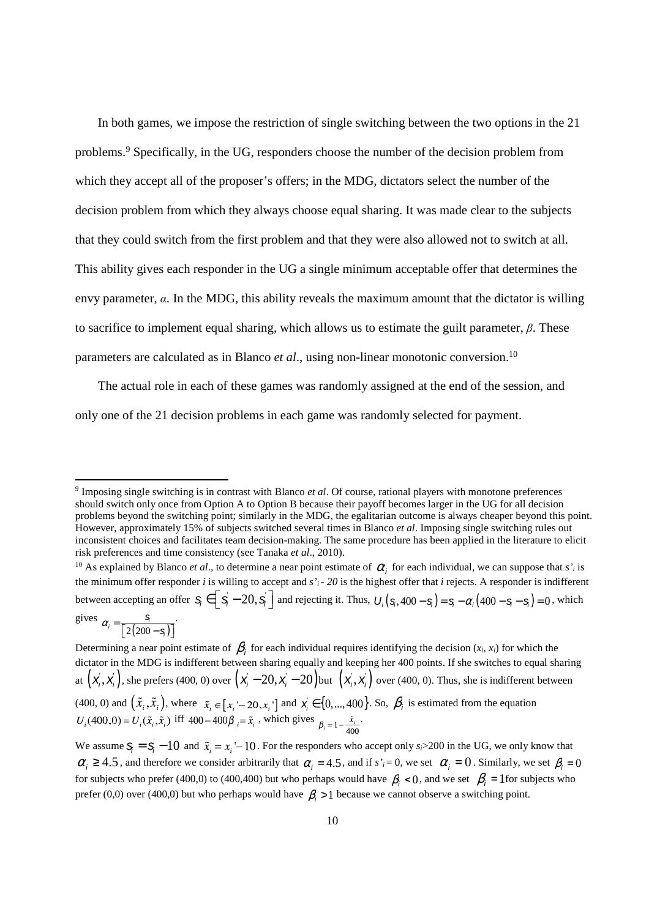In both games, we impose the restriction of single switching between the two options in the 21 problems.[9] Specifically, in the UG, responders choose the number of the decision problem from which they accept all of the proposer's offers; in the MDG, dictators select the number of the decision problem from which they always choose equal sharing. It was made clear to the subjects that they could switch from the first problem and that they were also allowed not to switch at all. This ability gives each responder in the UG a single minimum acceptable offer that determines the envy parameter, $\alpha$. In the MDG, this ability reveals the maximum amount that the dictator is willing to sacrifice to implement equal sharing, which allows us to estimate the guilt parameter, $\beta$. These parameters are calculated as in Blanco *et al*., using non-linear monotonic conversion.[10]

The actual role in each of these games was randomly assigned at the end of the session, and only one of the 21 decision problems in each game was randomly selected for payment.

---

[9] Imposing single switching is in contrast with Blanco *et al*. Of course, rational players with monotone preferences should switch only once from Option A to Option B because their payoff becomes larger in the UG for all decision problems beyond the switching point; similarly in the MDG, the egalitarian outcome is always cheaper beyond this point. However, approximately 15% of subjects switched several times in Blanco *et al*. Imposing single switching rules out inconsistent choices and facilitates team decision-making. The same procedure has been applied in the literature to elicit risk preferences and time consistency (see Tanaka *et al*., 2010).

[10] As explained by Blanco *et al*., to determine a near point estimate of $\alpha_i$ for each individual, we can suppose that $s'_i$ is the minimum offer responder $i$ is willing to accept and $s'_i - 20$ is the highest offer that $i$ rejects. A responder is indifferent between accepting an offer $s_i \in \left[s'_i - 20, s'_i\right]$ and rejecting it. Thus, $U_i(s_i, 400 - s_i) = s_i - \alpha_i(400 - s_i - s_i) = 0$, which gives $\alpha_i = \frac{s_i}{\left[2(200 - s_i)\right]}$.

Determining a near point estimate of $\beta_i$ for each individual requires identifying the decision $(x_i, x_i)$ for which the dictator in the MDG is indifferent between sharing equally and keeping her 400 points. If she switches to equal sharing at $\left(x'_i, x'_i\right)$, she prefers (400, 0) over $\left(x'_i - 20, x'_i - 20\right)$ but $\left(x'_i, x'_i\right)$ over (400, 0). Thus, she is indifferent between (400, 0) and $\left(\tilde{x}_i, \tilde{x}_i\right)$, where $\tilde{x}_i \in \left[x_i' - 20, x_i'\right]$ and $x'_i \in \{0, ..., 400\}$. So, $\beta_i$ is estimated from the equation $U_i(400, 0) = U_i(\tilde{x}_i, \tilde{x}_i)$ iff $400 - 400\beta_i = \tilde{x}_i$, which gives $\beta_i = 1 - \frac{\tilde{x}_i}{400}$.

We assume $s_i = s'_i - 10$ and $\tilde{x}_i = x_i' - 10$. For the responders who accept only $s_i > 200$ in the UG, we only know that $\alpha_i \geq 4.5$, and therefore we consider arbitrarily that $\alpha_i = 4.5$, and if $s'_i = 0$, we set $\alpha_i = 0$. Similarly, we set $\beta_i = 0$ for subjects who prefer (400,0) to (400,400) but who perhaps would have $\beta_i < 0$, and we set $\beta_i = 1$ for subjects who prefer (0,0) over (400,0) but who perhaps would have $\beta_i > 1$ because we cannot observe a switching point.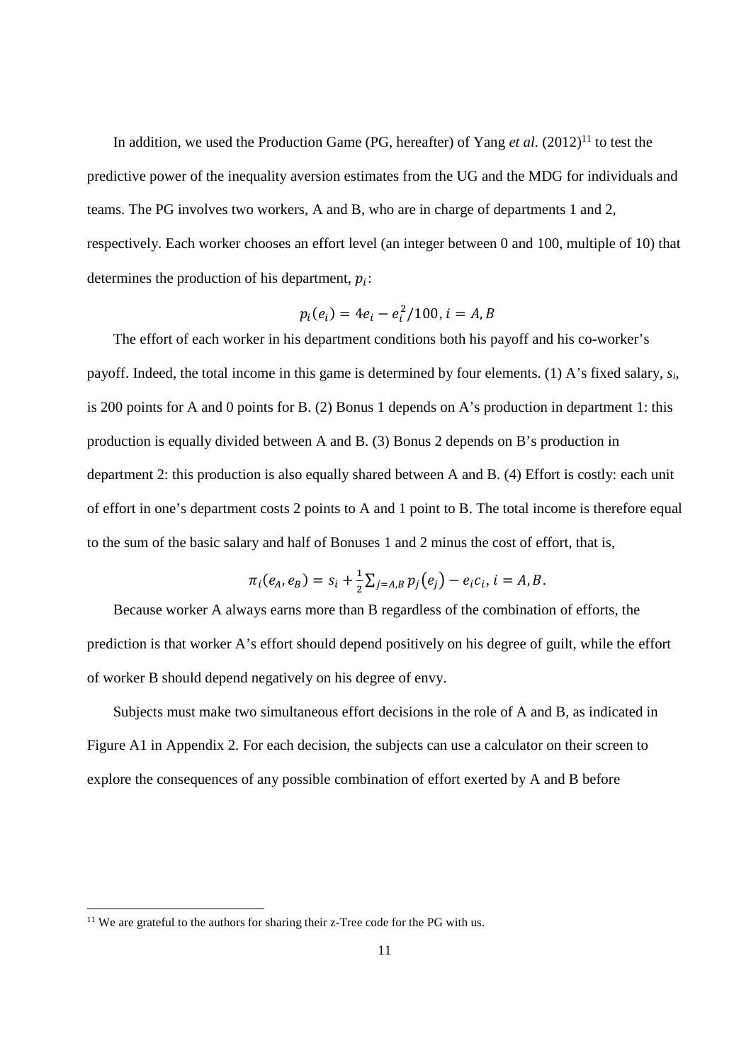In addition, we used the Production Game (PG, hereafter) of Yang *et al*. (2012)[11] to test the predictive power of the inequality aversion estimates from the UG and the MDG for individuals and teams. The PG involves two workers, A and B, who are in charge of departments 1 and 2, respectively. Each worker chooses an effort level (an integer between 0 and 100, multiple of 10) that determines the production of his department, $p_i$:

$$p_i(e_i) = 4e_i - e_i^2/100, i = A, B$$

The effort of each worker in his department conditions both his payoff and his co-worker's payoff. Indeed, the total income in this game is determined by four elements. (1) A's fixed salary, $s_i$, is 200 points for A and 0 points for B. (2) Bonus 1 depends on A's production in department 1: this production is equally divided between A and B. (3) Bonus 2 depends on B's production in department 2: this production is also equally shared between A and B. (4) Effort is costly: each unit of effort in one's department costs 2 points to A and 1 point to B. The total income is therefore equal to the sum of the basic salary and half of Bonuses 1 and 2 minus the cost of effort, that is,

$$\pi_i(e_A, e_B) = s_i + \frac{1}{2}\sum_{j=A,B} p_j(e_j) - e_i c_i, i = A, B.$$

Because worker A always earns more than B regardless of the combination of efforts, the prediction is that worker A's effort should depend positively on his degree of guilt, while the effort of worker B should depend negatively on his degree of envy.

Subjects must make two simultaneous effort decisions in the role of A and B, as indicated in Figure A1 in Appendix 2. For each decision, the subjects can use a calculator on their screen to explore the consequences of any possible combination of effort exerted by A and B before

[11] We are grateful to the authors for sharing their z-Tree code for the PG with us.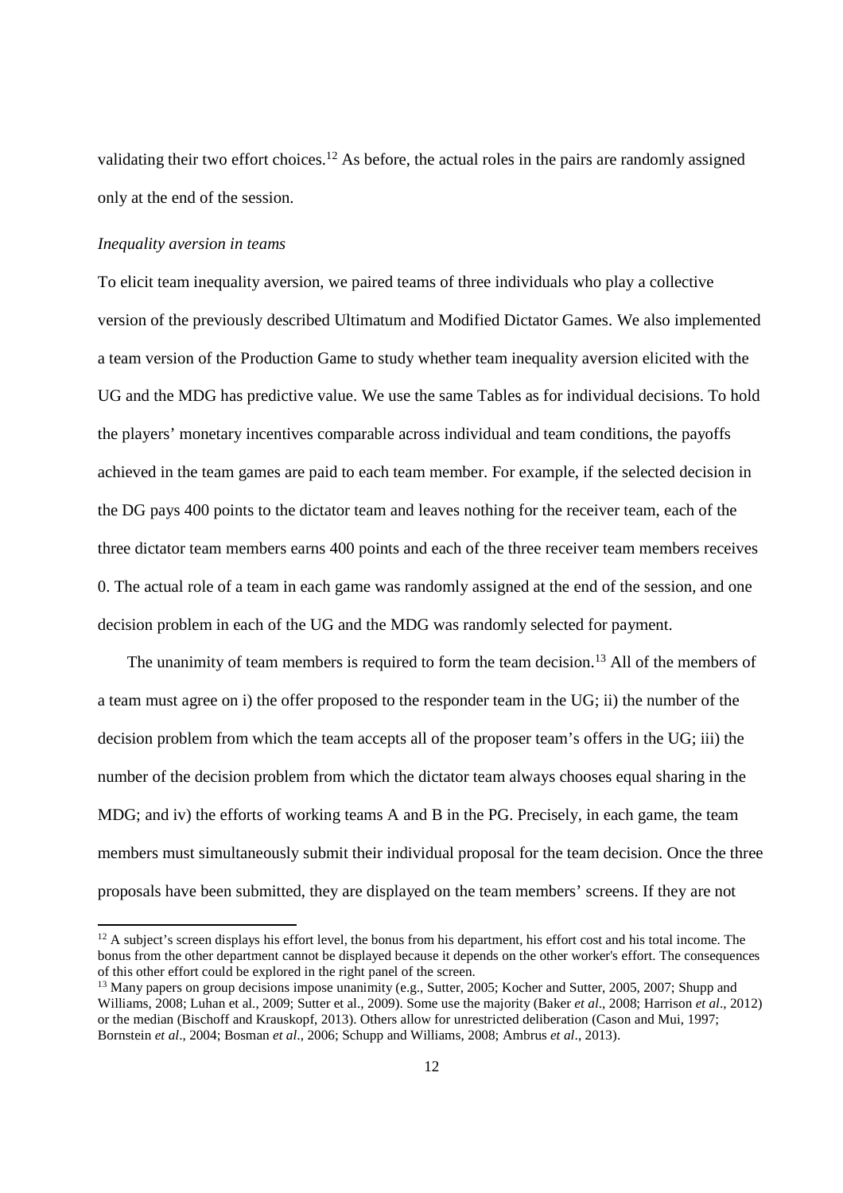validating their two effort choices.[12] As before, the actual roles in the pairs are randomly assigned only at the end of the session.

*Inequality aversion in teams*

To elicit team inequality aversion, we paired teams of three individuals who play a collective version of the previously described Ultimatum and Modified Dictator Games. We also implemented a team version of the Production Game to study whether team inequality aversion elicited with the UG and the MDG has predictive value. We use the same Tables as for individual decisions. To hold the players' monetary incentives comparable across individual and team conditions, the payoffs achieved in the team games are paid to each team member. For example, if the selected decision in the DG pays 400 points to the dictator team and leaves nothing for the receiver team, each of the three dictator team members earns 400 points and each of the three receiver team members receives 0. The actual role of a team in each game was randomly assigned at the end of the session, and one decision problem in each of the UG and the MDG was randomly selected for payment.

The unanimity of team members is required to form the team decision.[13] All of the members of a team must agree on i) the offer proposed to the responder team in the UG; ii) the number of the decision problem from which the team accepts all of the proposer team's offers in the UG; iii) the number of the decision problem from which the dictator team always chooses equal sharing in the MDG; and iv) the efforts of working teams A and B in the PG. Precisely, in each game, the team members must simultaneously submit their individual proposal for the team decision. Once the three proposals have been submitted, they are displayed on the team members' screens. If they are not

---

[12] A subject's screen displays his effort level, the bonus from his department, his effort cost and his total income. The bonus from the other department cannot be displayed because it depends on the other worker's effort. The consequences of this other effort could be explored in the right panel of the screen.

[13] Many papers on group decisions impose unanimity (e.g., Sutter, 2005; Kocher and Sutter, 2005, 2007; Shupp and Williams, 2008; Luhan et al., 2009; Sutter et al., 2009). Some use the majority (Baker *et al*., 2008; Harrison *et al*., 2012) or the median (Bischoff and Krauskopf, 2013). Others allow for unrestricted deliberation (Cason and Mui, 1997; Bornstein *et al*., 2004; Bosman *et al*., 2006; Schupp and Williams, 2008; Ambrus *et al*., 2013).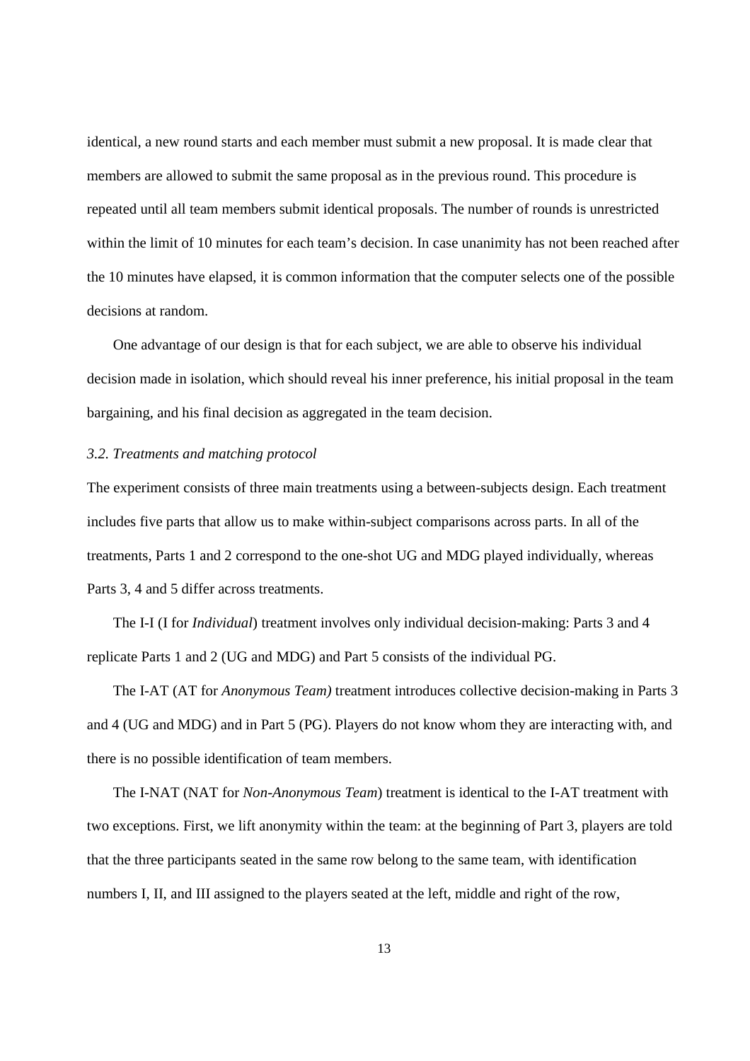identical, a new round starts and each member must submit a new proposal. It is made clear that members are allowed to submit the same proposal as in the previous round. This procedure is repeated until all team members submit identical proposals. The number of rounds is unrestricted within the limit of 10 minutes for each team's decision. In case unanimity has not been reached after the 10 minutes have elapsed, it is common information that the computer selects one of the possible decisions at random.

One advantage of our design is that for each subject, we are able to observe his individual decision made in isolation, which should reveal his inner preference, his initial proposal in the team bargaining, and his final decision as aggregated in the team decision.

### *3.2. Treatments and matching protocol*

The experiment consists of three main treatments using a between-subjects design. Each treatment includes five parts that allow us to make within-subject comparisons across parts. In all of the treatments, Parts 1 and 2 correspond to the one-shot UG and MDG played individually, whereas Parts 3, 4 and 5 differ across treatments.

The I-I (I for *Individual*) treatment involves only individual decision-making: Parts 3 and 4 replicate Parts 1 and 2 (UG and MDG) and Part 5 consists of the individual PG.

The I-AT (AT for *Anonymous Team)* treatment introduces collective decision-making in Parts 3 and 4 (UG and MDG) and in Part 5 (PG). Players do not know whom they are interacting with, and there is no possible identification of team members.

The I-NAT (NAT for *Non-Anonymous Team*) treatment is identical to the I-AT treatment with two exceptions. First, we lift anonymity within the team: at the beginning of Part 3, players are told that the three participants seated in the same row belong to the same team, with identification numbers I, II, and III assigned to the players seated at the left, middle and right of the row,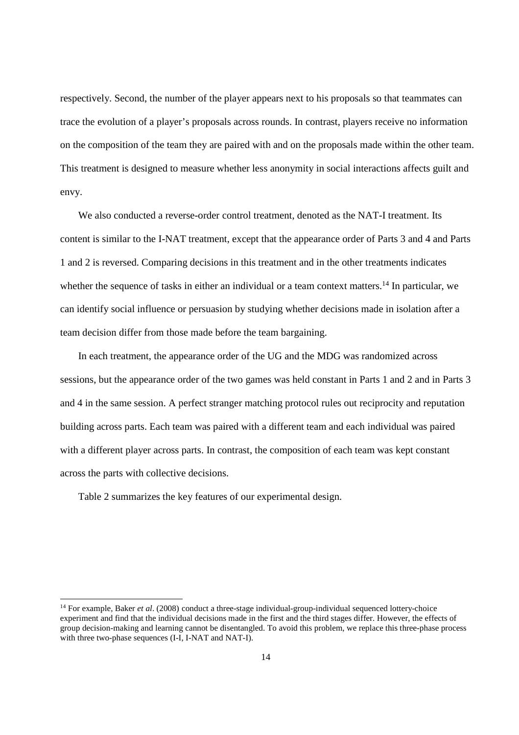respectively. Second, the number of the player appears next to his proposals so that teammates can trace the evolution of a player's proposals across rounds. In contrast, players receive no information on the composition of the team they are paired with and on the proposals made within the other team. This treatment is designed to measure whether less anonymity in social interactions affects guilt and envy.

We also conducted a reverse-order control treatment, denoted as the NAT-I treatment. Its content is similar to the I-NAT treatment, except that the appearance order of Parts 3 and 4 and Parts 1 and 2 is reversed. Comparing decisions in this treatment and in the other treatments indicates whether the sequence of tasks in either an individual or a team context matters.[14] In particular, we can identify social influence or persuasion by studying whether decisions made in isolation after a team decision differ from those made before the team bargaining.

In each treatment, the appearance order of the UG and the MDG was randomized across sessions, but the appearance order of the two games was held constant in Parts 1 and 2 and in Parts 3 and 4 in the same session. A perfect stranger matching protocol rules out reciprocity and reputation building across parts. Each team was paired with a different team and each individual was paired with a different player across parts. In contrast, the composition of each team was kept constant across the parts with collective decisions.

Table 2 summarizes the key features of our experimental design.

[14] For example, Baker *et al*. (2008) conduct a three-stage individual-group-individual sequenced lottery-choice experiment and find that the individual decisions made in the first and the third stages differ. However, the effects of group decision-making and learning cannot be disentangled. To avoid this problem, we replace this three-phase process with three two-phase sequences (I-I, I-NAT and NAT-I).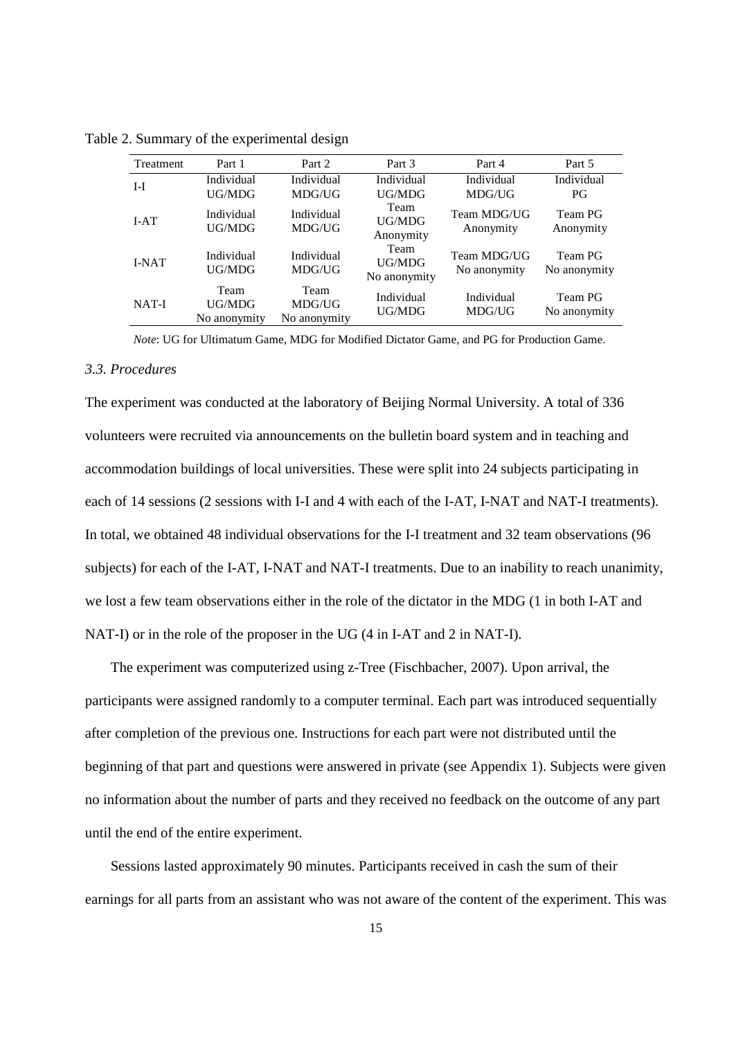Table 2. Summary of the experimental design

| Treatment | Part 1 | Part 2 | Part 3 | Part 4 | Part 5 |
|---|---|---|---|---|---|
| I-I | Individual UG/MDG | Individual MDG/UG | Individual UG/MDG | Individual MDG/UG | Individual PG |
| I-AT | Individual UG/MDG | Individual MDG/UG | Team UG/MDG Anonymity | Team MDG/UG Anonymity | Team PG Anonymity |
| I-NAT | Individual UG/MDG | Individual MDG/UG | Team UG/MDG No anonymity | Team MDG/UG No anonymity | Team PG No anonymity |
| NAT-I | Team UG/MDG No anonymity | Team MDG/UG No anonymity | Individual UG/MDG | Individual MDG/UG | Team PG No anonymity |

*Note*: UG for Ultimatum Game, MDG for Modified Dictator Game, and PG for Production Game.

### *3.3. Procedures*

The experiment was conducted at the laboratory of Beijing Normal University. A total of 336 volunteers were recruited via announcements on the bulletin board system and in teaching and accommodation buildings of local universities. These were split into 24 subjects participating in each of 14 sessions (2 sessions with I-I and 4 with each of the I-AT, I-NAT and NAT-I treatments). In total, we obtained 48 individual observations for the I-I treatment and 32 team observations (96 subjects) for each of the I-AT, I-NAT and NAT-I treatments. Due to an inability to reach unanimity, we lost a few team observations either in the role of the dictator in the MDG (1 in both I-AT and NAT-I) or in the role of the proposer in the UG (4 in I-AT and 2 in NAT-I).

The experiment was computerized using z-Tree (Fischbacher, 2007). Upon arrival, the participants were assigned randomly to a computer terminal. Each part was introduced sequentially after completion of the previous one. Instructions for each part were not distributed until the beginning of that part and questions were answered in private (see Appendix 1). Subjects were given no information about the number of parts and they received no feedback on the outcome of any part until the end of the entire experiment.

Sessions lasted approximately 90 minutes. Participants received in cash the sum of their earnings for all parts from an assistant who was not aware of the content of the experiment. This was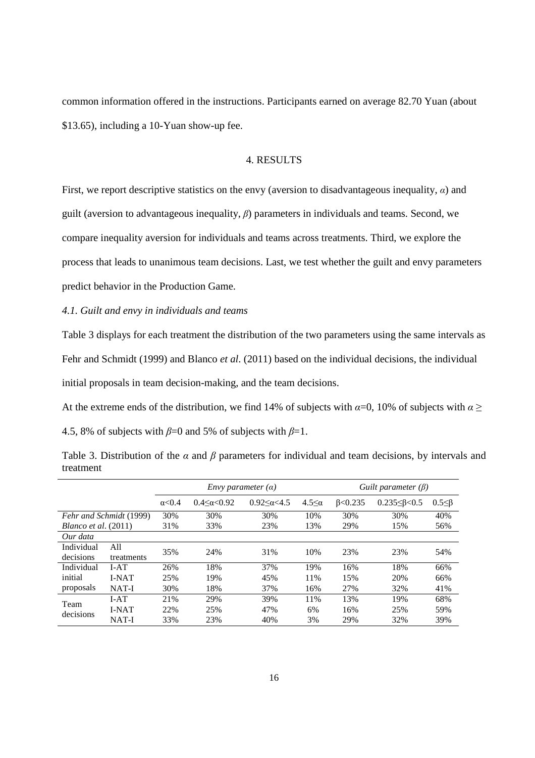common information offered in the instructions. Participants earned on average 82.70 Yuan (about $13.65), including a 10-Yuan show-up fee.

## 4. RESULTS

First, we report descriptive statistics on the envy (aversion to disadvantageous inequality, $\alpha$) and guilt (aversion to advantageous inequality, $\beta$) parameters in individuals and teams. Second, we compare inequality aversion for individuals and teams across treatments. Third, we explore the process that leads to unanimous team decisions. Last, we test whether the guilt and envy parameters predict behavior in the Production Game.

### *4.1. Guilt and envy in individuals and teams*

Table 3 displays for each treatment the distribution of the two parameters using the same intervals as Fehr and Schmidt (1999) and Blanco *et al*. (2011) based on the individual decisions, the individual initial proposals in team decision-making, and the team decisions.

At the extreme ends of the distribution, we find 14% of subjects with $\alpha$=0, 10% of subjects with $\alpha \geq$ 4.5, 8% of subjects with $\beta$=0 and 5% of subjects with $\beta$=1.

Table 3. Distribution of the $\alpha$ and $\beta$ parameters for individual and team decisions, by intervals and treatment

| | | *Envy parameter ($\alpha$)* | | | | *Guilt parameter ($\beta$)* | | |
|---|---|---|---|---|---|---|---|---|
| | | $\alpha$<0.4 | 0.4≤$\alpha$<0.92 | 0.92≤$\alpha$<4.5 | 4.5≤$\alpha$ | $\beta$<0.235 | 0.235≤$\beta$<0.5 | 0.5≤$\beta$ |
| *Fehr and Schmidt* (1999) | | 30% | 30% | 30% | 10% | 30% | 30% | 40% |
| *Blanco et al*. (2011) | | 31% | 33% | 23% | 13% | 29% | 15% | 56% |
| *Our data* | | | | | | | | |
| Individual decisions | All treatments | 35% | 24% | 31% | 10% | 23% | 23% | 54% |
| Individual initial proposals | I-AT | 26% | 18% | 37% | 19% | 16% | 18% | 66% |
| | I-NAT | 25% | 19% | 45% | 11% | 15% | 20% | 66% |
| | NAT-I | 30% | 18% | 37% | 16% | 27% | 32% | 41% |
| Team decisions | I-AT | 21% | 29% | 39% | 11% | 13% | 19% | 68% |
| | I-NAT | 22% | 25% | 47% | 6% | 16% | 25% | 59% |
| | NAT-I | 33% | 23% | 40% | 3% | 29% | 32% | 39% |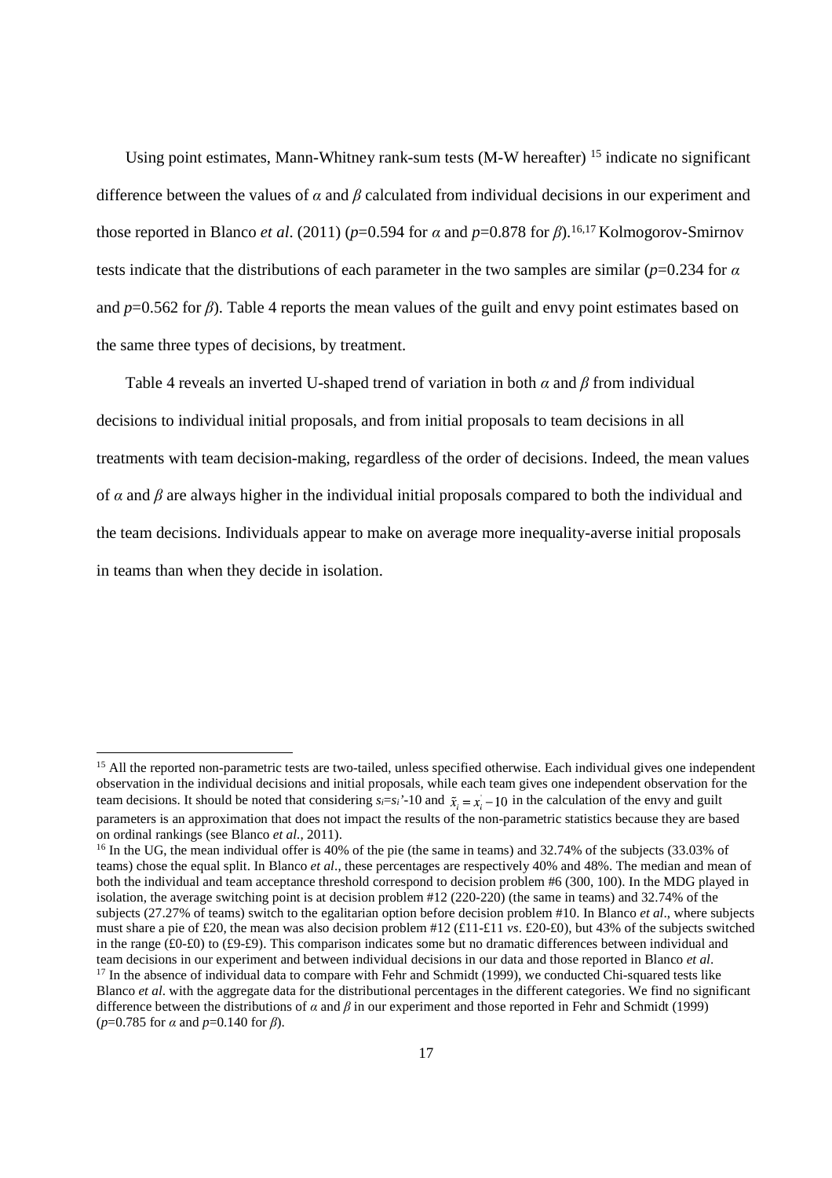Using point estimates, Mann-Whitney rank-sum tests (M-W hereafter) [15] indicate no significant difference between the values of $\alpha$ and $\beta$ calculated from individual decisions in our experiment and those reported in Blanco *et al*. (2011) ($p$=0.594 for $\alpha$ and $p$=0.878 for $\beta$).[16,17] Kolmogorov-Smirnov tests indicate that the distributions of each parameter in the two samples are similar ($p$=0.234 for $\alpha$ and $p$=0.562 for $\beta$). Table 4 reports the mean values of the guilt and envy point estimates based on the same three types of decisions, by treatment.

Table 4 reveals an inverted U-shaped trend of variation in both $\alpha$ and $\beta$ from individual decisions to individual initial proposals, and from initial proposals to team decisions in all treatments with team decision-making, regardless of the order of decisions. Indeed, the mean values of $\alpha$ and $\beta$ are always higher in the individual initial proposals compared to both the individual and the team decisions. Individuals appear to make on average more inequality-averse initial proposals in teams than when they decide in isolation.

---

[15] All the reported non-parametric tests are two-tailed, unless specified otherwise. Each individual gives one independent observation in the individual decisions and initial proposals, while each team gives one independent observation for the team decisions. It should be noted that considering $s_i$=$s_i$'-10 and $\tilde{x}_i = x_i^{'} - 10$ in the calculation of the envy and guilt parameters is an approximation that does not impact the results of the non-parametric statistics because they are based on ordinal rankings (see Blanco *et al.*, 2011).

[16] In the UG, the mean individual offer is 40% of the pie (the same in teams) and 32.74% of the subjects (33.03% of teams) chose the equal split. In Blanco *et al*., these percentages are respectively 40% and 48%. The median and mean of both the individual and team acceptance threshold correspond to decision problem #6 (300, 100). In the MDG played in isolation, the average switching point is at decision problem #12 (220-220) (the same in teams) and 32.74% of the subjects (27.27% of teams) switch to the egalitarian option before decision problem #10. In Blanco *et al*., where subjects must share a pie of £20, the mean was also decision problem #12 (£11-£11 *vs*. £20-£0), but 43% of the subjects switched in the range (£0-£0) to (£9-£9). This comparison indicates some but no dramatic differences between individual and team decisions in our experiment and between individual decisions in our data and those reported in Blanco *et al*.

[17] In the absence of individual data to compare with Fehr and Schmidt (1999), we conducted Chi-squared tests like Blanco *et al*. with the aggregate data for the distributional percentages in the different categories. We find no significant difference between the distributions of $\alpha$ and $\beta$ in our experiment and those reported in Fehr and Schmidt (1999) ($p$=0.785 for $\alpha$ and $p$=0.140 for $\beta$).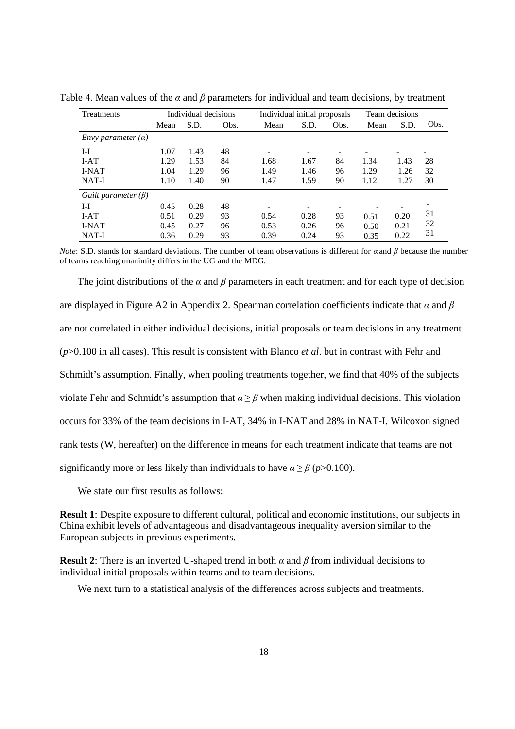Table 4. Mean values of the $\alpha$ and $\beta$ parameters for individual and team decisions, by treatment

| Treatments | Individual decisions | | | Individual initial proposals | | | Team decisions | | |
|---|---|---|---|---|---|---|---|---|---|
| | Mean | S.D. | Obs. | Mean | S.D. | Obs. | Mean | S.D. | Obs. |
| *Envy parameter ($\alpha$)* | | | | | | | | | |
| I-I | 1.07 | 1.43 | 48 | - | - | - | - | - | - |
| I-AT | 1.29 | 1.53 | 84 | 1.68 | 1.67 | 84 | 1.34 | 1.43 | 28 |
| I-NAT | 1.04 | 1.29 | 96 | 1.49 | 1.46 | 96 | 1.29 | 1.26 | 32 |
| NAT-I | 1.10 | 1.40 | 90 | 1.47 | 1.59 | 90 | 1.12 | 1.27 | 30 |
| *Guilt parameter ($\beta$)* | | | | | | | | | |
| I-I | 0.45 | 0.28 | 48 | - | - | - | - | - | - |
| I-AT | 0.51 | 0.29 | 93 | 0.54 | 0.28 | 93 | 0.51 | 0.20 | 31 |
| I-NAT | 0.45 | 0.27 | 96 | 0.53 | 0.26 | 96 | 0.50 | 0.21 | 32 |
| NAT-I | 0.36 | 0.29 | 93 | 0.39 | 0.24 | 93 | 0.35 | 0.22 | 31 |

*Note*: S.D. stands for standard deviations. The number of team observations is different for $\alpha$ and $\beta$ because the number of teams reaching unanimity differs in the UG and the MDG.

The joint distributions of the $\alpha$ and $\beta$ parameters in each treatment and for each type of decision are displayed in Figure A2 in Appendix 2. Spearman correlation coefficients indicate that $\alpha$ and $\beta$ are not correlated in either individual decisions, initial proposals or team decisions in any treatment ($p$>0.100 in all cases). This result is consistent with Blanco *et al*. but in contrast with Fehr and Schmidt's assumption. Finally, when pooling treatments together, we find that 40% of the subjects violate Fehr and Schmidt's assumption that $\alpha \geq \beta$ when making individual decisions. This violation occurs for 33% of the team decisions in I-AT, 34% in I-NAT and 28% in NAT-I. Wilcoxon signed rank tests (W, hereafter) on the difference in means for each treatment indicate that teams are not significantly more or less likely than individuals to have $\alpha \geq \beta$ ($p$>0.100).

We state our first results as follows:

**Result 1**: Despite exposure to different cultural, political and economic institutions, our subjects in China exhibit levels of advantageous and disadvantageous inequality aversion similar to the European subjects in previous experiments.

**Result 2**: There is an inverted U-shaped trend in both $\alpha$ and $\beta$ from individual decisions to individual initial proposals within teams and to team decisions.

We next turn to a statistical analysis of the differences across subjects and treatments.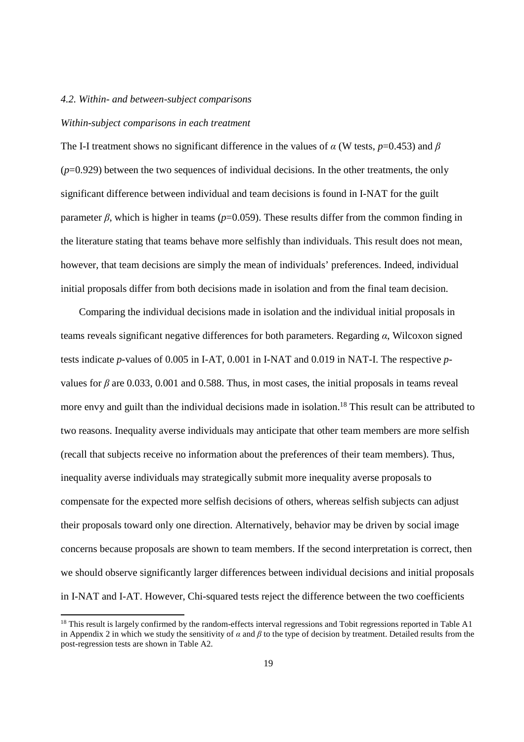*4.2. Within- and between-subject comparisons*

*Within-subject comparisons in each treatment*

The I-I treatment shows no significant difference in the values of $\alpha$ (W tests, $p$=0.453) and $\beta$ ($p$=0.929) between the two sequences of individual decisions. In the other treatments, the only significant difference between individual and team decisions is found in I-NAT for the guilt parameter $\beta$, which is higher in teams ($p$=0.059). These results differ from the common finding in the literature stating that teams behave more selfishly than individuals. This result does not mean, however, that team decisions are simply the mean of individuals' preferences. Indeed, individual initial proposals differ from both decisions made in isolation and from the final team decision.

Comparing the individual decisions made in isolation and the individual initial proposals in teams reveals significant negative differences for both parameters. Regarding $\alpha$, Wilcoxon signed tests indicate $p$-values of 0.005 in I-AT, 0.001 in I-NAT and 0.019 in NAT-I. The respective $p$-values for $\beta$ are 0.033, 0.001 and 0.588. Thus, in most cases, the initial proposals in teams reveal more envy and guilt than the individual decisions made in isolation.[18] This result can be attributed to two reasons. Inequality averse individuals may anticipate that other team members are more selfish (recall that subjects receive no information about the preferences of their team members). Thus, inequality averse individuals may strategically submit more inequality averse proposals to compensate for the expected more selfish decisions of others, whereas selfish subjects can adjust their proposals toward only one direction. Alternatively, behavior may be driven by social image concerns because proposals are shown to team members. If the second interpretation is correct, then we should observe significantly larger differences between individual decisions and initial proposals in I-NAT and I-AT. However, Chi-squared tests reject the difference between the two coefficients

[18] This result is largely confirmed by the random-effects interval regressions and Tobit regressions reported in Table A1 in Appendix 2 in which we study the sensitivity of $\alpha$ and $\beta$ to the type of decision by treatment. Detailed results from the post-regression tests are shown in Table A2.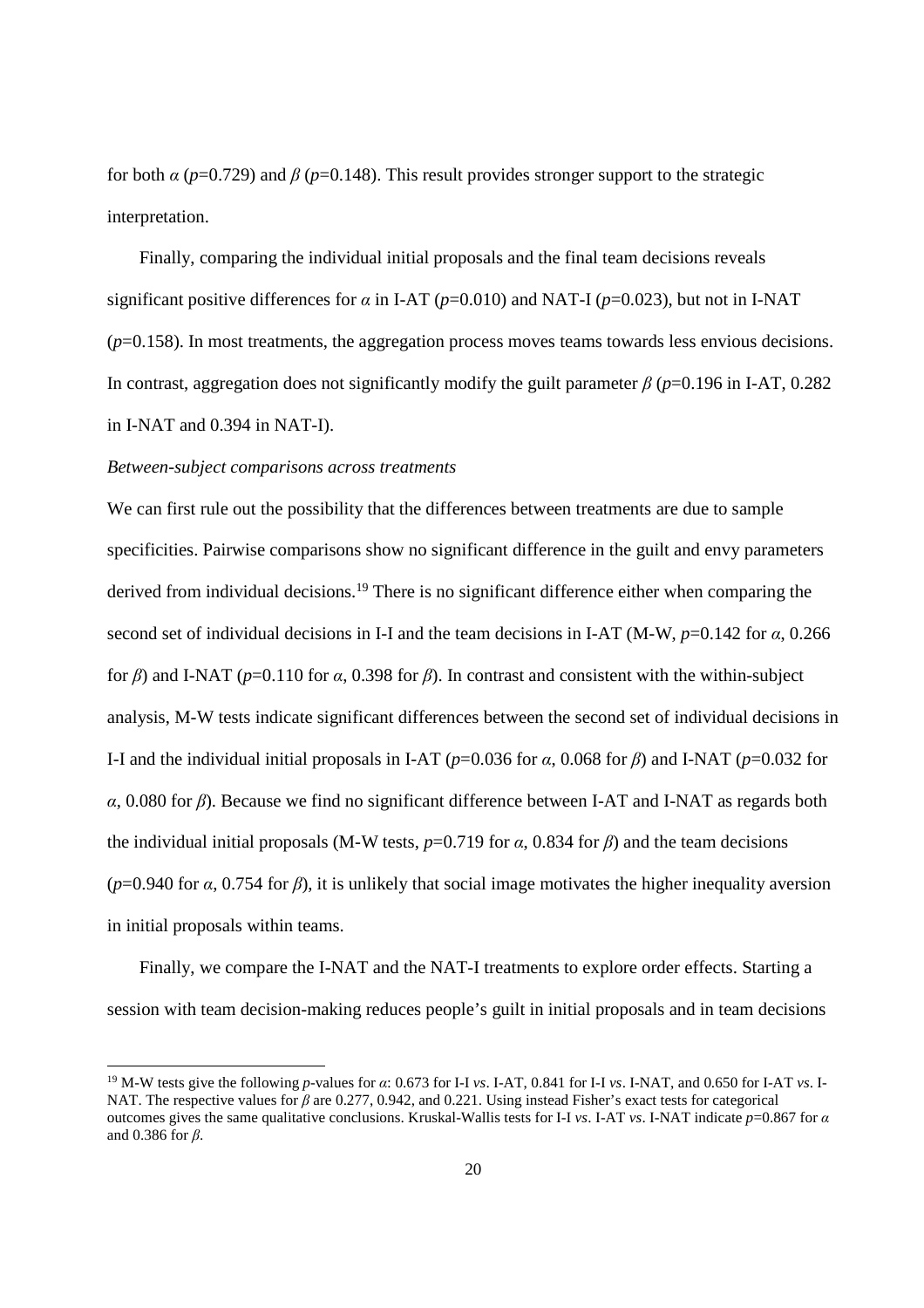for both $\alpha$ ($p$=0.729) and $\beta$ ($p$=0.148). This result provides stronger support to the strategic interpretation.

Finally, comparing the individual initial proposals and the final team decisions reveals significant positive differences for $\alpha$ in I-AT ($p$=0.010) and NAT-I ($p$=0.023), but not in I-NAT ($p$=0.158). In most treatments, the aggregation process moves teams towards less envious decisions. In contrast, aggregation does not significantly modify the guilt parameter $\beta$ ($p$=0.196 in I-AT, 0.282 in I-NAT and 0.394 in NAT-I).

*Between-subject comparisons across treatments*

We can first rule out the possibility that the differences between treatments are due to sample specificities. Pairwise comparisons show no significant difference in the guilt and envy parameters derived from individual decisions.[19] There is no significant difference either when comparing the second set of individual decisions in I-I and the team decisions in I-AT (M-W, $p$=0.142 for $\alpha$, 0.266 for $\beta$) and I-NAT ($p$=0.110 for $\alpha$, 0.398 for $\beta$). In contrast and consistent with the within-subject analysis, M-W tests indicate significant differences between the second set of individual decisions in I-I and the individual initial proposals in I-AT ($p$=0.036 for $\alpha$, 0.068 for $\beta$) and I-NAT ($p$=0.032 for $\alpha$, 0.080 for $\beta$). Because we find no significant difference between I-AT and I-NAT as regards both the individual initial proposals (M-W tests, $p$=0.719 for $\alpha$, 0.834 for $\beta$) and the team decisions ($p$=0.940 for $\alpha$, 0.754 for $\beta$), it is unlikely that social image motivates the higher inequality aversion in initial proposals within teams.

Finally, we compare the I-NAT and the NAT-I treatments to explore order effects. Starting a session with team decision-making reduces people's guilt in initial proposals and in team decisions

[19] M-W tests give the following $p$-values for $\alpha$: 0.673 for I-I *vs*. I-AT, 0.841 for I-I *vs*. I-NAT, and 0.650 for I-AT *vs*. I-NAT. The respective values for $\beta$ are 0.277, 0.942, and 0.221. Using instead Fisher's exact tests for categorical outcomes gives the same qualitative conclusions. Kruskal-Wallis tests for I-I *vs*. I-AT *vs*. I-NAT indicate $p$=0.867 for $\alpha$ and 0.386 for $\beta$.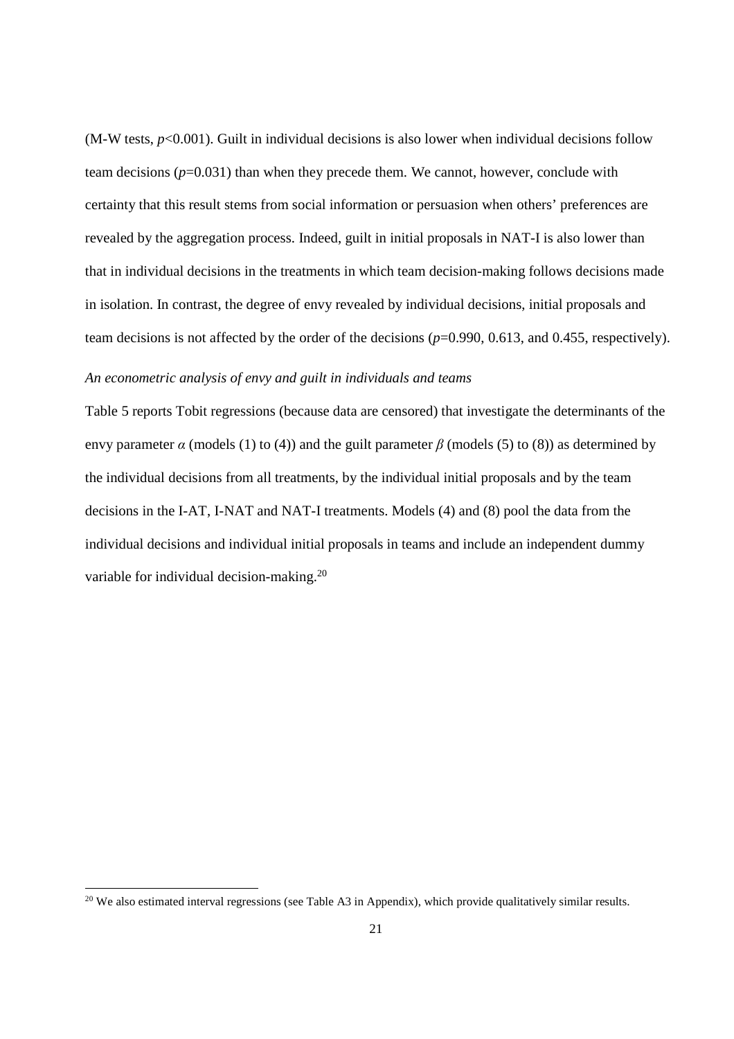(M-W tests, $p<0.001$). Guilt in individual decisions is also lower when individual decisions follow team decisions ($p=0.031$) than when they precede them. We cannot, however, conclude with certainty that this result stems from social information or persuasion when others' preferences are revealed by the aggregation process. Indeed, guilt in initial proposals in NAT-I is also lower than that in individual decisions in the treatments in which team decision-making follows decisions made in isolation. In contrast, the degree of envy revealed by individual decisions, initial proposals and team decisions is not affected by the order of the decisions ($p=0.990$, 0.613, and 0.455, respectively).

*An econometric analysis of envy and guilt in individuals and teams*

Table 5 reports Tobit regressions (because data are censored) that investigate the determinants of the envy parameter $\alpha$ (models (1) to (4)) and the guilt parameter $\beta$ (models (5) to (8)) as determined by the individual decisions from all treatments, by the individual initial proposals and by the team decisions in the I-AT, I-NAT and NAT-I treatments. Models (4) and (8) pool the data from the individual decisions and individual initial proposals in teams and include an independent dummy variable for individual decision-making.[20]

[20] We also estimated interval regressions (see Table A3 in Appendix), which provide qualitatively similar results.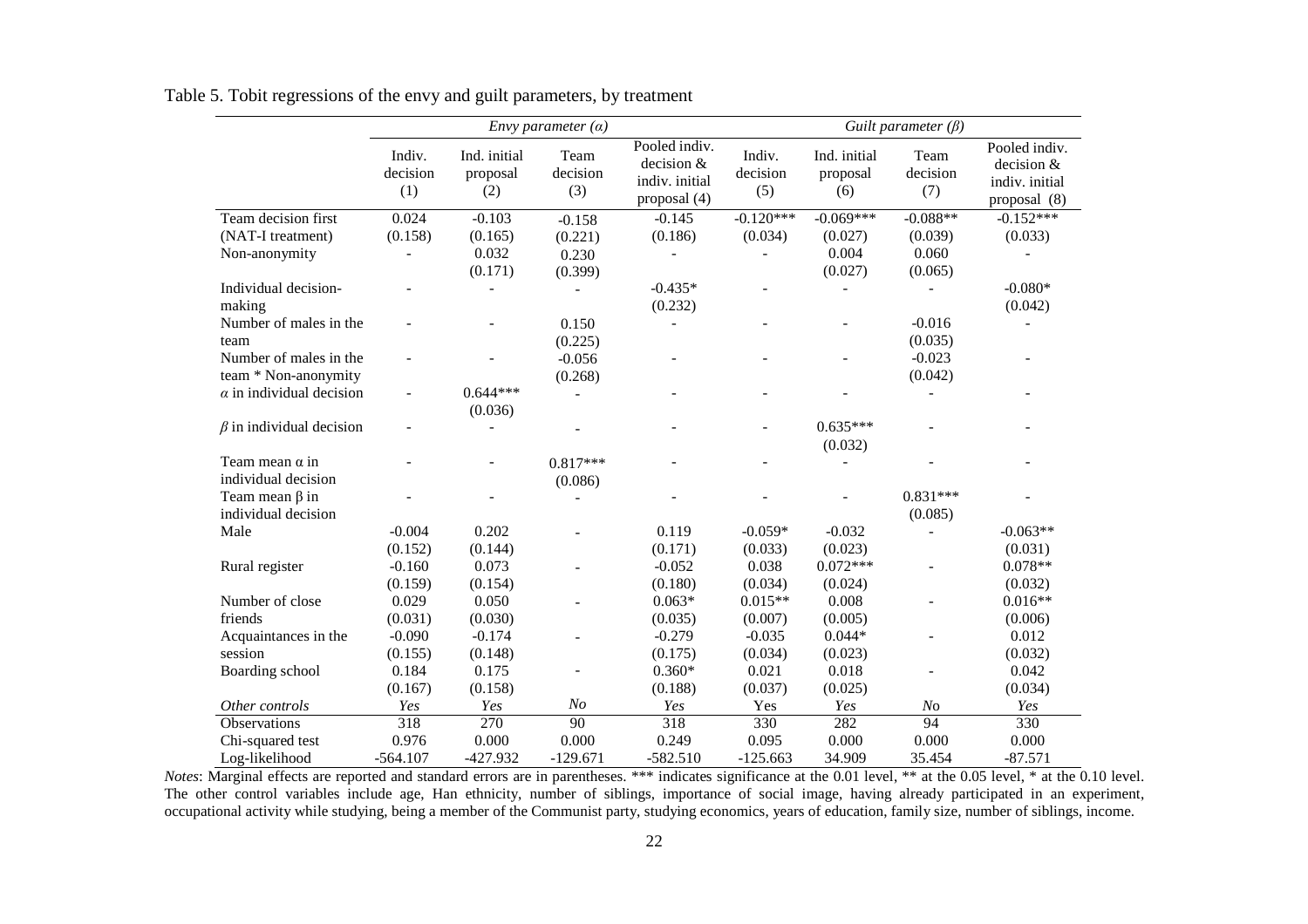Table 5. Tobit regressions of the envy and guilt parameters, by treatment

| | *Envy parameter (α)* | | | | *Guilt parameter (β)* | | | |
|---|---|---|---|---|---|---|---|---|
| | Indiv. decision (1) | Ind. initial proposal (2) | Team decision (3) | Pooled indiv. decision & indiv. initial proposal (4) | Indiv. decision (5) | Ind. initial proposal (6) | Team decision (7) | Pooled indiv. decision & indiv. initial proposal (8) |
| Team decision first (NAT-I treatment) | 0.024 (0.158) | -0.103 (0.165) | -0.158 (0.221) | -0.145 (0.186) | -0.120*** (0.034) | -0.069*** (0.027) | -0.088** (0.039) | -0.152*** (0.033) |
| Non-anonymity | - | 0.032 (0.171) | 0.230 (0.399) | - | - | 0.004 (0.027) | 0.060 (0.065) | - |
| Individual decision-making | - | - | - | -0.435* (0.232) | - | - | - | -0.080* (0.042) |
| Number of males in the team | - | - | 0.150 (0.225) | - | - | - | -0.016 (0.035) | - |
| Number of males in the team * Non-anonymity | - | - | -0.056 (0.268) | - | - | - | -0.023 (0.042) | - |
| $\alpha$ in individual decision | - | 0.644*** (0.036) | - | - | - | - | - | - |
| $\beta$ in individual decision | - | - | - | - | - | 0.635*** (0.032) | - | - |
| Team mean $\alpha$ in individual decision | - | - | 0.817*** (0.086) | - | - | - | - | - |
| Team mean $\beta$ in individual decision | - | - | - | - | - | - | 0.831*** (0.085) | - |
| Male | -0.004 (0.152) | 0.202 (0.144) | - | 0.119 (0.171) | -0.059* (0.033) | -0.032 (0.023) | - | -0.063** (0.031) |
| Rural register | -0.160 (0.159) | 0.073 (0.154) | - | -0.052 (0.180) | 0.038 (0.034) | 0.072*** (0.024) | - | 0.078** (0.032) |
| Number of close friends | 0.029 (0.031) | 0.050 (0.030) | - | 0.063* (0.035) | 0.015** (0.007) | 0.008 (0.005) | - | 0.016** (0.006) |
| Acquaintances in the session | -0.090 (0.155) | -0.174 (0.148) | - | -0.279 (0.175) | -0.035 (0.034) | 0.044* (0.023) | - | 0.012 (0.032) |
| Boarding school | 0.184 (0.167) | 0.175 (0.158) | - | 0.360* (0.188) | 0.021 (0.037) | 0.018 (0.025) | - | 0.042 (0.034) |
| *Other controls* | *Yes* | *Yes* | *No* | *Yes* | Yes | *Yes* | *No* | *Yes* |
| Observations | 318 | 270 | 90 | 318 | 330 | 282 | 94 | 330 |
| Chi-squared test | 0.976 | 0.000 | 0.000 | 0.249 | 0.095 | 0.000 | 0.000 | 0.000 |
| Log-likelihood | -564.107 | -427.932 | -129.671 | -582.510 | -125.663 | 34.909 | 35.454 | -87.571 |

*Notes*: Marginal effects are reported and standard errors are in parentheses. *** indicates significance at the 0.01 level, ** at the 0.05 level, * at the 0.10 level. The other control variables include age, Han ethnicity, number of siblings, importance of social image, having already participated in an experiment, occupational activity while studying, being a member of the Communist party, studying economics, years of education, family size, number of siblings, income.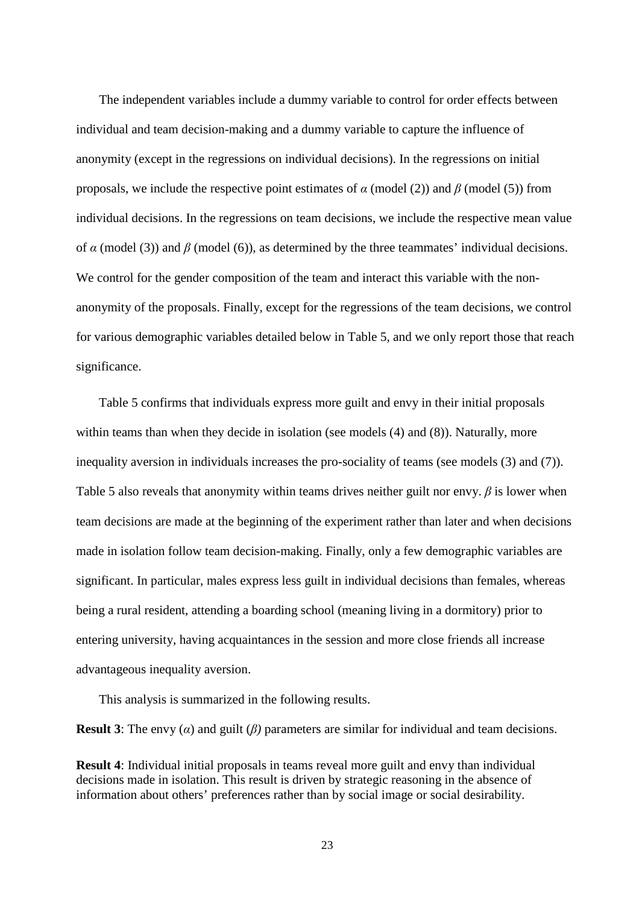The independent variables include a dummy variable to control for order effects between individual and team decision-making and a dummy variable to capture the influence of anonymity (except in the regressions on individual decisions). In the regressions on initial proposals, we include the respective point estimates of $\alpha$ (model (2)) and $\beta$ (model (5)) from individual decisions. In the regressions on team decisions, we include the respective mean value of $\alpha$ (model (3)) and $\beta$ (model (6)), as determined by the three teammates' individual decisions. We control for the gender composition of the team and interact this variable with the non-anonymity of the proposals. Finally, except for the regressions of the team decisions, we control for various demographic variables detailed below in Table 5, and we only report those that reach significance.

Table 5 confirms that individuals express more guilt and envy in their initial proposals within teams than when they decide in isolation (see models (4) and (8)). Naturally, more inequality aversion in individuals increases the pro-sociality of teams (see models (3) and (7)). Table 5 also reveals that anonymity within teams drives neither guilt nor envy. $\beta$ is lower when team decisions are made at the beginning of the experiment rather than later and when decisions made in isolation follow team decision-making. Finally, only a few demographic variables are significant. In particular, males express less guilt in individual decisions than females, whereas being a rural resident, attending a boarding school (meaning living in a dormitory) prior to entering university, having acquaintances in the session and more close friends all increase advantageous inequality aversion.

This analysis is summarized in the following results.

**Result 3**: The envy ($\alpha$) and guilt ($\beta$) parameters are similar for individual and team decisions.

**Result 4**: Individual initial proposals in teams reveal more guilt and envy than individual decisions made in isolation. This result is driven by strategic reasoning in the absence of information about others' preferences rather than by social image or social desirability.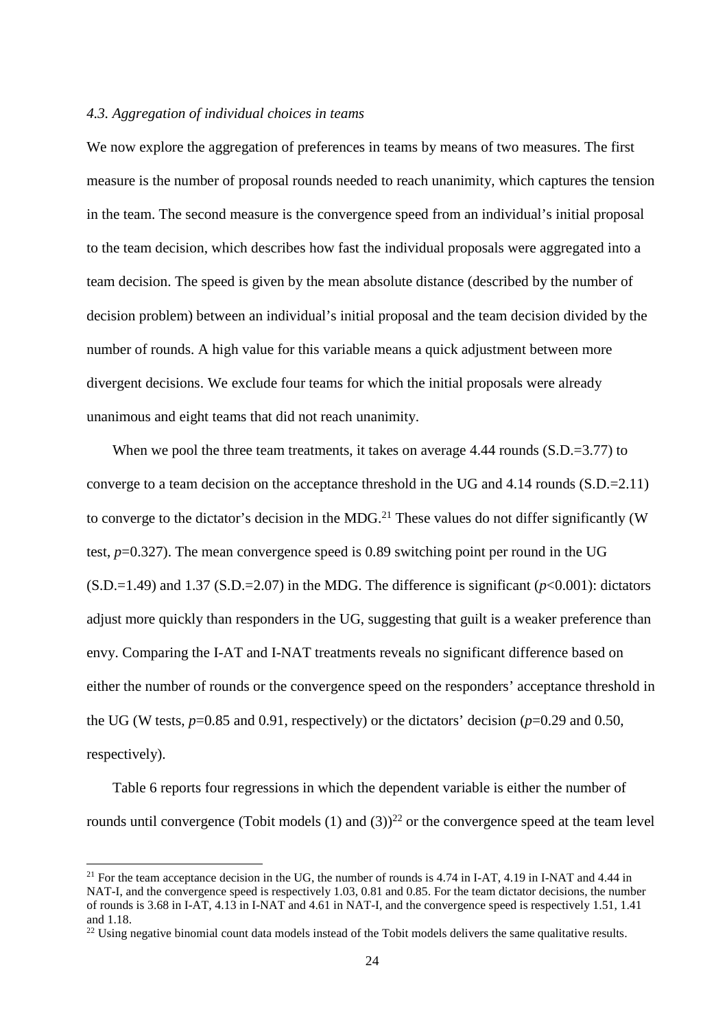### *4.3. Aggregation of individual choices in teams*

We now explore the aggregation of preferences in teams by means of two measures. The first measure is the number of proposal rounds needed to reach unanimity, which captures the tension in the team. The second measure is the convergence speed from an individual's initial proposal to the team decision, which describes how fast the individual proposals were aggregated into a team decision. The speed is given by the mean absolute distance (described by the number of decision problem) between an individual's initial proposal and the team decision divided by the number of rounds. A high value for this variable means a quick adjustment between more divergent decisions. We exclude four teams for which the initial proposals were already unanimous and eight teams that did not reach unanimity.

When we pool the three team treatments, it takes on average 4.44 rounds (S.D.=3.77) to converge to a team decision on the acceptance threshold in the UG and 4.14 rounds (S.D.=2.11) to converge to the dictator's decision in the MDG.[21] These values do not differ significantly (W test, $p$=0.327). The mean convergence speed is 0.89 switching point per round in the UG (S.D.=1.49) and 1.37 (S.D.=2.07) in the MDG. The difference is significant ($p$<0.001): dictators adjust more quickly than responders in the UG, suggesting that guilt is a weaker preference than envy. Comparing the I-AT and I-NAT treatments reveals no significant difference based on either the number of rounds or the convergence speed on the responders' acceptance threshold in the UG (W tests, $p$=0.85 and 0.91, respectively) or the dictators' decision ($p$=0.29 and 0.50, respectively).

Table 6 reports four regressions in which the dependent variable is either the number of rounds until convergence (Tobit models (1) and (3))[22] or the convergence speed at the team level

[21] For the team acceptance decision in the UG, the number of rounds is 4.74 in I-AT, 4.19 in I-NAT and 4.44 in NAT-I, and the convergence speed is respectively 1.03, 0.81 and 0.85. For the team dictator decisions, the number of rounds is 3.68 in I-AT, 4.13 in I-NAT and 4.61 in NAT-I, and the convergence speed is respectively 1.51, 1.41 and 1.18.

[22] Using negative binomial count data models instead of the Tobit models delivers the same qualitative results.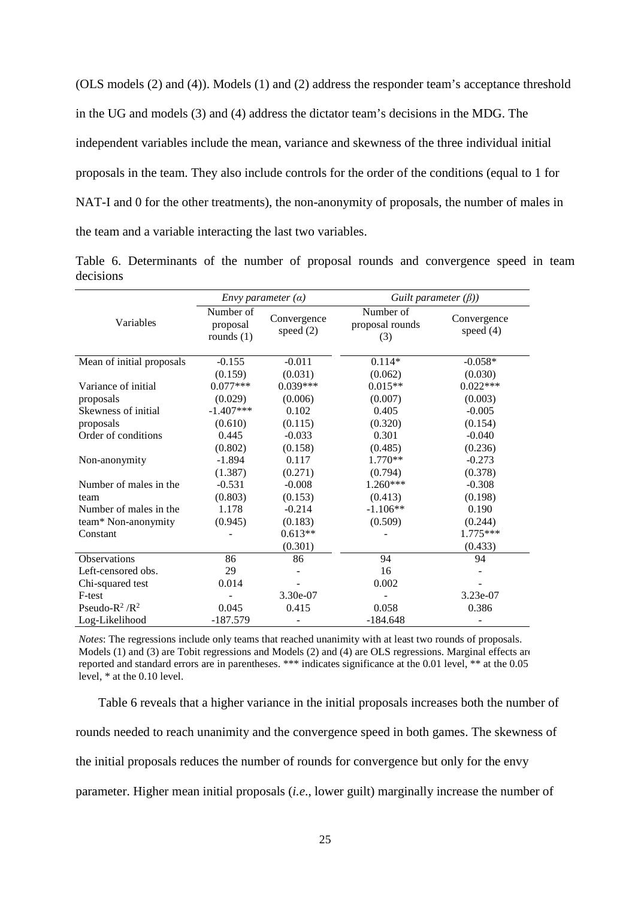(OLS models (2) and (4)). Models (1) and (2) address the responder team's acceptance threshold in the UG and models (3) and (4) address the dictator team's decisions in the MDG. The independent variables include the mean, variance and skewness of the three individual initial proposals in the team. They also include controls for the order of the conditions (equal to 1 for NAT-I and 0 for the other treatments), the non-anonymity of proposals, the number of males in the team and a variable interacting the last two variables.

Table 6. Determinants of the number of proposal rounds and convergence speed in team decisions

| Variables | *Envy parameter (α)* | | *Guilt parameter (β))* | |
|---|---|---|---|---|
| | Number of proposal rounds (1) | Convergence speed (2) | Number of proposal rounds (3) | Convergence speed (4) |
| Mean of initial proposals | -0.155 | -0.011 | 0.114* | -0.058* |
| | (0.159) | (0.031) | (0.062) | (0.030) |
| Variance of initial proposals | 0.077*** | 0.039*** | 0.015** | 0.022*** |
| | (0.029) | (0.006) | (0.007) | (0.003) |
| Skewness of initial proposals | -1.407*** | 0.102 | 0.405 | -0.005 |
| | (0.610) | (0.115) | (0.320) | (0.154) |
| Order of conditions | 0.445 | -0.033 | 0.301 | -0.040 |
| | (0.802) | (0.158) | (0.485) | (0.236) |
| Non-anonymity | -1.894 | 0.117 | 1.770** | -0.273 |
| | (1.387) | (0.271) | (0.794) | (0.378) |
| Number of males in the team | -0.531 | -0.008 | 1.260*** | -0.308 |
| | (0.803) | (0.153) | (0.413) | (0.198) |
| Number of males in the team* Non-anonymity | 1.178 | -0.214 | -1.106** | 0.190 |
| | (0.945) | (0.183) | (0.509) | (0.244) |
| Constant | - | 0.613** | - | 1.775*** |
| | | (0.301) | | (0.433) |
| Observations | 86 | 86 | 94 | 94 |
| Left-censored obs. | 29 | - | 16 | - |
| Chi-squared test | 0.014 | - | 0.002 | - |
| F-test | - | 3.30e-07 | - | 3.23e-07 |
| Pseudo-$R^2$ /$R^2$ | 0.045 | 0.415 | 0.058 | 0.386 |
| Log-Likelihood | -187.579 | - | -184.648 | - |

*Notes*: The regressions include only teams that reached unanimity with at least two rounds of proposals. Models (1) and (3) are Tobit regressions and Models (2) and (4) are OLS regressions. Marginal effects are reported and standard errors are in parentheses. *** indicates significance at the 0.01 level, ** at the 0.05 level, * at the 0.10 level.

Table 6 reveals that a higher variance in the initial proposals increases both the number of rounds needed to reach unanimity and the convergence speed in both games. The skewness of the initial proposals reduces the number of rounds for convergence but only for the envy parameter. Higher mean initial proposals (*i.e.*, lower guilt) marginally increase the number of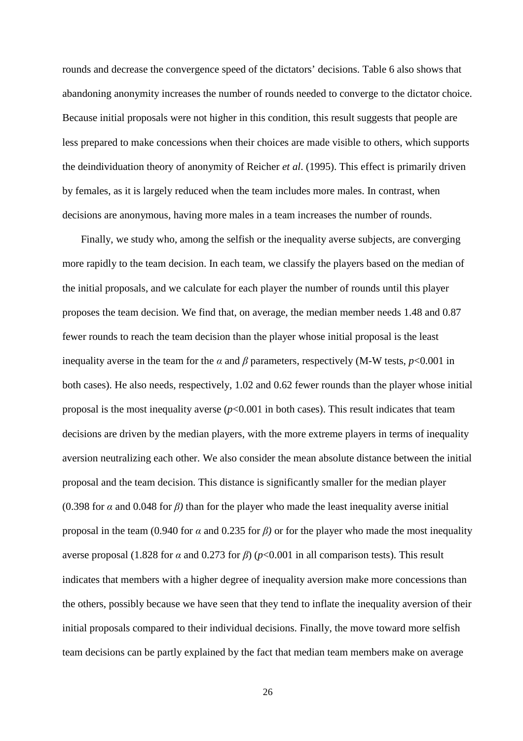rounds and decrease the convergence speed of the dictators' decisions. Table 6 also shows that abandoning anonymity increases the number of rounds needed to converge to the dictator choice. Because initial proposals were not higher in this condition, this result suggests that people are less prepared to make concessions when their choices are made visible to others, which supports the deindividuation theory of anonymity of Reicher *et al*. (1995). This effect is primarily driven by females, as it is largely reduced when the team includes more males. In contrast, when decisions are anonymous, having more males in a team increases the number of rounds.

Finally, we study who, among the selfish or the inequality averse subjects, are converging more rapidly to the team decision. In each team, we classify the players based on the median of the initial proposals, and we calculate for each player the number of rounds until this player proposes the team decision. We find that, on average, the median member needs 1.48 and 0.87 fewer rounds to reach the team decision than the player whose initial proposal is the least inequality averse in the team for the $\alpha$ and $\beta$ parameters, respectively (M-W tests, $p$<0.001 in both cases). He also needs, respectively, 1.02 and 0.62 fewer rounds than the player whose initial proposal is the most inequality averse ($p$<0.001 in both cases). This result indicates that team decisions are driven by the median players, with the more extreme players in terms of inequality aversion neutralizing each other. We also consider the mean absolute distance between the initial proposal and the team decision. This distance is significantly smaller for the median player (0.398 for $\alpha$ and 0.048 for $\beta$) than for the player who made the least inequality averse initial proposal in the team (0.940 for $\alpha$ and 0.235 for $\beta$) or for the player who made the most inequality averse proposal (1.828 for $\alpha$ and 0.273 for $\beta$) ($p$<0.001 in all comparison tests). This result indicates that members with a higher degree of inequality aversion make more concessions than the others, possibly because we have seen that they tend to inflate the inequality aversion of their initial proposals compared to their individual decisions. Finally, the move toward more selfish team decisions can be partly explained by the fact that median team members make on average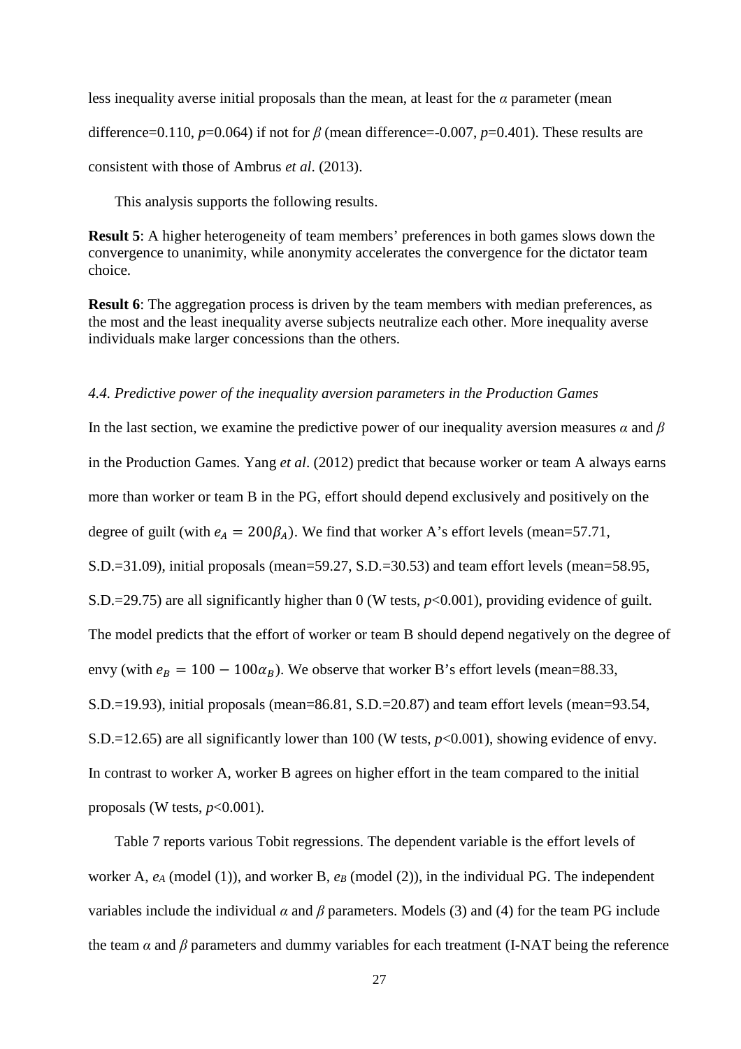less inequality averse initial proposals than the mean, at least for the $\alpha$ parameter (mean difference=0.110, $p$=0.064) if not for $\beta$ (mean difference=-0.007, $p$=0.401). These results are consistent with those of Ambrus *et al*. (2013).

This analysis supports the following results.

**Result 5**: A higher heterogeneity of team members' preferences in both games slows down the convergence to unanimity, while anonymity accelerates the convergence for the dictator team choice.

**Result 6**: The aggregation process is driven by the team members with median preferences, as the most and the least inequality averse subjects neutralize each other. More inequality averse individuals make larger concessions than the others.

### *4.4. Predictive power of the inequality aversion parameters in the Production Games*

In the last section, we examine the predictive power of our inequality aversion measures $\alpha$ and $\beta$ in the Production Games. Yang *et al*. (2012) predict that because worker or team A always earns more than worker or team B in the PG, effort should depend exclusively and positively on the degree of guilt (with $e_A = 200\beta_A$). We find that worker A's effort levels (mean=57.71, S.D.=31.09), initial proposals (mean=59.27, S.D.=30.53) and team effort levels (mean=58.95, S.D.=29.75) are all significantly higher than 0 (W tests, $p$<0.001), providing evidence of guilt. The model predicts that the effort of worker or team B should depend negatively on the degree of envy (with $e_B = 100 - 100\alpha_B$). We observe that worker B's effort levels (mean=88.33, S.D.=19.93), initial proposals (mean=86.81, S.D.=20.87) and team effort levels (mean=93.54, S.D.=12.65) are all significantly lower than 100 (W tests, $p$<0.001), showing evidence of envy. In contrast to worker A, worker B agrees on higher effort in the team compared to the initial proposals (W tests, $p$<0.001).

Table 7 reports various Tobit regressions. The dependent variable is the effort levels of worker A, $e_A$ (model (1)), and worker B, $e_B$ (model (2)), in the individual PG. The independent variables include the individual $\alpha$ and $\beta$ parameters. Models (3) and (4) for the team PG include the team $\alpha$ and $\beta$ parameters and dummy variables for each treatment (I-NAT being the reference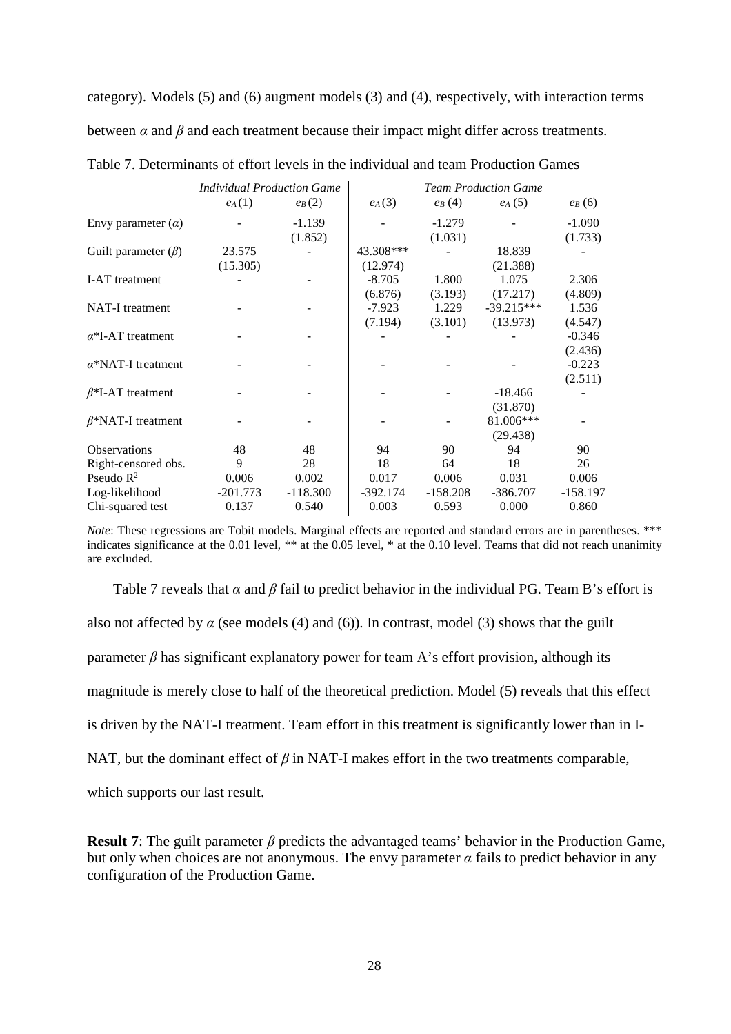category). Models (5) and (6) augment models (3) and (4), respectively, with interaction terms between $\alpha$ and $\beta$ and each treatment because their impact might differ across treatments.

Table 7. Determinants of effort levels in the individual and team Production Games

| | *Individual Production Game* | | *Team Production Game* | | | |
|---|---|---|---|---|---|---|
| | $e_A$ (1) | $e_B$ (2) | $e_A$ (3) | $e_B$ (4) | $e_A$ (5) | $e_B$ (6) |
| Envy parameter ($\alpha$) | - | -1.139 | - | -1.279 | - | -1.090 |
| | | (1.852) | | (1.031) | | (1.733) |
| Guilt parameter ($\beta$) | 23.575 | - | 43.308*** | - | 18.839 | - |
| | (15.305) | | (12.974) | | (21.388) | |
| I-AT treatment | - | - | -8.705 | 1.800 | 1.075 | 2.306 |
| | | | (6.876) | (3.193) | (17.217) | (4.809) |
| NAT-I treatment | - | - | -7.923 | 1.229 | -39.215*** | 1.536 |
| | | | (7.194) | (3.101) | (13.973) | (4.547) |
| $\alpha$*I-AT treatment | - | - | - | - | - | -0.346 |
| | | | | | | (2.436) |
| $\alpha$*NAT-I treatment | - | - | - | - | - | -0.223 |
| | | | | | | (2.511) |
| $\beta$*I-AT treatment | - | - | - | - | -18.466 | - |
| | | | | | (31.870) | |
| $\beta$*NAT-I treatment | - | - | - | - | 81.006*** | - |
| | | | | | (29.438) | |
| Observations | 48 | 48 | 94 | 90 | 94 | 90 |
| Right-censored obs. | 9 | 28 | 18 | 64 | 18 | 26 |
| Pseudo $R^2$ | 0.006 | 0.002 | 0.017 | 0.006 | 0.031 | 0.006 |
| Log-likelihood | -201.773 | -118.300 | -392.174 | -158.208 | -386.707 | -158.197 |
| Chi-squared test | 0.137 | 0.540 | 0.003 | 0.593 | 0.000 | 0.860 |

*Note*: These regressions are Tobit models. Marginal effects are reported and standard errors are in parentheses. *** indicates significance at the 0.01 level, ** at the 0.05 level, * at the 0.10 level. Teams that did not reach unanimity are excluded.

Table 7 reveals that $\alpha$ and $\beta$ fail to predict behavior in the individual PG. Team B's effort is also not affected by $\alpha$ (see models (4) and (6)). In contrast, model (3) shows that the guilt parameter $\beta$ has significant explanatory power for team A's effort provision, although its magnitude is merely close to half of the theoretical prediction. Model (5) reveals that this effect is driven by the NAT-I treatment. Team effort in this treatment is significantly lower than in I-NAT, but the dominant effect of $\beta$ in NAT-I makes effort in the two treatments comparable, which supports our last result.

**Result 7**: The guilt parameter $\beta$ predicts the advantaged teams' behavior in the Production Game, but only when choices are not anonymous. The envy parameter $\alpha$ fails to predict behavior in any configuration of the Production Game.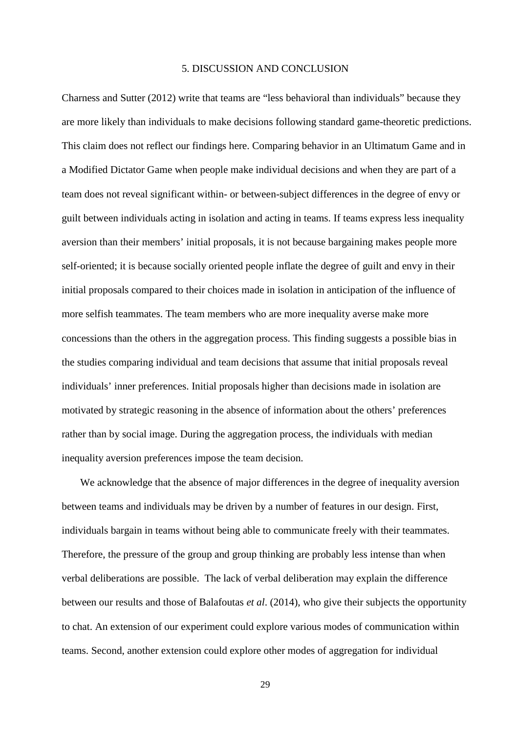# 5. DISCUSSION AND CONCLUSION

Charness and Sutter (2012) write that teams are "less behavioral than individuals" because they are more likely than individuals to make decisions following standard game-theoretic predictions. This claim does not reflect our findings here. Comparing behavior in an Ultimatum Game and in a Modified Dictator Game when people make individual decisions and when they are part of a team does not reveal significant within- or between-subject differences in the degree of envy or guilt between individuals acting in isolation and acting in teams. If teams express less inequality aversion than their members' initial proposals, it is not because bargaining makes people more self-oriented; it is because socially oriented people inflate the degree of guilt and envy in their initial proposals compared to their choices made in isolation in anticipation of the influence of more selfish teammates. The team members who are more inequality averse make more concessions than the others in the aggregation process. This finding suggests a possible bias in the studies comparing individual and team decisions that assume that initial proposals reveal individuals' inner preferences. Initial proposals higher than decisions made in isolation are motivated by strategic reasoning in the absence of information about the others' preferences rather than by social image. During the aggregation process, the individuals with median inequality aversion preferences impose the team decision.

We acknowledge that the absence of major differences in the degree of inequality aversion between teams and individuals may be driven by a number of features in our design. First, individuals bargain in teams without being able to communicate freely with their teammates. Therefore, the pressure of the group and group thinking are probably less intense than when verbal deliberations are possible. The lack of verbal deliberation may explain the difference between our results and those of Balafoutas *et al*. (2014), who give their subjects the opportunity to chat. An extension of our experiment could explore various modes of communication within teams. Second, another extension could explore other modes of aggregation for individual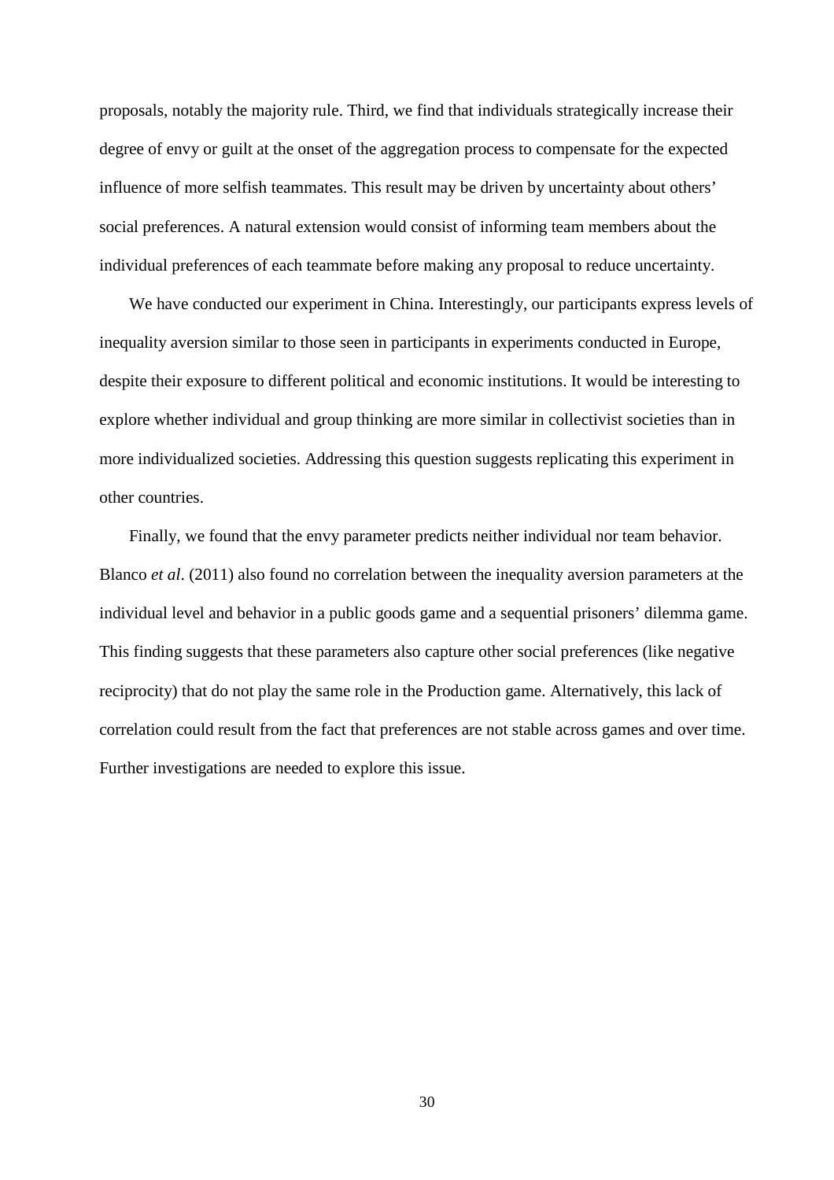proposals, notably the majority rule. Third, we find that individuals strategically increase their degree of envy or guilt at the onset of the aggregation process to compensate for the expected influence of more selfish teammates. This result may be driven by uncertainty about others' social preferences. A natural extension would consist of informing team members about the individual preferences of each teammate before making any proposal to reduce uncertainty.

We have conducted our experiment in China. Interestingly, our participants express levels of inequality aversion similar to those seen in participants in experiments conducted in Europe, despite their exposure to different political and economic institutions. It would be interesting to explore whether individual and group thinking are more similar in collectivist societies than in more individualized societies. Addressing this question suggests replicating this experiment in other countries.

Finally, we found that the envy parameter predicts neither individual nor team behavior. Blanco *et al*. (2011) also found no correlation between the inequality aversion parameters at the individual level and behavior in a public goods game and a sequential prisoners' dilemma game. This finding suggests that these parameters also capture other social preferences (like negative reciprocity) that do not play the same role in the Production game. Alternatively, this lack of correlation could result from the fact that preferences are not stable across games and over time. Further investigations are needed to explore this issue.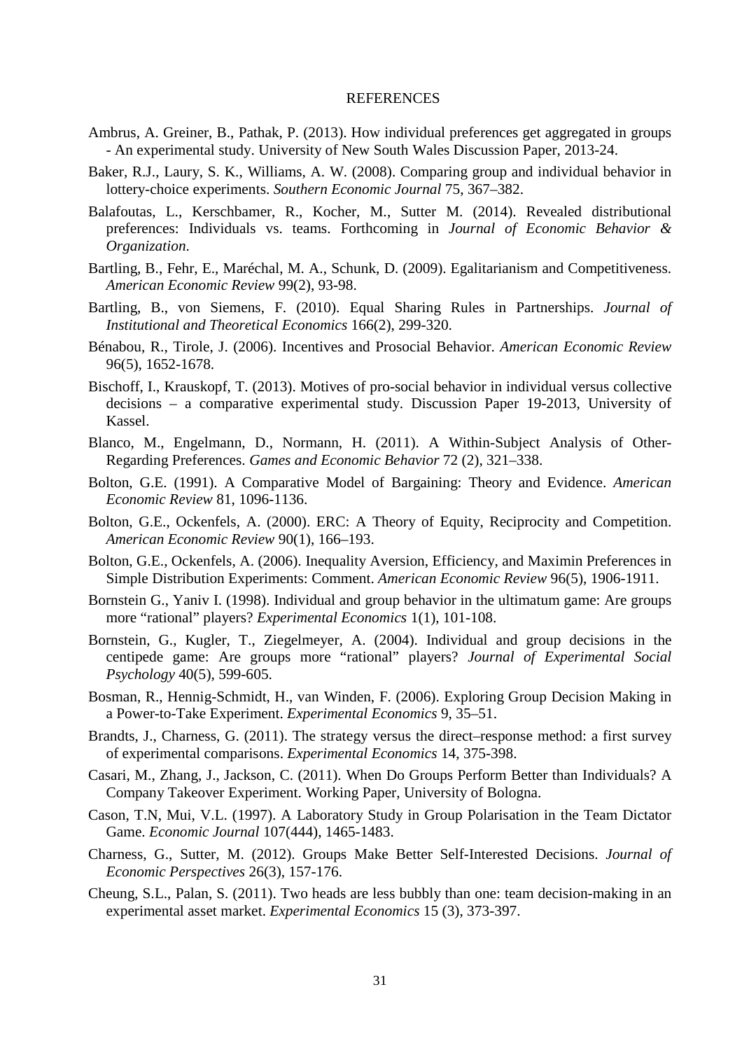# REFERENCES

Ambrus, A. Greiner, B., Pathak, P. (2013). How individual preferences get aggregated in groups - An experimental study. University of New South Wales Discussion Paper, 2013-24.

Baker, R.J., Laury, S. K., Williams, A. W. (2008). Comparing group and individual behavior in lottery-choice experiments. *Southern Economic Journal* 75, 367–382.

Balafoutas, L., Kerschbamer, R., Kocher, M., Sutter M. (2014). Revealed distributional preferences: Individuals vs. teams. Forthcoming in *Journal of Economic Behavior & Organization*.

Bartling, B., Fehr, E., Maréchal, M. A., Schunk, D. (2009). Egalitarianism and Competitiveness. *American Economic Review* 99(2), 93-98.

Bartling, B., von Siemens, F. (2010). Equal Sharing Rules in Partnerships. *Journal of Institutional and Theoretical Economics* 166(2), 299-320.

Bénabou, R., Tirole, J. (2006). Incentives and Prosocial Behavior. *American Economic Review* 96(5), 1652-1678.

Bischoff, I., Krauskopf, T. (2013). Motives of pro-social behavior in individual versus collective decisions – a comparative experimental study. Discussion Paper 19-2013, University of Kassel.

Blanco, M., Engelmann, D., Normann, H. (2011). A Within-Subject Analysis of Other-Regarding Preferences. *Games and Economic Behavior* 72 (2), 321–338.

Bolton, G.E. (1991). A Comparative Model of Bargaining: Theory and Evidence. *American Economic Review* 81, 1096-1136.

Bolton, G.E., Ockenfels, A. (2000). ERC: A Theory of Equity, Reciprocity and Competition. *American Economic Review* 90(1), 166–193.

Bolton, G.E., Ockenfels, A. (2006). Inequality Aversion, Efficiency, and Maximin Preferences in Simple Distribution Experiments: Comment. *American Economic Review* 96(5), 1906-1911.

Bornstein G., Yaniv I. (1998). Individual and group behavior in the ultimatum game: Are groups more "rational" players? *Experimental Economics* 1(1), 101-108.

Bornstein, G., Kugler, T., Ziegelmeyer, A. (2004). Individual and group decisions in the centipede game: Are groups more "rational" players? *Journal of Experimental Social Psychology* 40(5), 599-605.

Bosman, R., Hennig-Schmidt, H., van Winden, F. (2006). Exploring Group Decision Making in a Power-to-Take Experiment. *Experimental Economics* 9, 35–51.

Brandts, J., Charness, G. (2011). The strategy versus the direct–response method: a first survey of experimental comparisons. *Experimental Economics* 14, 375-398.

Casari, M., Zhang, J., Jackson, C. (2011). When Do Groups Perform Better than Individuals? A Company Takeover Experiment. Working Paper, University of Bologna.

Cason, T.N, Mui, V.L. (1997). A Laboratory Study in Group Polarisation in the Team Dictator Game. *Economic Journal* 107(444), 1465-1483.

Charness, G., Sutter, M. (2012). Groups Make Better Self-Interested Decisions. *Journal of Economic Perspectives* 26(3), 157-176.

Cheung, S.L., Palan, S. (2011). Two heads are less bubbly than one: team decision-making in an experimental asset market. *Experimental Economics* 15 (3), 373-397.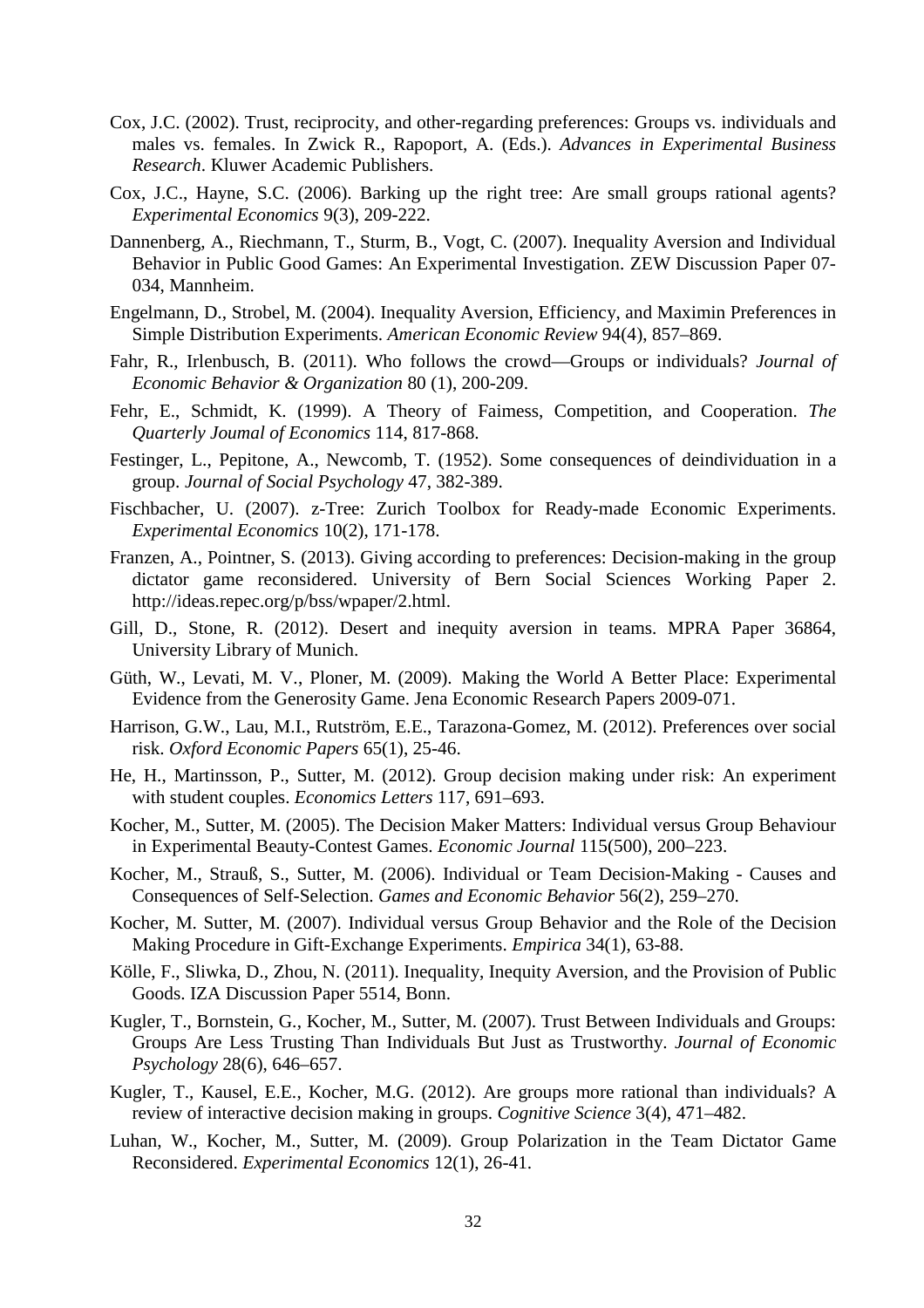Cox, J.C. (2002). Trust, reciprocity, and other-regarding preferences: Groups vs. individuals and males vs. females. In Zwick R., Rapoport, A. (Eds.). *Advances in Experimental Business Research*. Kluwer Academic Publishers.

Cox, J.C., Hayne, S.C. (2006). Barking up the right tree: Are small groups rational agents? *Experimental Economics* 9(3), 209-222.

Dannenberg, A., Riechmann, T., Sturm, B., Vogt, C. (2007). Inequality Aversion and Individual Behavior in Public Good Games: An Experimental Investigation. ZEW Discussion Paper 07-034, Mannheim.

Engelmann, D., Strobel, M. (2004). Inequality Aversion, Efficiency, and Maximin Preferences in Simple Distribution Experiments. *American Economic Review* 94(4), 857–869.

Fahr, R., Irlenbusch, B. (2011). Who follows the crowd—Groups or individuals? *Journal of Economic Behavior & Organization* 80 (1), 200-209.

Fehr, E., Schmidt, K. (1999). A Theory of Faimess, Competition, and Cooperation. *The Quarterly Joumal of Economics* 114, 817-868.

Festinger, L., Pepitone, A., Newcomb, T. (1952). Some consequences of deindividuation in a group. *Journal of Social Psychology* 47, 382-389.

Fischbacher, U. (2007). z-Tree: Zurich Toolbox for Ready-made Economic Experiments. *Experimental Economics* 10(2), 171-178.

Franzen, A., Pointner, S. (2013). Giving according to preferences: Decision-making in the group dictator game reconsidered. University of Bern Social Sciences Working Paper 2. http://ideas.repec.org/p/bss/wpaper/2.html.

Gill, D., Stone, R. (2012). Desert and inequity aversion in teams. MPRA Paper 36864, University Library of Munich.

Güth, W., Levati, M. V., Ploner, M. (2009). Making the World A Better Place: Experimental Evidence from the Generosity Game. Jena Economic Research Papers 2009-071.

Harrison, G.W., Lau, M.I., Rutström, E.E., Tarazona-Gomez, M. (2012). Preferences over social risk. *Oxford Economic Papers* 65(1), 25-46.

He, H., Martinsson, P., Sutter, M. (2012). Group decision making under risk: An experiment with student couples. *Economics Letters* 117, 691–693.

Kocher, M., Sutter, M. (2005). The Decision Maker Matters: Individual versus Group Behaviour in Experimental Beauty-Contest Games. *Economic Journal* 115(500), 200–223.

Kocher, M., Strauß, S., Sutter, M. (2006). Individual or Team Decision-Making - Causes and Consequences of Self-Selection. *Games and Economic Behavior* 56(2), 259–270.

Kocher, M. Sutter, M. (2007). Individual versus Group Behavior and the Role of the Decision Making Procedure in Gift-Exchange Experiments. *Empirica* 34(1), 63-88.

Kölle, F., Sliwka, D., Zhou, N. (2011). Inequality, Inequity Aversion, and the Provision of Public Goods. IZA Discussion Paper 5514, Bonn.

Kugler, T., Bornstein, G., Kocher, M., Sutter, M. (2007). Trust Between Individuals and Groups: Groups Are Less Trusting Than Individuals But Just as Trustworthy. *Journal of Economic Psychology* 28(6), 646–657.

Kugler, T., Kausel, E.E., Kocher, M.G. (2012). Are groups more rational than individuals? A review of interactive decision making in groups. *Cognitive Science* 3(4), 471–482.

Luhan, W., Kocher, M., Sutter, M. (2009). Group Polarization in the Team Dictator Game Reconsidered. *Experimental Economics* 12(1), 26-41.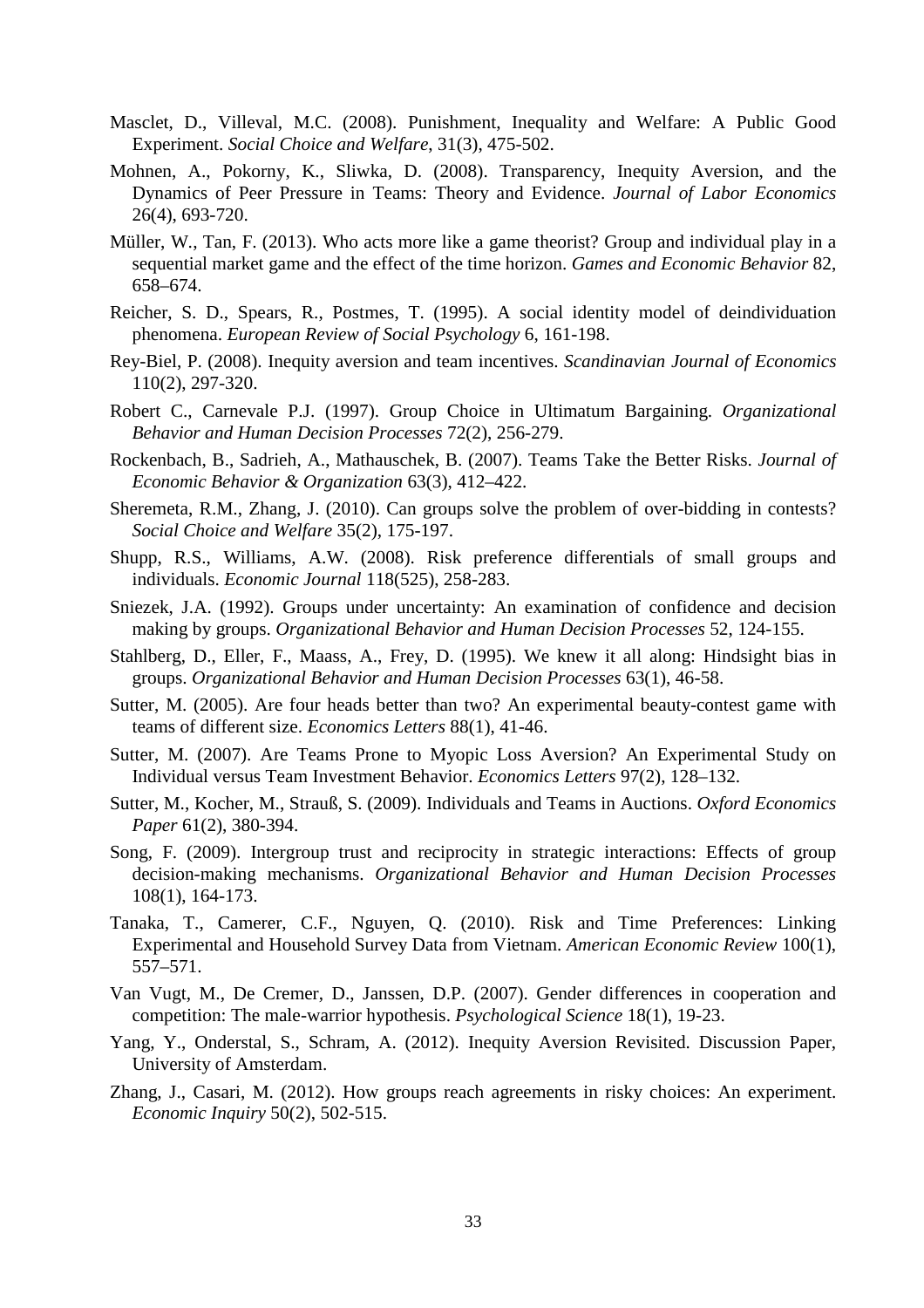Masclet, D., Villeval, M.C. (2008). Punishment, Inequality and Welfare: A Public Good Experiment. *Social Choice and Welfare*, 31(3), 475-502.

Mohnen, A., Pokorny, K., Sliwka, D. (2008). Transparency, Inequity Aversion, and the Dynamics of Peer Pressure in Teams: Theory and Evidence. *Journal of Labor Economics* 26(4), 693-720.

Müller, W., Tan, F. (2013). Who acts more like a game theorist? Group and individual play in a sequential market game and the effect of the time horizon. *Games and Economic Behavior* 82, 658–674.

Reicher, S. D., Spears, R., Postmes, T. (1995). A social identity model of deindividuation phenomena. *European Review of Social Psychology* 6, 161-198.

Rey-Biel, P. (2008). Inequity aversion and team incentives. *Scandinavian Journal of Economics* 110(2), 297-320.

Robert C., Carnevale P.J. (1997). Group Choice in Ultimatum Bargaining. *Organizational Behavior and Human Decision Processes* 72(2), 256-279.

Rockenbach, B., Sadrieh, A., Mathauschek, B. (2007). Teams Take the Better Risks. *Journal of Economic Behavior & Organization* 63(3), 412–422.

Sheremeta, R.M., Zhang, J. (2010). Can groups solve the problem of over-bidding in contests? *Social Choice and Welfare* 35(2), 175-197.

Shupp, R.S., Williams, A.W. (2008). Risk preference differentials of small groups and individuals. *Economic Journal* 118(525), 258-283.

Sniezek, J.A. (1992). Groups under uncertainty: An examination of confidence and decision making by groups. *Organizational Behavior and Human Decision Processes* 52, 124-155.

Stahlberg, D., Eller, F., Maass, A., Frey, D. (1995). We knew it all along: Hindsight bias in groups. *Organizational Behavior and Human Decision Processes* 63(1), 46-58.

Sutter, M. (2005). Are four heads better than two? An experimental beauty-contest game with teams of different size. *Economics Letters* 88(1), 41-46.

Sutter, M. (2007). Are Teams Prone to Myopic Loss Aversion? An Experimental Study on Individual versus Team Investment Behavior. *Economics Letters* 97(2), 128–132.

Sutter, M., Kocher, M., Strauß, S. (2009). Individuals and Teams in Auctions. *Oxford Economics Paper* 61(2), 380-394.

Song, F. (2009). Intergroup trust and reciprocity in strategic interactions: Effects of group decision-making mechanisms. *Organizational Behavior and Human Decision Processes* 108(1), 164-173.

Tanaka, T., Camerer, C.F., Nguyen, Q. (2010). Risk and Time Preferences: Linking Experimental and Household Survey Data from Vietnam. *American Economic Review* 100(1), 557–571.

Van Vugt, M., De Cremer, D., Janssen, D.P. (2007). Gender differences in cooperation and competition: The male-warrior hypothesis. *Psychological Science* 18(1), 19-23.

Yang, Y., Onderstal, S., Schram, A. (2012). Inequity Aversion Revisited. Discussion Paper, University of Amsterdam.

Zhang, J., Casari, M. (2012). How groups reach agreements in risky choices: An experiment. *Economic Inquiry* 50(2), 502-515.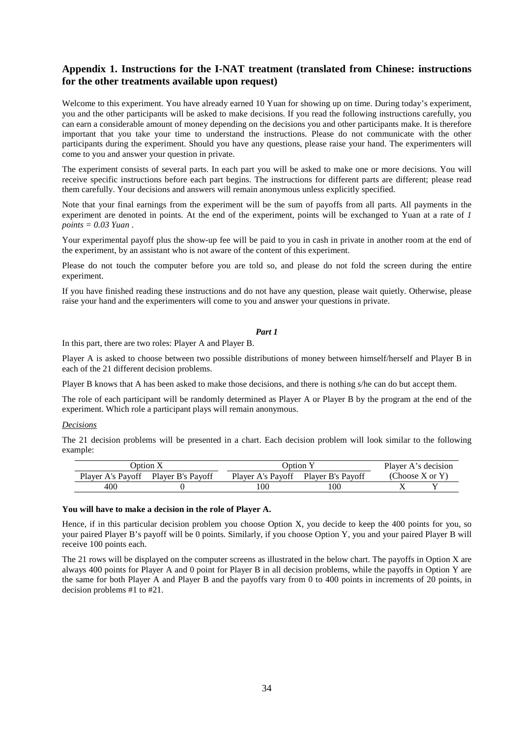## Appendix 1. Instructions for the I-NAT treatment (translated from Chinese: instructions for the other treatments available upon request)

Welcome to this experiment. You have already earned 10 Yuan for showing up on time. During today's experiment, you and the other participants will be asked to make decisions. If you read the following instructions carefully, you can earn a considerable amount of money depending on the decisions you and other participants make. It is therefore important that you take your time to understand the instructions. Please do not communicate with the other participants during the experiment. Should you have any questions, please raise your hand. The experimenters will come to you and answer your question in private.

The experiment consists of several parts. In each part you will be asked to make one or more decisions. You will receive specific instructions before each part begins. The instructions for different parts are different; please read them carefully. Your decisions and answers will remain anonymous unless explicitly specified.

Note that your final earnings from the experiment will be the sum of payoffs from all parts. All payments in the experiment are denoted in points. At the end of the experiment, points will be exchanged to Yuan at a rate of *1 points = 0.03 Yuan* .

Your experimental payoff plus the show-up fee will be paid to you in cash in private in another room at the end of the experiment, by an assistant who is not aware of the content of this experiment.

Please do not touch the computer before you are told so, and please do not fold the screen during the entire experiment.

If you have finished reading these instructions and do not have any question, please wait quietly. Otherwise, please raise your hand and the experimenters will come to you and answer your questions in private.

***Part 1***

In this part, there are two roles: Player A and Player B.

Player A is asked to choose between two possible distributions of money between himself/herself and Player B in each of the 21 different decision problems.

Player B knows that A has been asked to make those decisions, and there is nothing s/he can do but accept them.

The role of each participant will be randomly determined as Player A or Player B by the program at the end of the experiment. Which role a participant plays will remain anonymous.

*Decisions*

The 21 decision problems will be presented in a chart. Each decision problem will look similar to the following example:

| Option X | | Option Y | | Player A's decision | |
|---|---|---|---|---|---|
| Player A's Payoff | Player B's Payoff | Player A's Payoff | Player B's Payoff | (Choose X or Y) | |
| 400 | 0 | 100 | 100 | X | Y |

**You will have to make a decision in the role of Player A.**

Hence, if in this particular decision problem you choose Option X, you decide to keep the 400 points for you, so your paired Player B's payoff will be 0 points. Similarly, if you choose Option Y, you and your paired Player B will receive 100 points each.

The 21 rows will be displayed on the computer screens as illustrated in the below chart. The payoffs in Option X are always 400 points for Player A and 0 point for Player B in all decision problems, while the payoffs in Option Y are the same for both Player A and Player B and the payoffs vary from 0 to 400 points in increments of 20 points, in decision problems #1 to #21.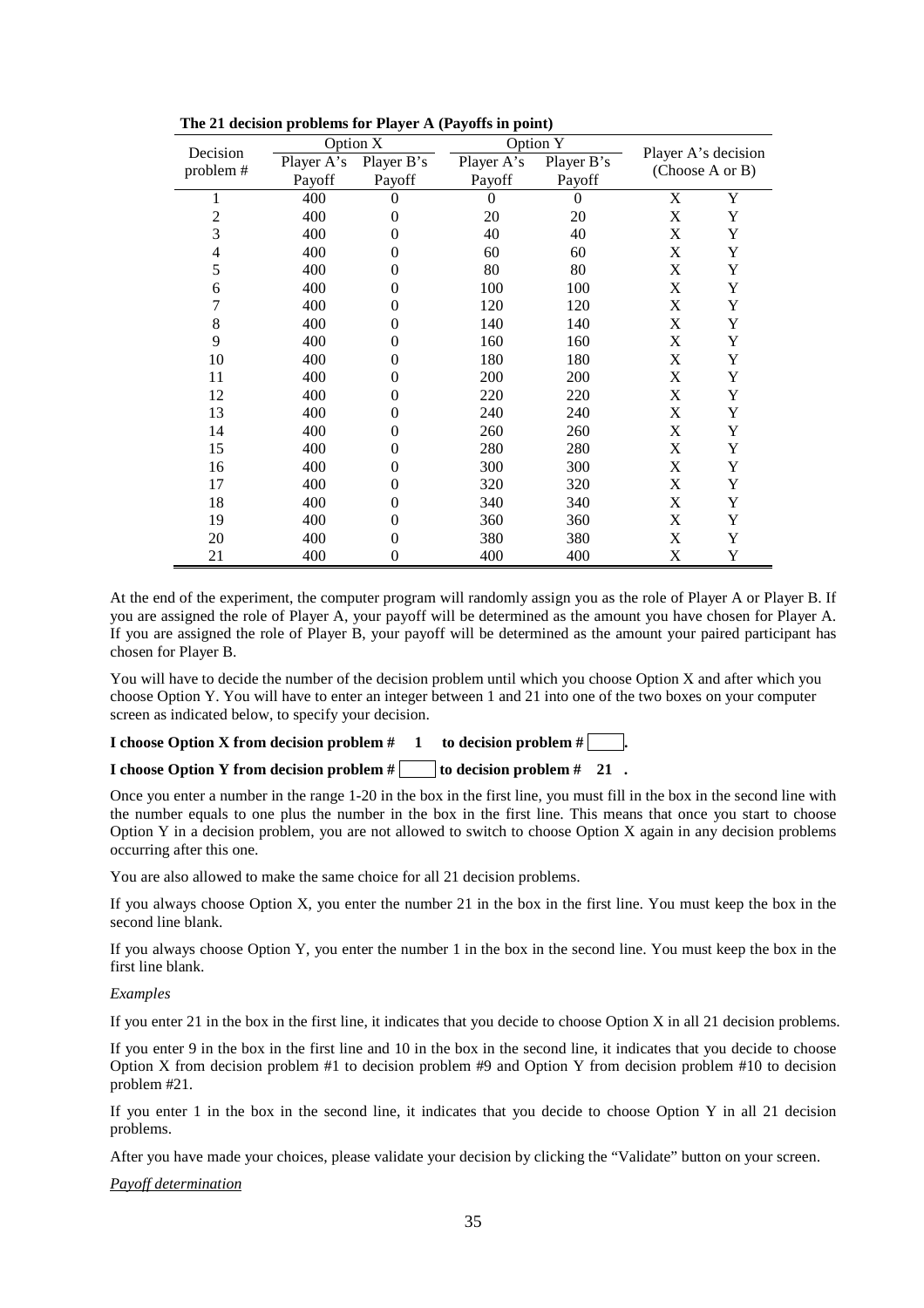**The 21 decision problems for Player A (Payoffs in point)**

| Decision problem # | Option X | | Option Y | | Player A's decision (Choose A or B) | |
|---|---|---|---|---|---|---|
| | Player A's Payoff | Player B's Payoff | Player A's Payoff | Player B's Payoff | | |
| 1 | 400 | 0 | 0 | 0 | X | Y |
| 2 | 400 | 0 | 20 | 20 | X | Y |
| 3 | 400 | 0 | 40 | 40 | X | Y |
| 4 | 400 | 0 | 60 | 60 | X | Y |
| 5 | 400 | 0 | 80 | 80 | X | Y |
| 6 | 400 | 0 | 100 | 100 | X | Y |
| 7 | 400 | 0 | 120 | 120 | X | Y |
| 8 | 400 | 0 | 140 | 140 | X | Y |
| 9 | 400 | 0 | 160 | 160 | X | Y |
| 10 | 400 | 0 | 180 | 180 | X | Y |
| 11 | 400 | 0 | 200 | 200 | X | Y |
| 12 | 400 | 0 | 220 | 220 | X | Y |
| 13 | 400 | 0 | 240 | 240 | X | Y |
| 14 | 400 | 0 | 260 | 260 | X | Y |
| 15 | 400 | 0 | 280 | 280 | X | Y |
| 16 | 400 | 0 | 300 | 300 | X | Y |
| 17 | 400 | 0 | 320 | 320 | X | Y |
| 18 | 400 | 0 | 340 | 340 | X | Y |
| 19 | 400 | 0 | 360 | 360 | X | Y |
| 20 | 400 | 0 | 380 | 380 | X | Y |
| 21 | 400 | 0 | 400 | 400 | X | Y |

At the end of the experiment, the computer program will randomly assign you as the role of Player A or Player B. If you are assigned the role of Player A, your payoff will be determined as the amount you have chosen for Player A. If you are assigned the role of Player B, your payoff will be determined as the amount your paired participant has chosen for Player B.

You will have to decide the number of the decision problem until which you choose Option X and after which you choose Option Y. You will have to enter an integer between 1 and 21 into one of the two boxes on your computer screen as indicated below, to specify your decision.

**I choose Option X from decision problem # 1 to decision problem # [ ].**

**I choose Option Y from decision problem # [ ] to decision problem # 21 .**

Once you enter a number in the range 1-20 in the box in the first line, you must fill in the box in the second line with the number equals to one plus the number in the box in the first line. This means that once you start to choose Option Y in a decision problem, you are not allowed to switch to choose Option X again in any decision problems occurring after this one.

You are also allowed to make the same choice for all 21 decision problems.

If you always choose Option X, you enter the number 21 in the box in the first line. You must keep the box in the second line blank.

If you always choose Option Y, you enter the number 1 in the box in the second line. You must keep the box in the first line blank.

*Examples*

If you enter 21 in the box in the first line, it indicates that you decide to choose Option X in all 21 decision problems.

If you enter 9 in the box in the first line and 10 in the box in the second line, it indicates that you decide to choose Option X from decision problem #1 to decision problem #9 and Option Y from decision problem #10 to decision problem #21.

If you enter 1 in the box in the second line, it indicates that you decide to choose Option Y in all 21 decision problems.

After you have made your choices, please validate your decision by clicking the "Validate" button on your screen.

*Payoff determination*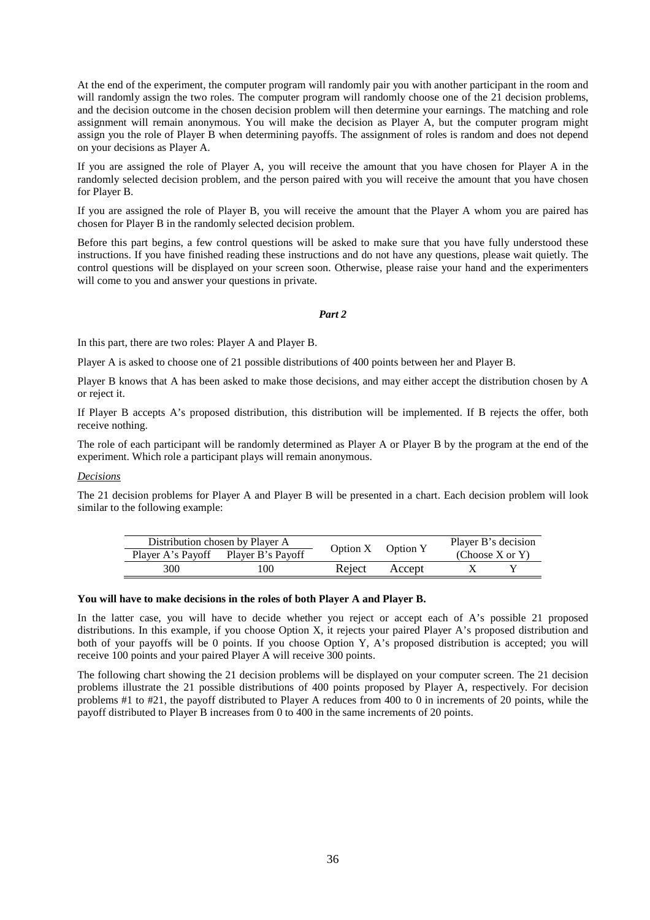At the end of the experiment, the computer program will randomly pair you with another participant in the room and will randomly assign the two roles. The computer program will randomly choose one of the 21 decision problems, and the decision outcome in the chosen decision problem will then determine your earnings. The matching and role assignment will remain anonymous. You will make the decision as Player A, but the computer program might assign you the role of Player B when determining payoffs. The assignment of roles is random and does not depend on your decisions as Player A.

If you are assigned the role of Player A, you will receive the amount that you have chosen for Player A in the randomly selected decision problem, and the person paired with you will receive the amount that you have chosen for Player B.

If you are assigned the role of Player B, you will receive the amount that the Player A whom you are paired has chosen for Player B in the randomly selected decision problem.

Before this part begins, a few control questions will be asked to make sure that you have fully understood these instructions. If you have finished reading these instructions and do not have any questions, please wait quietly. The control questions will be displayed on your screen soon. Otherwise, please raise your hand and the experimenters will come to you and answer your questions in private.

### *Part 2*

In this part, there are two roles: Player A and Player B.

Player A is asked to choose one of 21 possible distributions of 400 points between her and Player B.

Player B knows that A has been asked to make those decisions, and may either accept the distribution chosen by A or reject it.

If Player B accepts A's proposed distribution, this distribution will be implemented. If B rejects the offer, both receive nothing.

The role of each participant will be randomly determined as Player A or Player B by the program at the end of the experiment. Which role a participant plays will remain anonymous.

*Decisions*

The 21 decision problems for Player A and Player B will be presented in a chart. Each decision problem will look similar to the following example:

| Distribution chosen by Player A | | Option X | Option Y | Player B's decision (Choose X or Y) | |
|---|---|---|---|---|---|
| Player A's Payoff | Player B's Payoff | | | | |
| 300 | 100 | Reject | Accept | X | Y |

**You will have to make decisions in the roles of both Player A and Player B.**

In the latter case, you will have to decide whether you reject or accept each of A's possible 21 proposed distributions. In this example, if you choose Option X, it rejects your paired Player A's proposed distribution and both of your payoffs will be 0 points. If you choose Option Y, A's proposed distribution is accepted; you will receive 100 points and your paired Player A will receive 300 points.

The following chart showing the 21 decision problems will be displayed on your computer screen. The 21 decision problems illustrate the 21 possible distributions of 400 points proposed by Player A, respectively. For decision problems #1 to #21, the payoff distributed to Player A reduces from 400 to 0 in increments of 20 points, while the payoff distributed to Player B increases from 0 to 400 in the same increments of 20 points.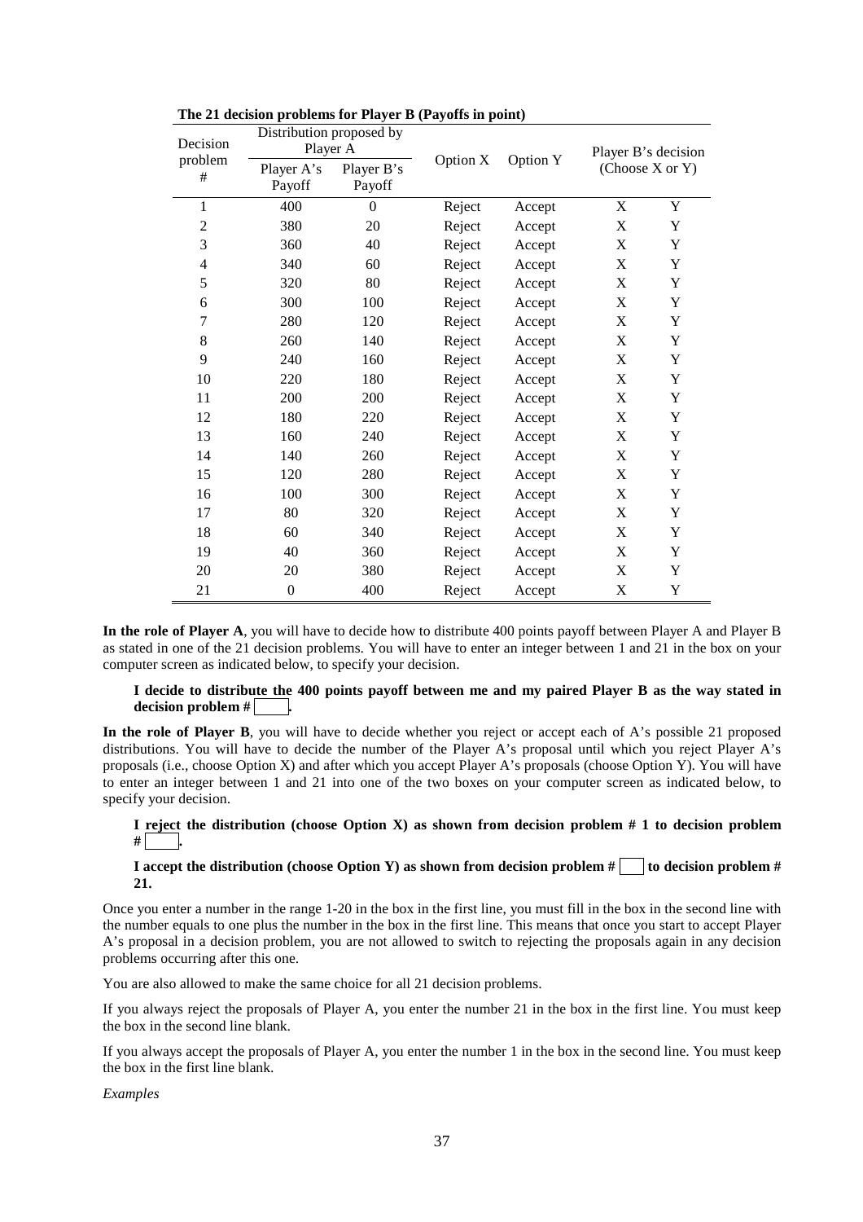**The 21 decision problems for Player B (Payoffs in point)**

| Decision problem # | Distribution proposed by Player A | | Option X | Option Y | Player B's decision (Choose X or Y) | |
|---|---|---|---|---|---|---|
| | Player A's Payoff | Player B's Payoff | | | | |
| 1 | 400 | 0 | Reject | Accept | X | Y |
| 2 | 380 | 20 | Reject | Accept | X | Y |
| 3 | 360 | 40 | Reject | Accept | X | Y |
| 4 | 340 | 60 | Reject | Accept | X | Y |
| 5 | 320 | 80 | Reject | Accept | X | Y |
| 6 | 300 | 100 | Reject | Accept | X | Y |
| 7 | 280 | 120 | Reject | Accept | X | Y |
| 8 | 260 | 140 | Reject | Accept | X | Y |
| 9 | 240 | 160 | Reject | Accept | X | Y |
| 10 | 220 | 180 | Reject | Accept | X | Y |
| 11 | 200 | 200 | Reject | Accept | X | Y |
| 12 | 180 | 220 | Reject | Accept | X | Y |
| 13 | 160 | 240 | Reject | Accept | X | Y |
| 14 | 140 | 260 | Reject | Accept | X | Y |
| 15 | 120 | 280 | Reject | Accept | X | Y |
| 16 | 100 | 300 | Reject | Accept | X | Y |
| 17 | 80 | 320 | Reject | Accept | X | Y |
| 18 | 60 | 340 | Reject | Accept | X | Y |
| 19 | 40 | 360 | Reject | Accept | X | Y |
| 20 | 20 | 380 | Reject | Accept | X | Y |
| 21 | 0 | 400 | Reject | Accept | X | Y |

**In the role of Player A**, you will have to decide how to distribute 400 points payoff between Player A and Player B as stated in one of the 21 decision problems. You will have to enter an integer between 1 and 21 in the box on your computer screen as indicated below, to specify your decision.

**I decide to distribute the 400 points payoff between me and my paired Player B as the way stated in decision problem # [ ].**

**In the role of Player B**, you will have to decide whether you reject or accept each of A's possible 21 proposed distributions. You will have to decide the number of the Player A's proposal until which you reject Player A's proposals (i.e., choose Option X) and after which you accept Player A's proposals (choose Option Y). You will have to enter an integer between 1 and 21 into one of the two boxes on your computer screen as indicated below, to specify your decision.

**I reject the distribution (choose Option X) as shown from decision problem # 1 to decision problem # [ ].**

**I accept the distribution (choose Option Y) as shown from decision problem # [ ] to decision problem # 21.**

Once you enter a number in the range 1-20 in the box in the first line, you must fill in the box in the second line with the number equals to one plus the number in the box in the first line. This means that once you start to accept Player A's proposal in a decision problem, you are not allowed to switch to rejecting the proposals again in any decision problems occurring after this one.

You are also allowed to make the same choice for all 21 decision problems.

If you always reject the proposals of Player A, you enter the number 21 in the box in the first line. You must keep the box in the second line blank.

If you always accept the proposals of Player A, you enter the number 1 in the box in the second line. You must keep the box in the first line blank.

*Examples*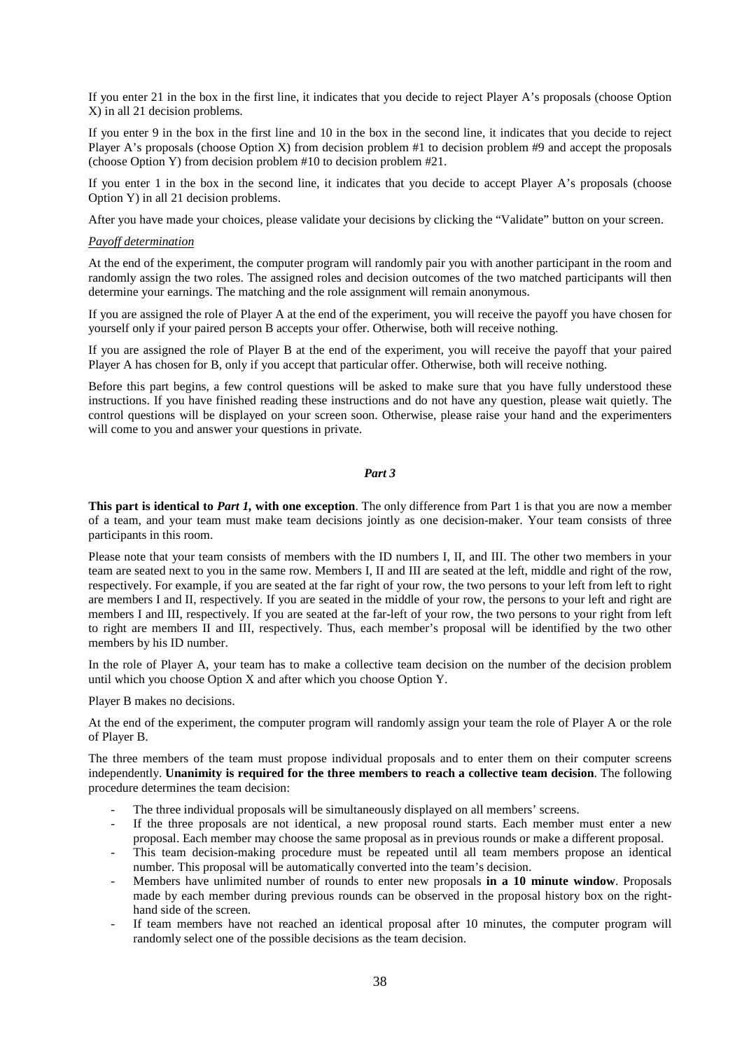If you enter 21 in the box in the first line, it indicates that you decide to reject Player A's proposals (choose Option X) in all 21 decision problems.

If you enter 9 in the box in the first line and 10 in the box in the second line, it indicates that you decide to reject Player A's proposals (choose Option X) from decision problem #1 to decision problem #9 and accept the proposals (choose Option Y) from decision problem #10 to decision problem #21.

If you enter 1 in the box in the second line, it indicates that you decide to accept Player A's proposals (choose Option Y) in all 21 decision problems.

After you have made your choices, please validate your decisions by clicking the "Validate" button on your screen.

*Payoff determination*

At the end of the experiment, the computer program will randomly pair you with another participant in the room and randomly assign the two roles. The assigned roles and decision outcomes of the two matched participants will then determine your earnings. The matching and the role assignment will remain anonymous.

If you are assigned the role of Player A at the end of the experiment, you will receive the payoff you have chosen for yourself only if your paired person B accepts your offer. Otherwise, both will receive nothing.

If you are assigned the role of Player B at the end of the experiment, you will receive the payoff that your paired Player A has chosen for B, only if you accept that particular offer. Otherwise, both will receive nothing.

Before this part begins, a few control questions will be asked to make sure that you have fully understood these instructions. If you have finished reading these instructions and do not have any question, please wait quietly. The control questions will be displayed on your screen soon. Otherwise, please raise your hand and the experimenters will come to you and answer your questions in private.

### *Part 3*

**This part is identical to *Part 1*, with one exception**. The only difference from Part 1 is that you are now a member of a team, and your team must make team decisions jointly as one decision-maker. Your team consists of three participants in this room.

Please note that your team consists of members with the ID numbers I, II, and III. The other two members in your team are seated next to you in the same row. Members I, II and III are seated at the left, middle and right of the row, respectively. For example, if you are seated at the far right of your row, the two persons to your left from left to right are members I and II, respectively. If you are seated in the middle of your row, the persons to your left and right are members I and III, respectively. If you are seated at the far-left of your row, the two persons to your right from left to right are members II and III, respectively. Thus, each member's proposal will be identified by the two other members by his ID number.

In the role of Player A, your team has to make a collective team decision on the number of the decision problem until which you choose Option X and after which you choose Option Y.

Player B makes no decisions.

At the end of the experiment, the computer program will randomly assign your team the role of Player A or the role of Player B.

The three members of the team must propose individual proposals and to enter them on their computer screens independently. **Unanimity is required for the three members to reach a collective team decision**. The following procedure determines the team decision:

- The three individual proposals will be simultaneously displayed on all members' screens.
- If the three proposals are not identical, a new proposal round starts. Each member must enter a new proposal. Each member may choose the same proposal as in previous rounds or make a different proposal.
- This team decision-making procedure must be repeated until all team members propose an identical number. This proposal will be automatically converted into the team's decision.
- Members have unlimited number of rounds to enter new proposals **in a 10 minute window**. Proposals made by each member during previous rounds can be observed in the proposal history box on the right-hand side of the screen.
- If team members have not reached an identical proposal after 10 minutes, the computer program will randomly select one of the possible decisions as the team decision.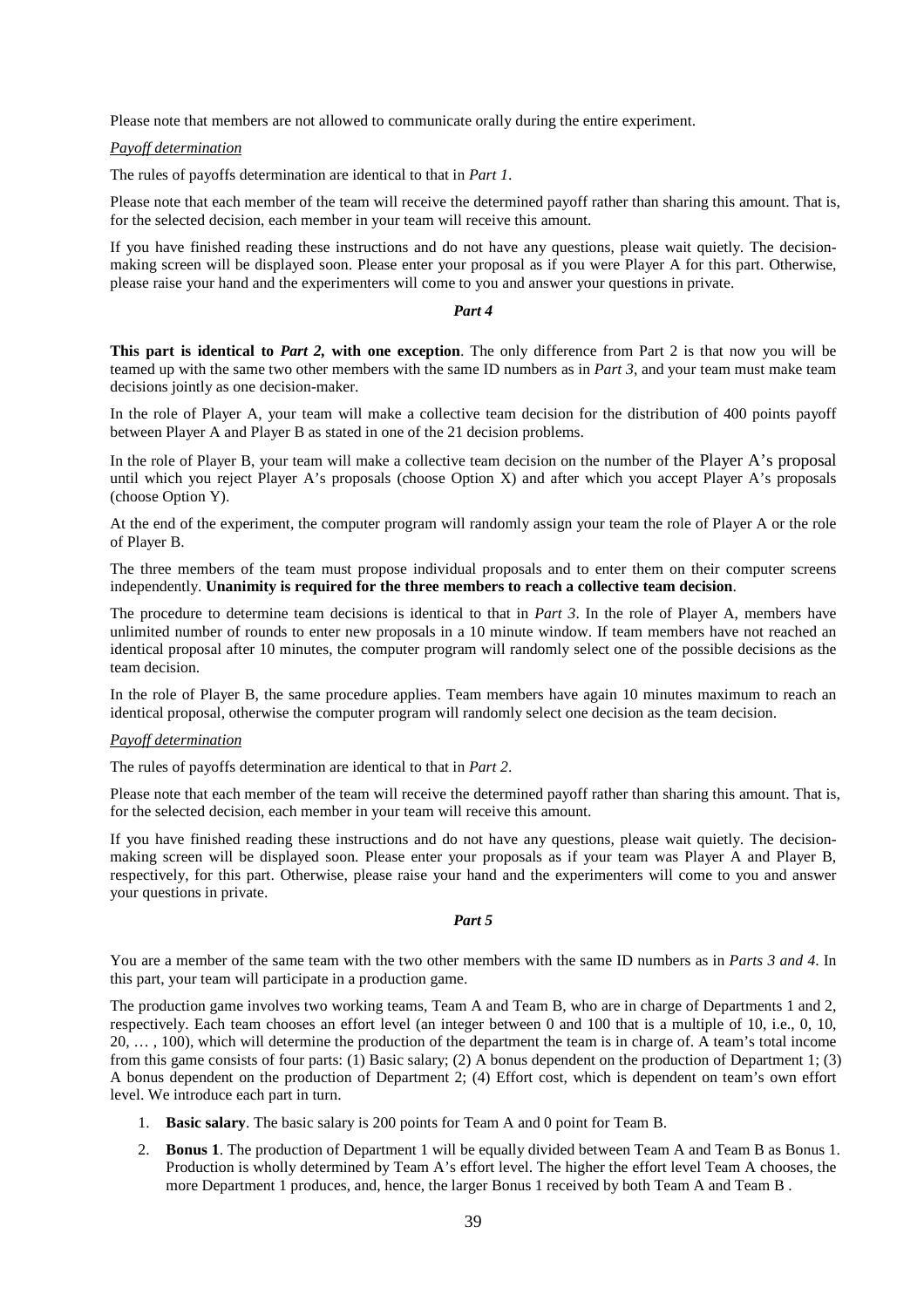Please note that members are not allowed to communicate orally during the entire experiment.

*Payoff determination*

The rules of payoffs determination are identical to that in *Part 1*.

Please note that each member of the team will receive the determined payoff rather than sharing this amount. That is, for the selected decision, each member in your team will receive this amount.

If you have finished reading these instructions and do not have any questions, please wait quietly. The decision-making screen will be displayed soon. Please enter your proposal as if you were Player A for this part. Otherwise, please raise your hand and the experimenters will come to you and answer your questions in private.

### *Part 4*

**This part is identical to *Part 2*, with one exception**. The only difference from Part 2 is that now you will be teamed up with the same two other members with the same ID numbers as in *Part 3*, and your team must make team decisions jointly as one decision-maker.

In the role of Player A, your team will make a collective team decision for the distribution of 400 points payoff between Player A and Player B as stated in one of the 21 decision problems.

In the role of Player B, your team will make a collective team decision on the number of the Player A's proposal until which you reject Player A's proposals (choose Option X) and after which you accept Player A's proposals (choose Option Y).

At the end of the experiment, the computer program will randomly assign your team the role of Player A or the role of Player B.

The three members of the team must propose individual proposals and to enter them on their computer screens independently. **Unanimity is required for the three members to reach a collective team decision**.

The procedure to determine team decisions is identical to that in *Part 3*. In the role of Player A, members have unlimited number of rounds to enter new proposals in a 10 minute window. If team members have not reached an identical proposal after 10 minutes, the computer program will randomly select one of the possible decisions as the team decision.

In the role of Player B, the same procedure applies. Team members have again 10 minutes maximum to reach an identical proposal, otherwise the computer program will randomly select one decision as the team decision.

*Payoff determination*

The rules of payoffs determination are identical to that in *Part 2*.

Please note that each member of the team will receive the determined payoff rather than sharing this amount. That is, for the selected decision, each member in your team will receive this amount.

If you have finished reading these instructions and do not have any questions, please wait quietly. The decision-making screen will be displayed soon. Please enter your proposals as if your team was Player A and Player B, respectively, for this part. Otherwise, please raise your hand and the experimenters will come to you and answer your questions in private.

### *Part 5*

You are a member of the same team with the two other members with the same ID numbers as in *Parts 3 and 4*. In this part, your team will participate in a production game.

The production game involves two working teams, Team A and Team B, who are in charge of Departments 1 and 2, respectively. Each team chooses an effort level (an integer between 0 and 100 that is a multiple of 10, i.e., 0, 10, 20, … , 100), which will determine the production of the department the team is in charge of. A team's total income from this game consists of four parts: (1) Basic salary; (2) A bonus dependent on the production of Department 1; (3) A bonus dependent on the production of Department 2; (4) Effort cost, which is dependent on team's own effort level. We introduce each part in turn.

1. **Basic salary**. The basic salary is 200 points for Team A and 0 point for Team B.
2. **Bonus 1**. The production of Department 1 will be equally divided between Team A and Team B as Bonus 1. Production is wholly determined by Team A's effort level. The higher the effort level Team A chooses, the more Department 1 produces, and, hence, the larger Bonus 1 received by both Team A and Team B .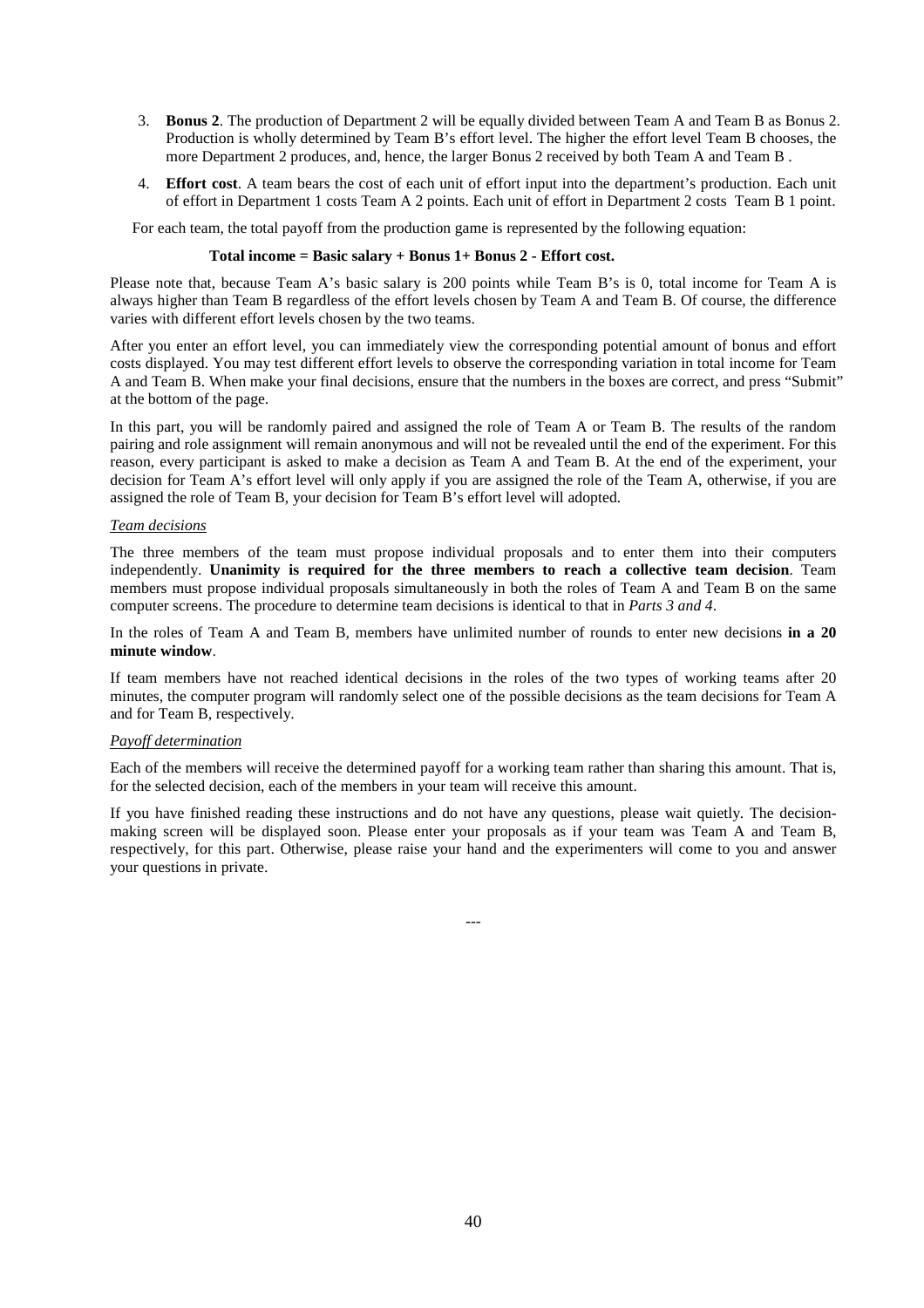3. **Bonus 2**. The production of Department 2 will be equally divided between Team A and Team B as Bonus 2. Production is wholly determined by Team B's effort level. The higher the effort level Team B chooses, the more Department 2 produces, and, hence, the larger Bonus 2 received by both Team A and Team B .
4. **Effort cost**. A team bears the cost of each unit of effort input into the department's production. Each unit of effort in Department 1 costs Team A 2 points. Each unit of effort in Department 2 costs Team B 1 point.

For each team, the total payoff from the production game is represented by the following equation:

**Total income = Basic salary + Bonus 1+ Bonus 2 - Effort cost.**

Please note that, because Team A's basic salary is 200 points while Team B's is 0, total income for Team A is always higher than Team B regardless of the effort levels chosen by Team A and Team B. Of course, the difference varies with different effort levels chosen by the two teams.

After you enter an effort level, you can immediately view the corresponding potential amount of bonus and effort costs displayed. You may test different effort levels to observe the corresponding variation in total income for Team A and Team B. When make your final decisions, ensure that the numbers in the boxes are correct, and press "Submit" at the bottom of the page.

In this part, you will be randomly paired and assigned the role of Team A or Team B. The results of the random pairing and role assignment will remain anonymous and will not be revealed until the end of the experiment. For this reason, every participant is asked to make a decision as Team A and Team B. At the end of the experiment, your decision for Team A's effort level will only apply if you are assigned the role of the Team A, otherwise, if you are assigned the role of Team B, your decision for Team B's effort level will adopted.

*Team decisions*

The three members of the team must propose individual proposals and to enter them into their computers independently. **Unanimity is required for the three members to reach a collective team decision**. Team members must propose individual proposals simultaneously in both the roles of Team A and Team B on the same computer screens. The procedure to determine team decisions is identical to that in *Parts 3 and 4*.

In the roles of Team A and Team B, members have unlimited number of rounds to enter new decisions **in a 20 minute window**.

If team members have not reached identical decisions in the roles of the two types of working teams after 20 minutes, the computer program will randomly select one of the possible decisions as the team decisions for Team A and for Team B, respectively.

*Payoff determination*

Each of the members will receive the determined payoff for a working team rather than sharing this amount. That is, for the selected decision, each of the members in your team will receive this amount.

If you have finished reading these instructions and do not have any questions, please wait quietly. The decision-making screen will be displayed soon. Please enter your proposals as if your team was Team A and Team B, respectively, for this part. Otherwise, please raise your hand and the experimenters will come to you and answer your questions in private.

---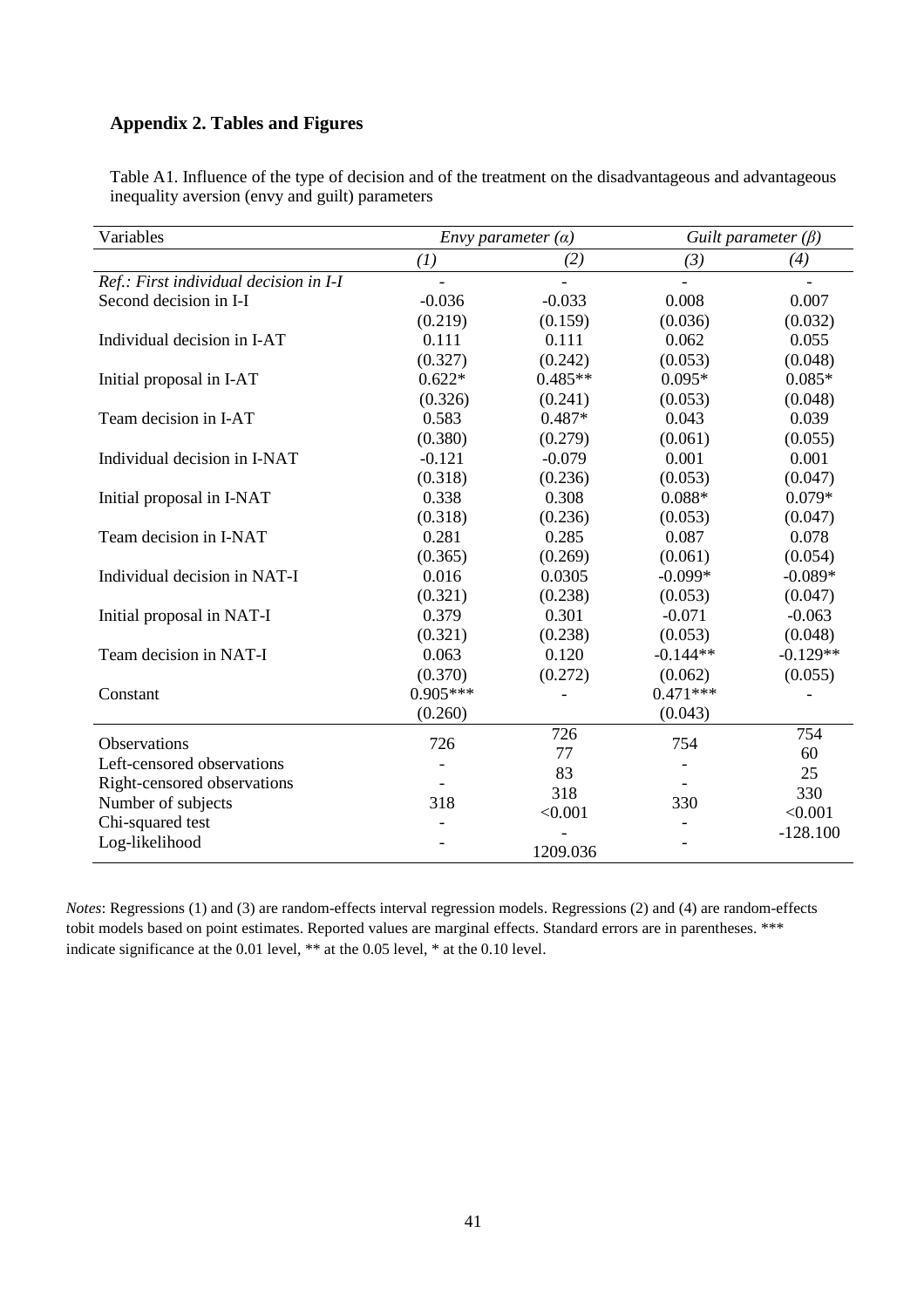## Appendix 2. Tables and Figures

Table A1. Influence of the type of decision and of the treatment on the disadvantageous and advantageous inequality aversion (envy and guilt) parameters

| Variables | *Envy parameter (α)* | | *Guilt parameter (β)* | |
|---|---|---|---|---|
| | *(1)* | *(2)* | *(3)* | *(4)* |
| *Ref.: First individual decision in I-I* | - | - | - | - |
| Second decision in I-I | -0.036 | -0.033 | 0.008 | 0.007 |
| | (0.219) | (0.159) | (0.036) | (0.032) |
| Individual decision in I-AT | 0.111 | 0.111 | 0.062 | 0.055 |
| | (0.327) | (0.242) | (0.053) | (0.048) |
| Initial proposal in I-AT | 0.622* | 0.485** | 0.095* | 0.085* |
| | (0.326) | (0.241) | (0.053) | (0.048) |
| Team decision in I-AT | 0.583 | 0.487* | 0.043 | 0.039 |
| | (0.380) | (0.279) | (0.061) | (0.055) |
| Individual decision in I-NAT | -0.121 | -0.079 | 0.001 | 0.001 |
| | (0.318) | (0.236) | (0.053) | (0.047) |
| Initial proposal in I-NAT | 0.338 | 0.308 | 0.088* | 0.079* |
| | (0.318) | (0.236) | (0.053) | (0.047) |
| Team decision in I-NAT | 0.281 | 0.285 | 0.087 | 0.078 |
| | (0.365) | (0.269) | (0.061) | (0.054) |
| Individual decision in NAT-I | 0.016 | 0.0305 | -0.099* | -0.089* |
| | (0.321) | (0.238) | (0.053) | (0.047) |
| Initial proposal in NAT-I | 0.379 | 0.301 | -0.071 | -0.063 |
| | (0.321) | (0.238) | (0.053) | (0.048) |
| Team decision in NAT-I | 0.063 | 0.120 | -0.144** | -0.129** |
| | (0.370) | (0.272) | (0.062) | (0.055) |
| Constant | 0.905*** | - | 0.471*** | - |
| | (0.260) | | (0.043) | |
| Observations | 726 | 726 | 754 | 754 |
| Left-censored observations | - | 77 | - | 60 |
| Right-censored observations | - | 83 | - | 25 |
| Number of subjects | 318 | 318 | 330 | 330 |
| Chi-squared test | - | <0.001 | - | <0.001 |
| Log-likelihood | - | -1209.036 | - | -128.100 |

*Notes*: Regressions (1) and (3) are random-effects interval regression models. Regressions (2) and (4) are random-effects tobit models based on point estimates. Reported values are marginal effects. Standard errors are in parentheses. *** indicate significance at the 0.01 level, ** at the 0.05 level, * at the 0.10 level.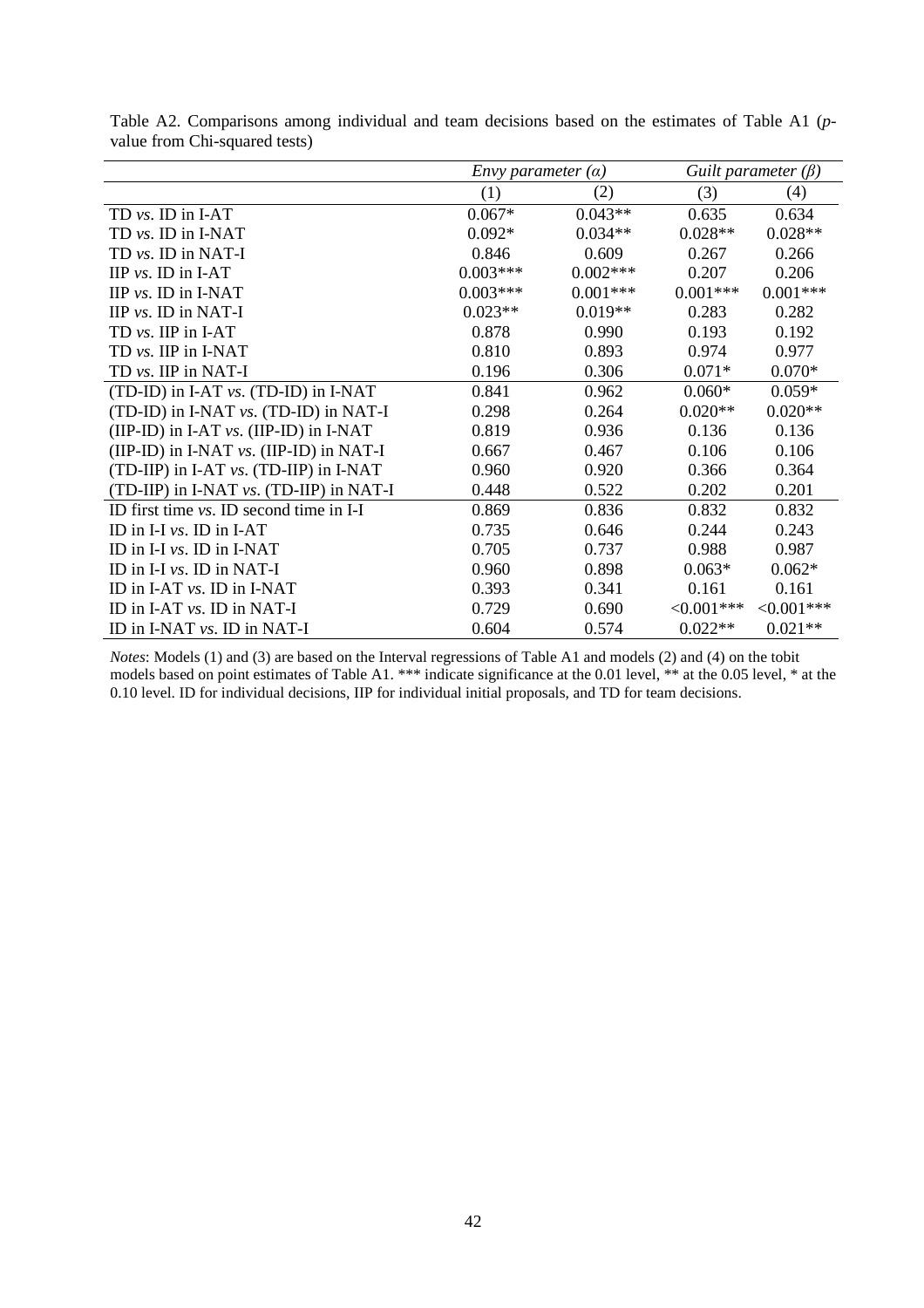Table A2. Comparisons among individual and team decisions based on the estimates of Table A1 (*p*-value from Chi-squared tests)

| | *Envy parameter (α)* | | *Guilt parameter (β)* | |
|---|---|---|---|---|
| | (1) | (2) | (3) | (4) |
| TD *vs.* ID in I-AT | 0.067* | 0.043** | 0.635 | 0.634 |
| TD *vs.* ID in I-NAT | 0.092* | 0.034** | 0.028** | 0.028** |
| TD *vs.* ID in NAT-I | 0.846 | 0.609 | 0.267 | 0.266 |
| IIP *vs.* ID in I-AT | 0.003*** | 0.002*** | 0.207 | 0.206 |
| IIP *vs.* ID in I-NAT | 0.003*** | 0.001*** | 0.001*** | 0.001*** |
| IIP *vs.* ID in NAT-I | 0.023** | 0.019** | 0.283 | 0.282 |
| TD *vs.* IIP in I-AT | 0.878 | 0.990 | 0.193 | 0.192 |
| TD *vs.* IIP in I-NAT | 0.810 | 0.893 | 0.974 | 0.977 |
| TD *vs.* IIP in NAT-I | 0.196 | 0.306 | 0.071* | 0.070* |
| (TD-ID) in I-AT *vs.* (TD-ID) in I-NAT | 0.841 | 0.962 | 0.060* | 0.059* |
| (TD-ID) in I-NAT *vs.* (TD-ID) in NAT-I | 0.298 | 0.264 | 0.020** | 0.020** |
| (IIP-ID) in I-AT *vs.* (IIP-ID) in I-NAT | 0.819 | 0.936 | 0.136 | 0.136 |
| (IIP-ID) in I-NAT *vs.* (IIP-ID) in NAT-I | 0.667 | 0.467 | 0.106 | 0.106 |
| (TD-IIP) in I-AT *vs.* (TD-IIP) in I-NAT | 0.960 | 0.920 | 0.366 | 0.364 |
| (TD-IIP) in I-NAT *vs.* (TD-IIP) in NAT-I | 0.448 | 0.522 | 0.202 | 0.201 |
| ID first time *vs.* ID second time in I-I | 0.869 | 0.836 | 0.832 | 0.832 |
| ID in I-I *vs.* ID in I-AT | 0.735 | 0.646 | 0.244 | 0.243 |
| ID in I-I *vs.* ID in I-NAT | 0.705 | 0.737 | 0.988 | 0.987 |
| ID in I-I *vs.* ID in NAT-I | 0.960 | 0.898 | 0.063* | 0.062* |
| ID in I-AT *vs.* ID in I-NAT | 0.393 | 0.341 | 0.161 | 0.161 |
| ID in I-AT *vs.* ID in NAT-I | 0.729 | 0.690 | <0.001*** | <0.001*** |
| ID in I-NAT *vs.* ID in NAT-I | 0.604 | 0.574 | 0.022** | 0.021** |

*Notes*: Models (1) and (3) are based on the Interval regressions of Table A1 and models (2) and (4) on the tobit models based on point estimates of Table A1. *** indicate significance at the 0.01 level, ** at the 0.05 level, * at the 0.10 level. ID for individual decisions, IIP for individual initial proposals, and TD for team decisions.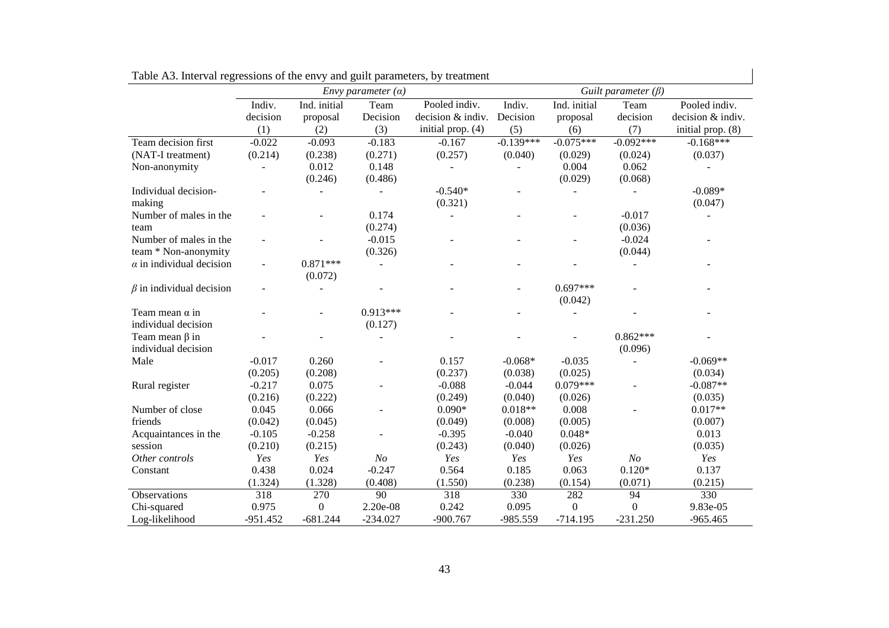Table A3. Interval regressions of the envy and guilt parameters, by treatment

| | *Envy parameter ($\alpha$)* | | | | *Guilt parameter ($\beta$)* | | | |
|---|---|---|---|---|---|---|---|---|
| | Indiv. decision (1) | Ind. initial proposal (2) | Team Decision (3) | Pooled indiv. decision & indiv. initial prop. (4) | Indiv. Decision (5) | Ind. initial proposal (6) | Team decision (7) | Pooled indiv. decision & indiv. initial prop. (8) |
| Team decision first | -0.022 | -0.093 | -0.183 | -0.167 | -0.139*** | -0.075*** | -0.092*** | -0.168*** |
| (NAT-I treatment) | (0.214) | (0.238) | (0.271) | (0.257) | (0.040) | (0.029) | (0.024) | (0.037) |
| Non-anonymity | - | 0.012 | 0.148 | - | - | 0.004 | 0.062 | - |
| | | (0.246) | (0.486) | | | (0.029) | (0.068) | |
| Individual decision-making | - | - | - | -0.540* | - | - | - | -0.089* |
| | | | | (0.321) | | | | (0.047) |
| Number of males in the team | - | - | 0.174 | - | - | - | -0.017 | - |
| | | | (0.274) | | | | (0.036) | |
| Number of males in the team * Non-anonymity | - | - | -0.015 | - | - | - | -0.024 | - |
| | | | (0.326) | | | | (0.044) | |
| $\alpha$ in individual decision | - | 0.871*** | - | - | - | - | - | - |
| | | (0.072) | | | | | | |
| $\beta$ in individual decision | - | - | - | - | - | 0.697*** | - | - |
| | | | | | | (0.042) | | |
| Team mean $\alpha$ in individual decision | - | - | 0.913*** | - | - | - | - | - |
| | | | (0.127) | | | | | |
| Team mean $\beta$ in individual decision | - | - | - | - | - | - | 0.862*** | - |
| | | | | | | | (0.096) | |
| Male | -0.017 | 0.260 | - | 0.157 | -0.068* | -0.035 | - | -0.069** |
| | (0.205) | (0.208) | | (0.237) | (0.038) | (0.025) | | (0.034) |
| Rural register | -0.217 | 0.075 | - | -0.088 | -0.044 | 0.079*** | - | -0.087** |
| | (0.216) | (0.222) | | (0.249) | (0.040) | (0.026) | | (0.035) |
| Number of close friends | 0.045 | 0.066 | - | 0.090* | 0.018** | 0.008 | - | 0.017** |
| | (0.042) | (0.045) | | (0.049) | (0.008) | (0.005) | | (0.007) |
| Acquaintances in the session | -0.105 | -0.258 | - | -0.395 | -0.040 | 0.048* | | 0.013 |
| | (0.210) | (0.215) | | (0.243) | (0.040) | (0.026) | | (0.035) |
| *Other controls* | *Yes* | *Yes* | *No* | *Yes* | *Yes* | *Yes* | *No* | *Yes* |
| Constant | 0.438 | 0.024 | -0.247 | 0.564 | 0.185 | 0.063 | 0.120* | 0.137 |
| | (1.324) | (1.328) | (0.408) | (1.550) | (0.238) | (0.154) | (0.071) | (0.215) |
| Observations | 318 | 270 | 90 | 318 | 330 | 282 | 94 | 330 |
| Chi-squared | 0.975 | 0 | 2.20e-08 | 0.242 | 0.095 | 0 | 0 | 9.83e-05 |
| Log-likelihood | -951.452 | -681.244 | -234.027 | -900.767 | -985.559 | -714.195 | -231.250 | -965.465 |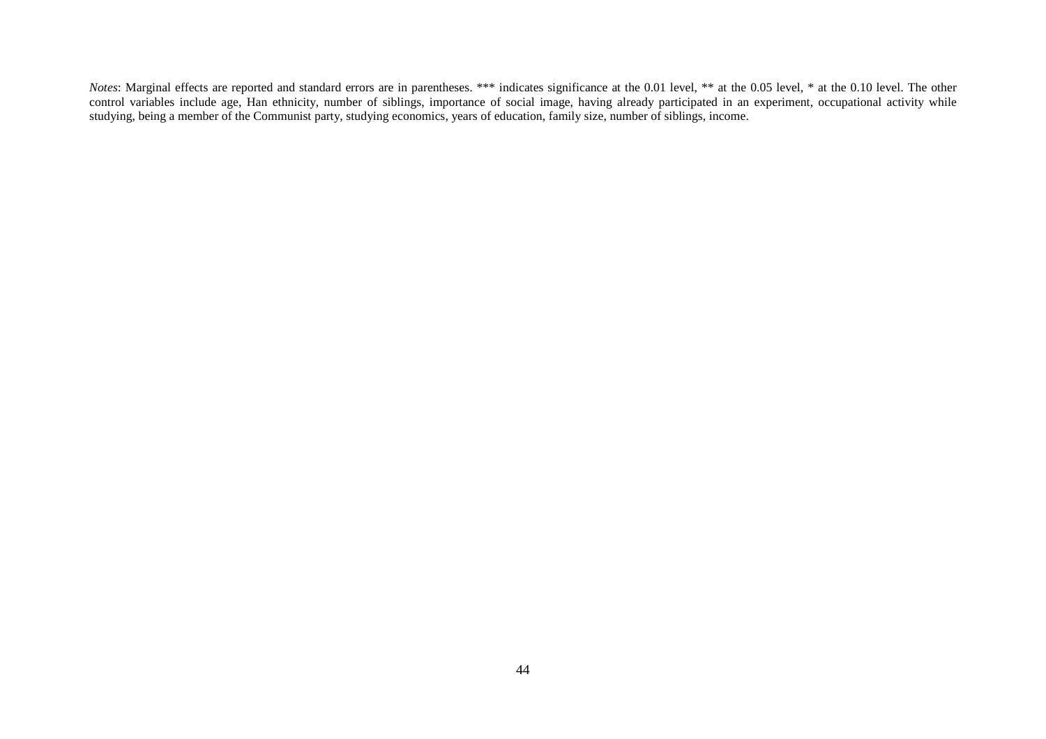*Notes*: Marginal effects are reported and standard errors are in parentheses. *** indicates significance at the 0.01 level, ** at the 0.05 level, * at the 0.10 level. The other control variables include age, Han ethnicity, number of siblings, importance of social image, having already participated in an experiment, occupational activity while studying, being a member of the Communist party, studying economics, years of education, family size, number of siblings, income.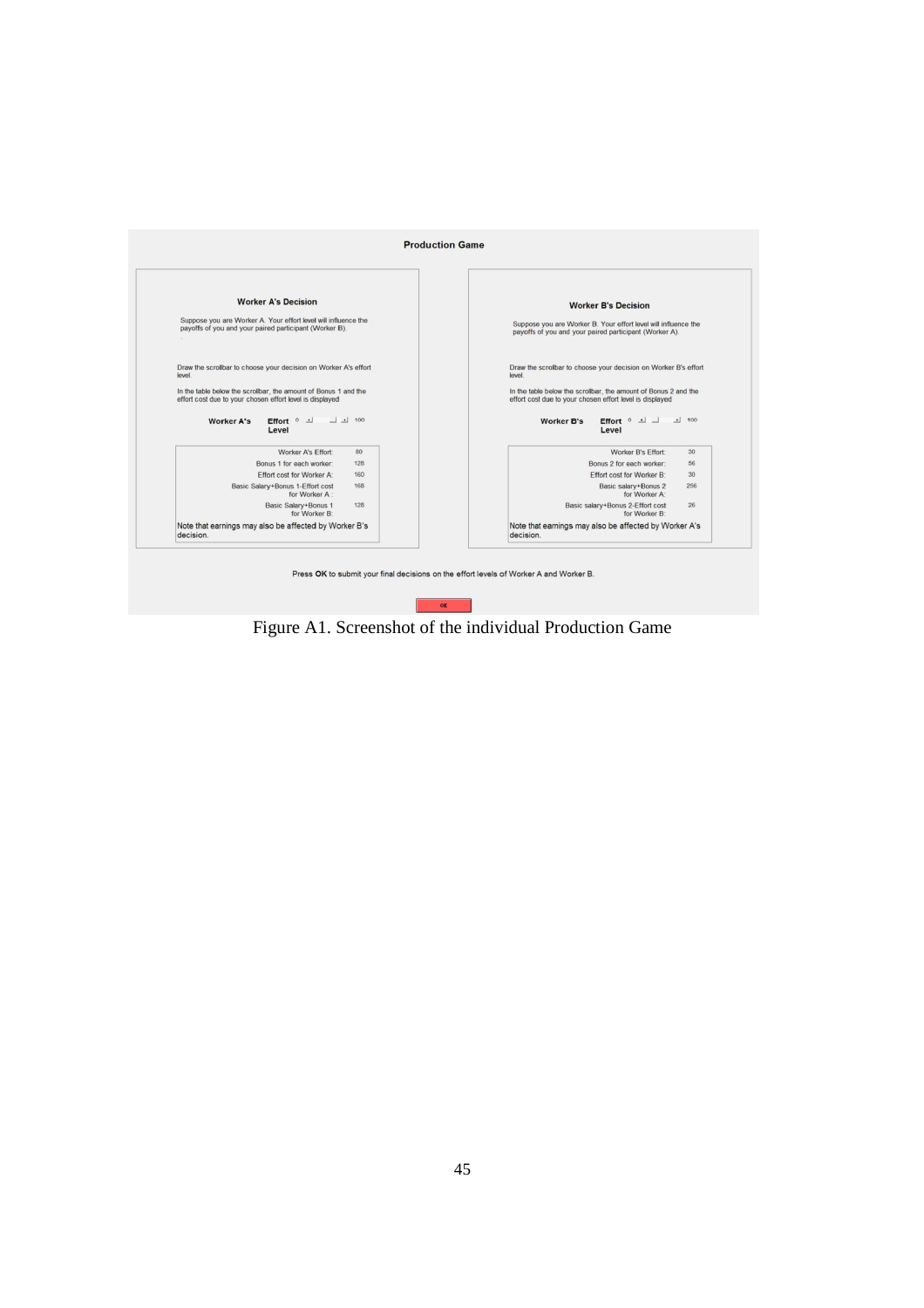**Production Game**

**Worker A's Decision**

Suppose you are Worker A. Your effort level will influence the payoffs of you and your paired participant (Worker B).

Draw the scrollbar to choose your decision on Worker A's effort level.

In the table below the scrollbar, the amount of Bonus 1 and the effort cost due to your chosen effort level is displayed

**Worker A's Effort Level** 0 100

| | |
|---|---|
| Worker A's Effort: | 80 |
| Bonus 1 for each worker: | 128 |
| Effort cost for Worker A: | 160 |
| Basic Salary+Bonus 1-Effort cost for Worker A : | 168 |
| Basic Salary+Bonus 1 for Worker B: | 128 |

Note that earnings may also be affected by Worker B's decision.

**Worker B's Decision**

Suppose you are Worker B. Your effort level will influence the payoffs of you and your paired participant (Worker A).

Draw the scrollbar to choose your decision on Worker B's effort level.

In the table below the scrollbar, the amount of Bonus 2 and the effort cost due to your chosen effort level is displayed

**Worker B's Effort Level** 0 100

| | |
|---|---|
| Worker B's Effort: | 30 |
| Bonus 2 for each worker: | 56 |
| Effort cost for Worker B: | 30 |
| Basic salary+Bonus 2 for Worker A: | 256 |
| Basic salary+Bonus 2-Effort cost for Worker B: | 26 |

Note that earnings may also be affected by Worker A's decision.

Press **OK** to submit your final decisions on the effort levels of Worker A and Worker B.

OK

Figure A1. Screenshot of the individual Production Game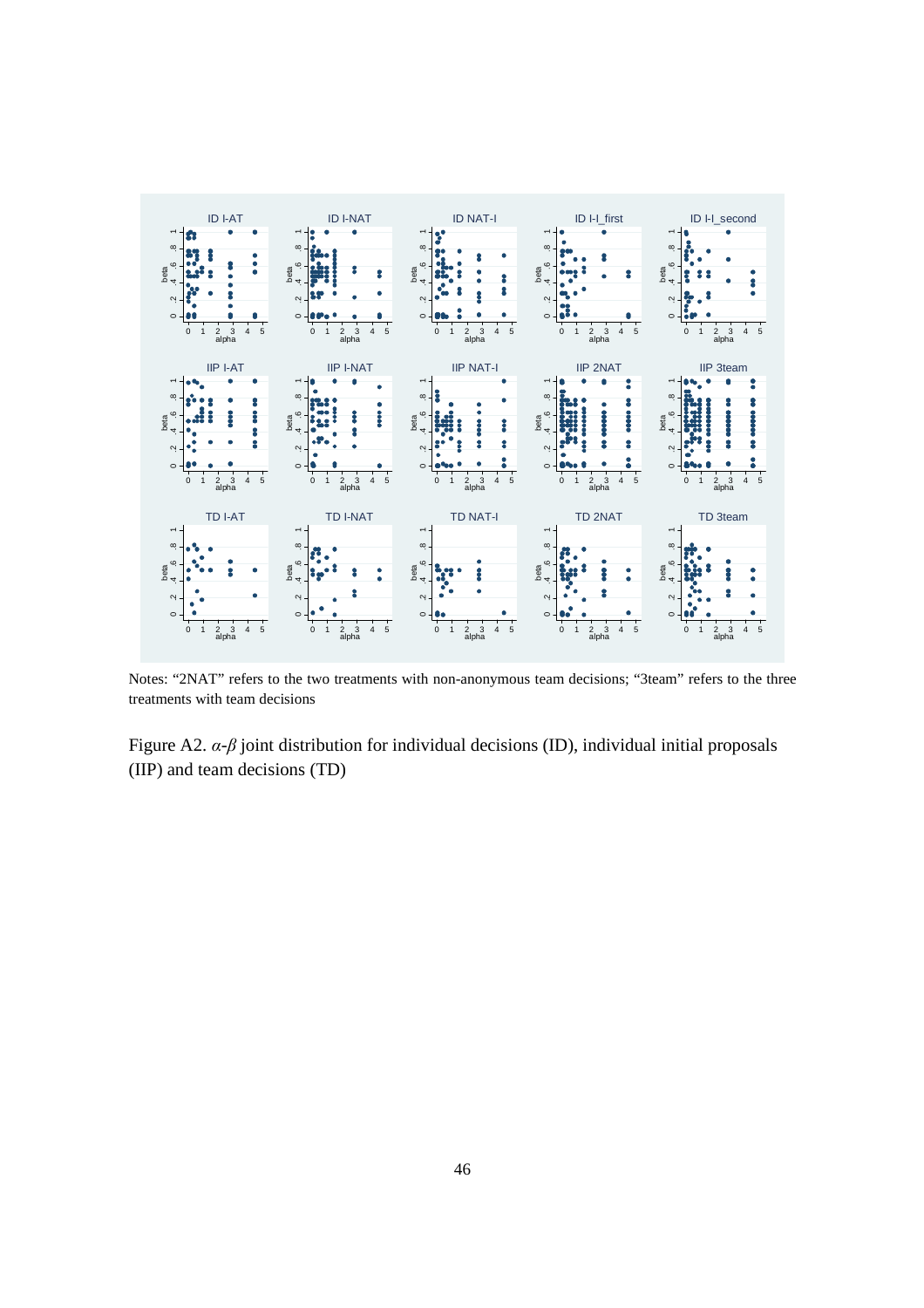ID I-AT

ID I-NAT

ID NAT-I

ID I-I_first

ID I-I_second

IIP I-AT

IIP I-NAT

IIP NAT-I

IIP 2NAT

IIP 3team

TD I-AT

TD I-NAT

TD NAT-I

TD 2NAT

TD 3team

beta

alpha

0 .2 .4 .6 .8 1

0 1 2 3 4 5

Notes: "2NAT" refers to the two treatments with non-anonymous team decisions; "3team" refers to the three treatments with team decisions

Figure A2. $\alpha$-$\beta$ joint distribution for individual decisions (ID), individual initial proposals (IIP) and team decisions (TD)